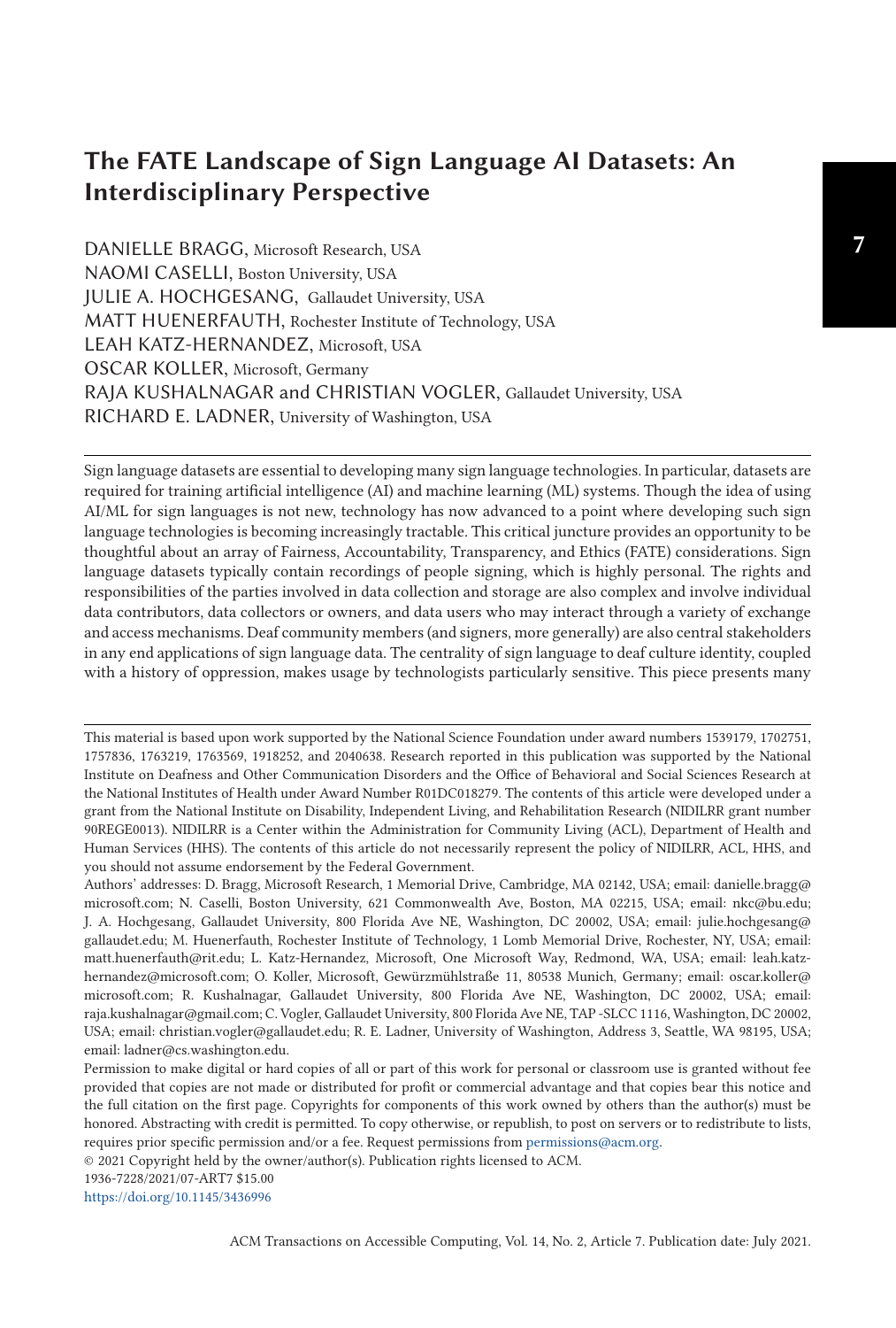# The FATE Landscape of Sign Language AI Datasets: An Interdisciplinary Perspective

DANIELLE BRAGG, Microsoft Research, USA
NAOMI CASELLI, Boston University, USA
JULIE A. HOCHGESANG, Gallaudet University, USA
MATT HUENERFAUTH, Rochester Institute of Technology, USA
LEAH KATZ-HERNANDEZ, Microsoft, USA
OSCAR KOLLER, Microsoft, Germany
RAJA KUSHALNAGAR and CHRISTIAN VOGLER, Gallaudet University, USA
RICHARD E. LADNER, University of Washington, USA

Sign language datasets are essential to developing many sign language technologies. In particular, datasets are required for training artificial intelligence (AI) and machine learning (ML) systems. Though the idea of using AI/ML for sign languages is not new, technology has now advanced to a point where developing such sign language technologies is becoming increasingly tractable. This critical juncture provides an opportunity to be thoughtful about an array of Fairness, Accountability, Transparency, and Ethics (FATE) considerations. Sign language datasets typically contain recordings of people signing, which is highly personal. The rights and responsibilities of the parties involved in data collection and storage are also complex and involve individual data contributors, data collectors or owners, and data users who may interact through a variety of exchange and access mechanisms. Deaf community members (and signers, more generally) are also central stakeholders in any end applications of sign language data. The centrality of sign language to deaf culture identity, coupled with a history of oppression, makes usage by technologists particularly sensitive. This piece presents many

---

This material is based upon work supported by the National Science Foundation under award numbers 1539179, 1702751, 1757836, 1763219, 1763569, 1918252, and 2040638. Research reported in this publication was supported by the National Institute on Deafness and Other Communication Disorders and the Office of Behavioral and Social Sciences Research at the National Institutes of Health under Award Number R01DC018279. The contents of this article were developed under a grant from the National Institute on Disability, Independent Living, and Rehabilitation Research (NIDILRR grant number 90REGE0013). NIDILRR is a Center within the Administration for Community Living (ACL), Department of Health and Human Services (HHS). The contents of this article do not necessarily represent the policy of NIDILRR, ACL, HHS, and you should not assume endorsement by the Federal Government.

Authors' addresses: D. Bragg, Microsoft Research, 1 Memorial Drive, Cambridge, MA 02142, USA; email: danielle.bragg@microsoft.com; N. Caselli, Boston University, 621 Commonwealth Ave, Boston, MA 02215, USA; email: nkc@bu.edu; J. A. Hochgesang, Gallaudet University, 800 Florida Ave NE, Washington, DC 20002, USA; email: julie.hochgesang@gallaudet.edu; M. Huenerfauth, Rochester Institute of Technology, 1 Lomb Memorial Drive, Rochester, NY, USA; email: matt.huenerfauth@rit.edu; L. Katz-Hernandez, Microsoft, One Microsoft Way, Redmond, WA, USA; email: leah.katz-hernandez@microsoft.com; O. Koller, Microsoft, Gewürzmühlstraße 11, 80538 Munich, Germany; email: oscar.koller@microsoft.com; R. Kushalnagar, Gallaudet University, 800 Florida Ave NE, Washington, DC 20002, USA; email: raja.kushalnagar@gmail.com; C. Vogler, Gallaudet University, 800 Florida Ave NE, TAP -SLCC 1116, Washington, DC 20002, USA; email: christian.vogler@gallaudet.edu; R. E. Ladner, University of Washington, Address 3, Seattle, WA 98195, USA; email: ladner@cs.washington.edu.

Permission to make digital or hard copies of all or part of this work for personal or classroom use is granted without fee provided that copies are not made or distributed for profit or commercial advantage and that copies bear this notice and the full citation on the first page. Copyrights for components of this work owned by others than the author(s) must be honored. Abstracting with credit is permitted. To copy otherwise, or republish, to post on servers or to redistribute to lists, requires prior specific permission and/or a fee. Request permissions from permissions@acm.org.

© 2021 Copyright held by the owner/author(s). Publication rights licensed to ACM.

1936-7228/2021/07-ART7 $15.00

https://doi.org/10.1145/3436996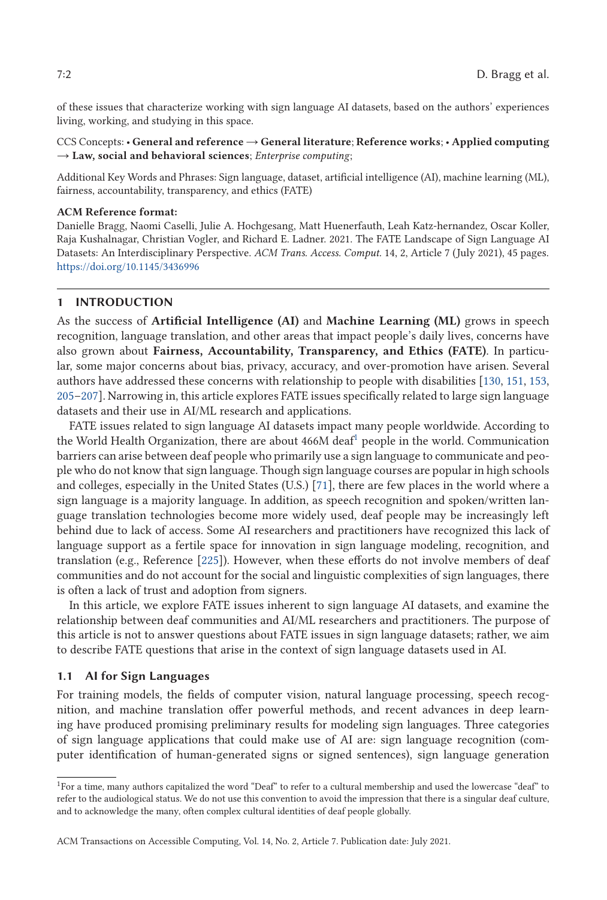of these issues that characterize working with sign language AI datasets, based on the authors' experiences living, working, and studying in this space.

CCS Concepts: • **General and reference** → **General literature**; **Reference works**; • **Applied computing** → **Law, social and behavioral sciences**; *Enterprise computing*;

Additional Key Words and Phrases: Sign language, dataset, artificial intelligence (AI), machine learning (ML), fairness, accountability, transparency, and ethics (FATE)

**ACM Reference format:**

Danielle Bragg, Naomi Caselli, Julie A. Hochgesang, Matt Huenerfauth, Leah Katz-hernandez, Oscar Koller, Raja Kushalnagar, Christian Vogler, and Richard E. Ladner. 2021. The FATE Landscape of Sign Language AI Datasets: An Interdisciplinary Perspective. *ACM Trans. Access. Comput.* 14, 2, Article 7 (July 2021), 45 pages. https://doi.org/10.1145/3436996

## 1 INTRODUCTION

As the success of **Artificial Intelligence (AI)** and **Machine Learning (ML)** grows in speech recognition, language translation, and other areas that impact people's daily lives, concerns have also grown about **Fairness, Accountability, Transparency, and Ethics (FATE)**. In particular, some major concerns about bias, privacy, accuracy, and over-promotion have arisen. Several authors have addressed these concerns with relationship to people with disabilities [130, 151, 153, 205–207]. Narrowing in, this article explores FATE issues specifically related to large sign language datasets and their use in AI/ML research and applications.

FATE issues related to sign language AI datasets impact many people worldwide. According to the World Health Organization, there are about 466M deaf[1] people in the world. Communication barriers can arise between deaf people who primarily use a sign language to communicate and people who do not know that sign language. Though sign language courses are popular in high schools and colleges, especially in the United States (U.S.) [71], there are few places in the world where a sign language is a majority language. In addition, as speech recognition and spoken/written language translation technologies become more widely used, deaf people may be increasingly left behind due to lack of access. Some AI researchers and practitioners have recognized this lack of language support as a fertile space for innovation in sign language modeling, recognition, and translation (e.g., Reference [225]). However, when these efforts do not involve members of deaf communities and do not account for the social and linguistic complexities of sign languages, there is often a lack of trust and adoption from signers.

In this article, we explore FATE issues inherent to sign language AI datasets, and examine the relationship between deaf communities and AI/ML researchers and practitioners. The purpose of this article is not to answer questions about FATE issues in sign language datasets; rather, we aim to describe FATE questions that arise in the context of sign language datasets used in AI.

### 1.1 AI for Sign Languages

For training models, the fields of computer vision, natural language processing, speech recognition, and machine translation offer powerful methods, and recent advances in deep learning have produced promising preliminary results for modeling sign languages. Three categories of sign language applications that could make use of AI are: sign language recognition (computer identification of human-generated signs or signed sentences), sign language generation

[1]For a time, many authors capitalized the word "Deaf" to refer to a cultural membership and used the lowercase "deaf" to refer to the audiological status. We do not use this convention to avoid the impression that there is a singular deaf culture, and to acknowledge the many, often complex cultural identities of deaf people globally.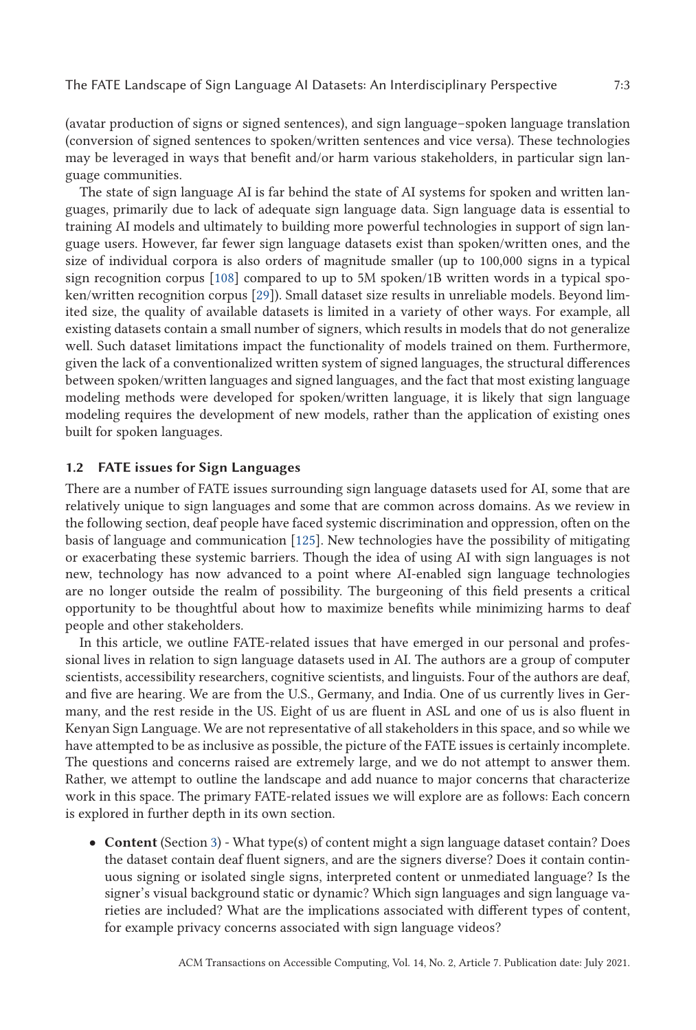(avatar production of signs or signed sentences), and sign language–spoken language translation (conversion of signed sentences to spoken/written sentences and vice versa). These technologies may be leveraged in ways that benefit and/or harm various stakeholders, in particular sign language communities.

The state of sign language AI is far behind the state of AI systems for spoken and written languages, primarily due to lack of adequate sign language data. Sign language data is essential to training AI models and ultimately to building more powerful technologies in support of sign language users. However, far fewer sign language datasets exist than spoken/written ones, and the size of individual corpora is also orders of magnitude smaller (up to 100,000 signs in a typical sign recognition corpus [108] compared to up to 5M spoken/1B written words in a typical spoken/written recognition corpus [29]). Small dataset size results in unreliable models. Beyond limited size, the quality of available datasets is limited in a variety of other ways. For example, all existing datasets contain a small number of signers, which results in models that do not generalize well. Such dataset limitations impact the functionality of models trained on them. Furthermore, given the lack of a conventionalized written system of signed languages, the structural differences between spoken/written languages and signed languages, and the fact that most existing language modeling methods were developed for spoken/written language, it is likely that sign language modeling requires the development of new models, rather than the application of existing ones built for spoken languages.

### 1.2 FATE issues for Sign Languages

There are a number of FATE issues surrounding sign language datasets used for AI, some that are relatively unique to sign languages and some that are common across domains. As we review in the following section, deaf people have faced systemic discrimination and oppression, often on the basis of language and communication [125]. New technologies have the possibility of mitigating or exacerbating these systemic barriers. Though the idea of using AI with sign languages is not new, technology has now advanced to a point where AI-enabled sign language technologies are no longer outside the realm of possibility. The burgeoning of this field presents a critical opportunity to be thoughtful about how to maximize benefits while minimizing harms to deaf people and other stakeholders.

In this article, we outline FATE-related issues that have emerged in our personal and professional lives in relation to sign language datasets used in AI. The authors are a group of computer scientists, accessibility researchers, cognitive scientists, and linguists. Four of the authors are deaf, and five are hearing. We are from the U.S., Germany, and India. One of us currently lives in Germany, and the rest reside in the US. Eight of us are fluent in ASL and one of us is also fluent in Kenyan Sign Language. We are not representative of all stakeholders in this space, and so while we have attempted to be as inclusive as possible, the picture of the FATE issues is certainly incomplete. The questions and concerns raised are extremely large, and we do not attempt to answer them. Rather, we attempt to outline the landscape and add nuance to major concerns that characterize work in this space. The primary FATE-related issues we will explore are as follows: Each concern is explored in further depth in its own section.

- **Content** (Section 3) - What type(s) of content might a sign language dataset contain? Does the dataset contain deaf fluent signers, and are the signers diverse? Does it contain continuous signing or isolated single signs, interpreted content or unmediated language? Is the signer's visual background static or dynamic? Which sign languages and sign language varieties are included? What are the implications associated with different types of content, for example privacy concerns associated with sign language videos?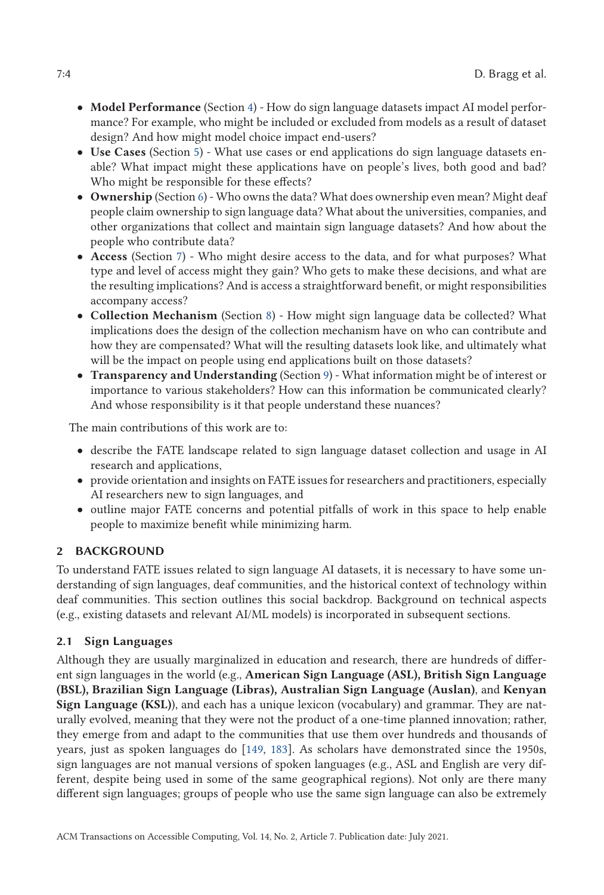- **Model Performance** (Section 4) - How do sign language datasets impact AI model performance? For example, who might be included or excluded from models as a result of dataset design? And how might model choice impact end-users?
- **Use Cases** (Section 5) - What use cases or end applications do sign language datasets enable? What impact might these applications have on people's lives, both good and bad? Who might be responsible for these effects?
- **Ownership** (Section 6) - Who owns the data? What does ownership even mean? Might deaf people claim ownership to sign language data? What about the universities, companies, and other organizations that collect and maintain sign language datasets? And how about the people who contribute data?
- **Access** (Section 7) - Who might desire access to the data, and for what purposes? What type and level of access might they gain? Who gets to make these decisions, and what are the resulting implications? And is access a straightforward benefit, or might responsibilities accompany access?
- **Collection Mechanism** (Section 8) - How might sign language data be collected? What implications does the design of the collection mechanism have on who can contribute and how they are compensated? What will the resulting datasets look like, and ultimately what will be the impact on people using end applications built on those datasets?
- **Transparency and Understanding** (Section 9) - What information might be of interest or importance to various stakeholders? How can this information be communicated clearly? And whose responsibility is it that people understand these nuances?

The main contributions of this work are to:

- describe the FATE landscape related to sign language dataset collection and usage in AI research and applications,
- provide orientation and insights on FATE issues for researchers and practitioners, especially AI researchers new to sign languages, and
- outline major FATE concerns and potential pitfalls of work in this space to help enable people to maximize benefit while minimizing harm.

## 2 BACKGROUND

To understand FATE issues related to sign language AI datasets, it is necessary to have some understanding of sign languages, deaf communities, and the historical context of technology within deaf communities. This section outlines this social backdrop. Background on technical aspects (e.g., existing datasets and relevant AI/ML models) is incorporated in subsequent sections.

### 2.1 Sign Languages

Although they are usually marginalized in education and research, there are hundreds of different sign languages in the world (e.g., **American Sign Language (ASL), British Sign Language (BSL), Brazilian Sign Language (Libras), Australian Sign Language (Auslan)**, and **Kenyan Sign Language (KSL)**), and each has a unique lexicon (vocabulary) and grammar. They are naturally evolved, meaning that they were not the product of a one-time planned innovation; rather, they emerge from and adapt to the communities that use them over hundreds and thousands of years, just as spoken languages do [149, 183]. As scholars have demonstrated since the 1950s, sign languages are not manual versions of spoken languages (e.g., ASL and English are very different, despite being used in some of the same geographical regions). Not only are there many different sign languages; groups of people who use the same sign language can also be extremely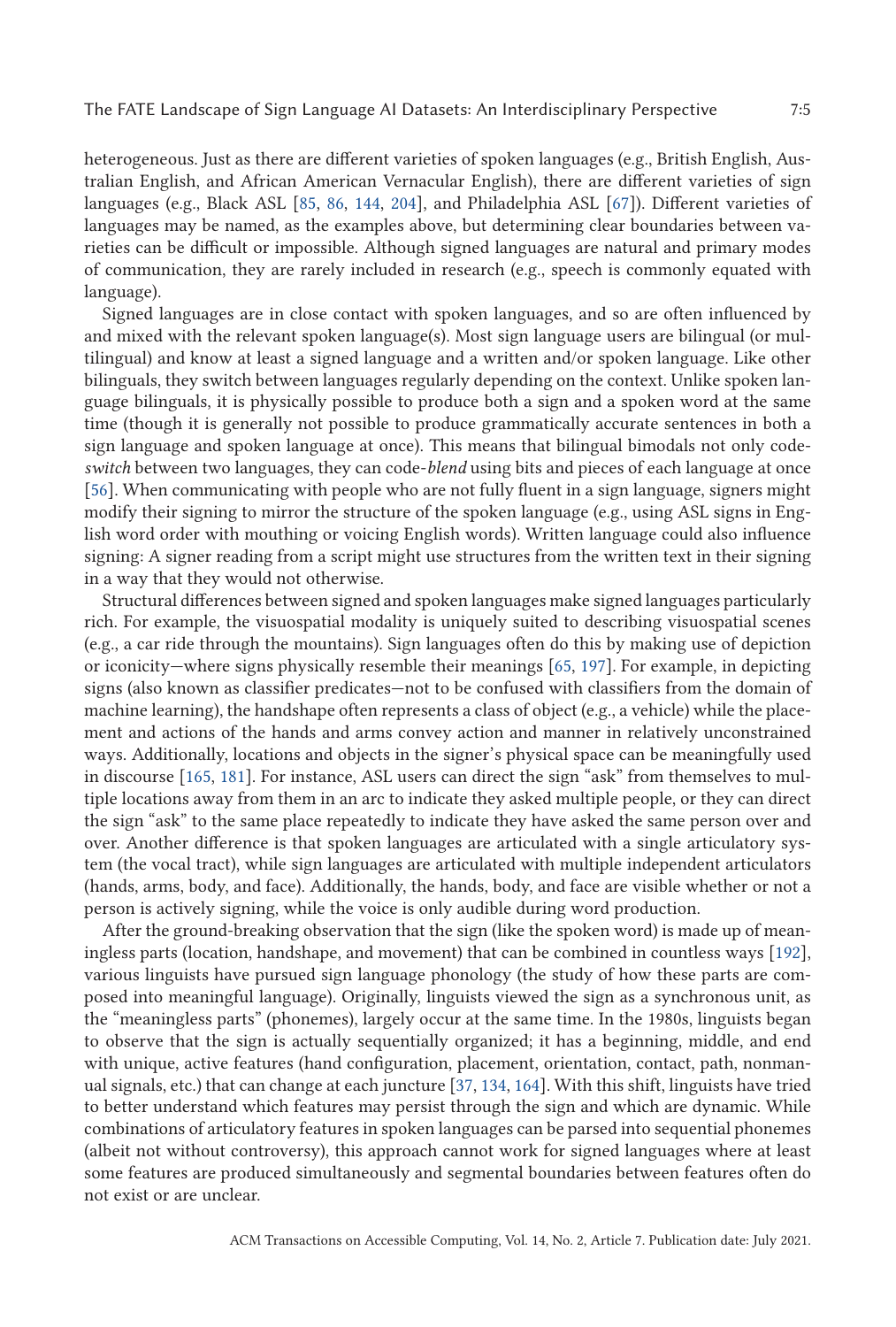heterogeneous. Just as there are different varieties of spoken languages (e.g., British English, Australian English, and African American Vernacular English), there are different varieties of sign languages (e.g., Black ASL [85, 86, 144, 204], and Philadelphia ASL [67]). Different varieties of languages may be named, as the examples above, but determining clear boundaries between varieties can be difficult or impossible. Although signed languages are natural and primary modes of communication, they are rarely included in research (e.g., speech is commonly equated with language).

Signed languages are in close contact with spoken languages, and so are often influenced by and mixed with the relevant spoken language(s). Most sign language users are bilingual (or multilingual) and know at least a signed language and a written and/or spoken language. Like other bilinguals, they switch between languages regularly depending on the context. Unlike spoken language bilinguals, it is physically possible to produce both a sign and a spoken word at the same time (though it is generally not possible to produce grammatically accurate sentences in both a sign language and spoken language at once). This means that bilingual bimodals not only code-*switch* between two languages, they can code-*blend* using bits and pieces of each language at once [56]. When communicating with people who are not fully fluent in a sign language, signers might modify their signing to mirror the structure of the spoken language (e.g., using ASL signs in English word order with mouthing or voicing English words). Written language could also influence signing: A signer reading from a script might use structures from the written text in their signing in a way that they would not otherwise.

Structural differences between signed and spoken languages make signed languages particularly rich. For example, the visuospatial modality is uniquely suited to describing visuospatial scenes (e.g., a car ride through the mountains). Sign languages often do this by making use of depiction or iconicity—where signs physically resemble their meanings [65, 197]. For example, in depicting signs (also known as classifier predicates—not to be confused with classifiers from the domain of machine learning), the handshape often represents a class of object (e.g., a vehicle) while the placement and actions of the hands and arms convey action and manner in relatively unconstrained ways. Additionally, locations and objects in the signer's physical space can be meaningfully used in discourse [165, 181]. For instance, ASL users can direct the sign "ask" from themselves to multiple locations away from them in an arc to indicate they asked multiple people, or they can direct the sign "ask" to the same place repeatedly to indicate they have asked the same person over and over. Another difference is that spoken languages are articulated with a single articulatory system (the vocal tract), while sign languages are articulated with multiple independent articulators (hands, arms, body, and face). Additionally, the hands, body, and face are visible whether or not a person is actively signing, while the voice is only audible during word production.

After the ground-breaking observation that the sign (like the spoken word) is made up of meaningless parts (location, handshape, and movement) that can be combined in countless ways [192], various linguists have pursued sign language phonology (the study of how these parts are composed into meaningful language). Originally, linguists viewed the sign as a synchronous unit, as the "meaningless parts" (phonemes), largely occur at the same time. In the 1980s, linguists began to observe that the sign is actually sequentially organized; it has a beginning, middle, and end with unique, active features (hand configuration, placement, orientation, contact, path, nonmanual signals, etc.) that can change at each juncture [37, 134, 164]. With this shift, linguists have tried to better understand which features may persist through the sign and which are dynamic. While combinations of articulatory features in spoken languages can be parsed into sequential phonemes (albeit not without controversy), this approach cannot work for signed languages where at least some features are produced simultaneously and segmental boundaries between features often do not exist or are unclear.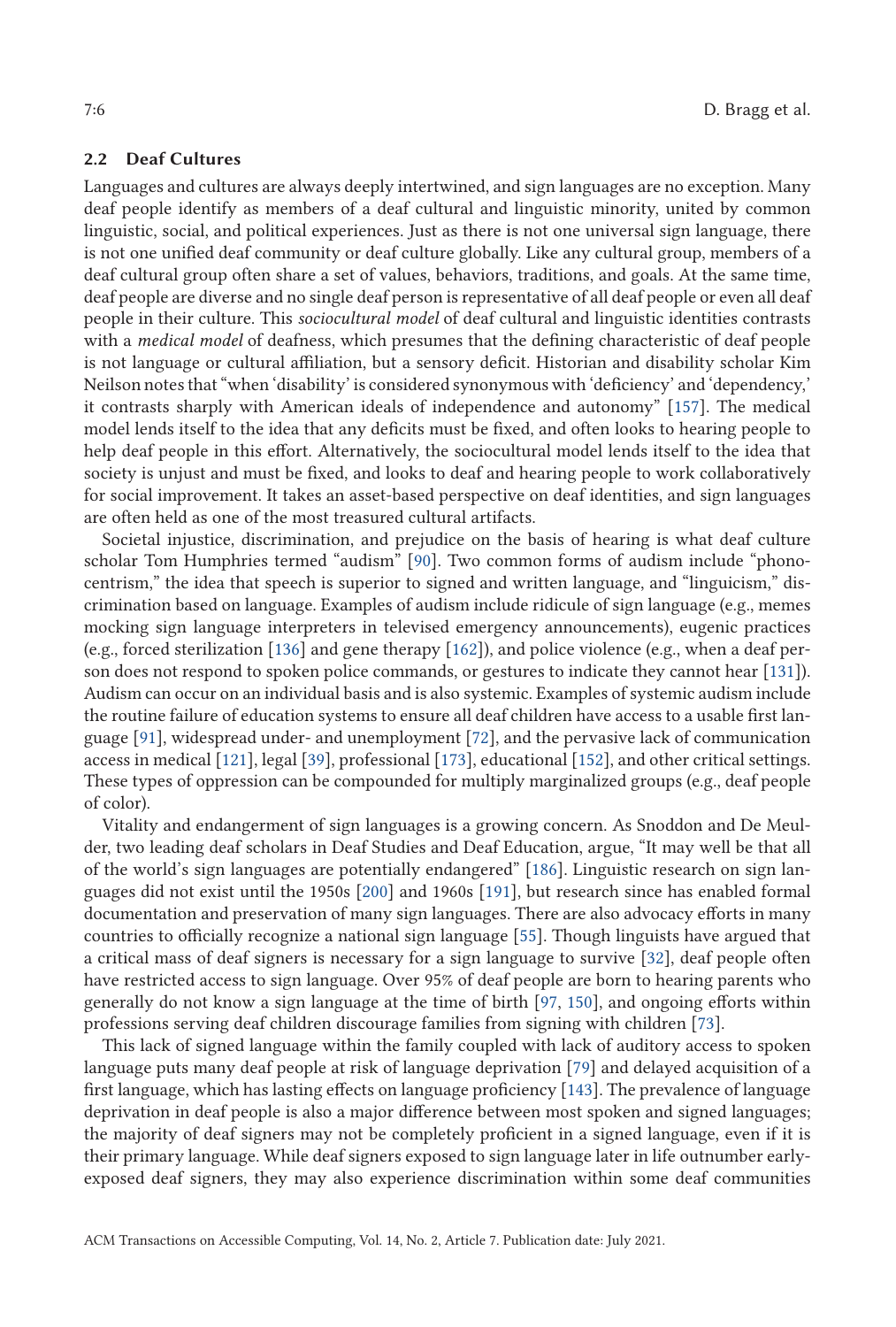### 2.2 Deaf Cultures

Languages and cultures are always deeply intertwined, and sign languages are no exception. Many deaf people identify as members of a deaf cultural and linguistic minority, united by common linguistic, social, and political experiences. Just as there is not one universal sign language, there is not one unified deaf community or deaf culture globally. Like any cultural group, members of a deaf cultural group often share a set of values, behaviors, traditions, and goals. At the same time, deaf people are diverse and no single deaf person is representative of all deaf people or even all deaf people in their culture. This *sociocultural model* of deaf cultural and linguistic identities contrasts with a *medical model* of deafness, which presumes that the defining characteristic of deaf people is not language or cultural affiliation, but a sensory deficit. Historian and disability scholar Kim Neilson notes that "when 'disability' is considered synonymous with 'deficiency' and 'dependency,' it contrasts sharply with American ideals of independence and autonomy" [157]. The medical model lends itself to the idea that any deficits must be fixed, and often looks to hearing people to help deaf people in this effort. Alternatively, the sociocultural model lends itself to the idea that society is unjust and must be fixed, and looks to deaf and hearing people to work collaboratively for social improvement. It takes an asset-based perspective on deaf identities, and sign languages are often held as one of the most treasured cultural artifacts.

Societal injustice, discrimination, and prejudice on the basis of hearing is what deaf culture scholar Tom Humphries termed "audism" [90]. Two common forms of audism include "phonocentrism," the idea that speech is superior to signed and written language, and "linguicism," discrimination based on language. Examples of audism include ridicule of sign language (e.g., memes mocking sign language interpreters in televised emergency announcements), eugenic practices (e.g., forced sterilization [136] and gene therapy [162]), and police violence (e.g., when a deaf person does not respond to spoken police commands, or gestures to indicate they cannot hear [131]). Audism can occur on an individual basis and is also systemic. Examples of systemic audism include the routine failure of education systems to ensure all deaf children have access to a usable first language [91], widespread under- and unemployment [72], and the pervasive lack of communication access in medical [121], legal [39], professional [173], educational [152], and other critical settings. These types of oppression can be compounded for multiply marginalized groups (e.g., deaf people of color).

Vitality and endangerment of sign languages is a growing concern. As Snoddon and De Meulder, two leading deaf scholars in Deaf Studies and Deaf Education, argue, "It may well be that all of the world's sign languages are potentially endangered" [186]. Linguistic research on sign languages did not exist until the 1950s [200] and 1960s [191], but research since has enabled formal documentation and preservation of many sign languages. There are also advocacy efforts in many countries to officially recognize a national sign language [55]. Though linguists have argued that a critical mass of deaf signers is necessary for a sign language to survive [32], deaf people often have restricted access to sign language. Over 95% of deaf people are born to hearing parents who generally do not know a sign language at the time of birth [97, 150], and ongoing efforts within professions serving deaf children discourage families from signing with children [73].

This lack of signed language within the family coupled with lack of auditory access to spoken language puts many deaf people at risk of language deprivation [79] and delayed acquisition of a first language, which has lasting effects on language proficiency [143]. The prevalence of language deprivation in deaf people is also a major difference between most spoken and signed languages; the majority of deaf signers may not be completely proficient in a signed language, even if it is their primary language. While deaf signers exposed to sign language later in life outnumber early-exposed deaf signers, they may also experience discrimination within some deaf communities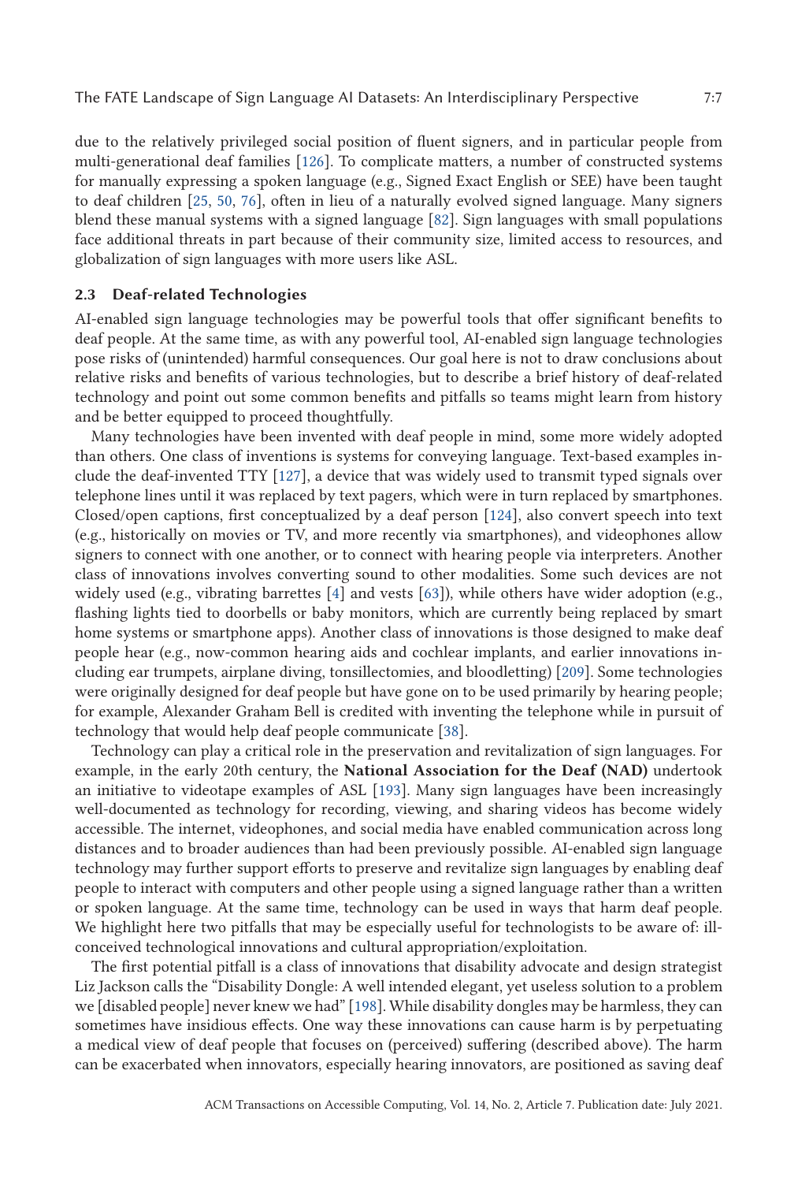due to the relatively privileged social position of fluent signers, and in particular people from multi-generational deaf families [126]. To complicate matters, a number of constructed systems for manually expressing a spoken language (e.g., Signed Exact English or SEE) have been taught to deaf children [25, 50, 76], often in lieu of a naturally evolved signed language. Many signers blend these manual systems with a signed language [82]. Sign languages with small populations face additional threats in part because of their community size, limited access to resources, and globalization of sign languages with more users like ASL.

### 2.3 Deaf-related Technologies

AI-enabled sign language technologies may be powerful tools that offer significant benefits to deaf people. At the same time, as with any powerful tool, AI-enabled sign language technologies pose risks of (unintended) harmful consequences. Our goal here is not to draw conclusions about relative risks and benefits of various technologies, but to describe a brief history of deaf-related technology and point out some common benefits and pitfalls so teams might learn from history and be better equipped to proceed thoughtfully.

Many technologies have been invented with deaf people in mind, some more widely adopted than others. One class of inventions is systems for conveying language. Text-based examples include the deaf-invented TTY [127], a device that was widely used to transmit typed signals over telephone lines until it was replaced by text pagers, which were in turn replaced by smartphones. Closed/open captions, first conceptualized by a deaf person [124], also convert speech into text (e.g., historically on movies or TV, and more recently via smartphones), and videophones allow signers to connect with one another, or to connect with hearing people via interpreters. Another class of innovations involves converting sound to other modalities. Some such devices are not widely used (e.g., vibrating barrettes [4] and vests [63]), while others have wider adoption (e.g., flashing lights tied to doorbells or baby monitors, which are currently being replaced by smart home systems or smartphone apps). Another class of innovations is those designed to make deaf people hear (e.g., now-common hearing aids and cochlear implants, and earlier innovations including ear trumpets, airplane diving, tonsillectomies, and bloodletting) [209]. Some technologies were originally designed for deaf people but have gone on to be used primarily by hearing people; for example, Alexander Graham Bell is credited with inventing the telephone while in pursuit of technology that would help deaf people communicate [38].

Technology can play a critical role in the preservation and revitalization of sign languages. For example, in the early 20th century, the **National Association for the Deaf (NAD)** undertook an initiative to videotape examples of ASL [193]. Many sign languages have been increasingly well-documented as technology for recording, viewing, and sharing videos has become widely accessible. The internet, videophones, and social media have enabled communication across long distances and to broader audiences than had been previously possible. AI-enabled sign language technology may further support efforts to preserve and revitalize sign languages by enabling deaf people to interact with computers and other people using a signed language rather than a written or spoken language. At the same time, technology can be used in ways that harm deaf people. We highlight here two pitfalls that may be especially useful for technologists to be aware of: ill-conceived technological innovations and cultural appropriation/exploitation.

The first potential pitfall is a class of innovations that disability advocate and design strategist Liz Jackson calls the "Disability Dongle: A well intended elegant, yet useless solution to a problem we [disabled people] never knew we had" [198]. While disability dongles may be harmless, they can sometimes have insidious effects. One way these innovations can cause harm is by perpetuating a medical view of deaf people that focuses on (perceived) suffering (described above). The harm can be exacerbated when innovators, especially hearing innovators, are positioned as saving deaf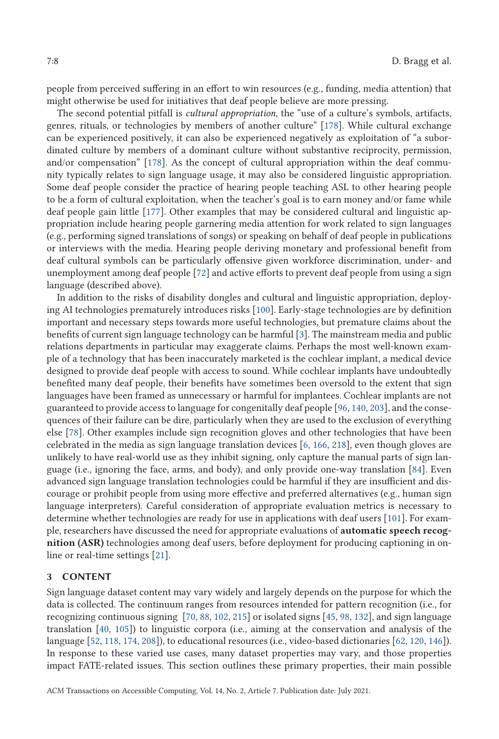people from perceived suffering in an effort to win resources (e.g., funding, media attention) that might otherwise be used for initiatives that deaf people believe are more pressing.

The second potential pitfall is *cultural appropriation*, the "use of a culture's symbols, artifacts, genres, rituals, or technologies by members of another culture" [178]. While cultural exchange can be experienced positively, it can also be experienced negatively as exploitation of "a subordinated culture by members of a dominant culture without substantive reciprocity, permission, and/or compensation" [178]. As the concept of cultural appropriation within the deaf community typically relates to sign language usage, it may also be considered linguistic appropriation. Some deaf people consider the practice of hearing people teaching ASL to other hearing people to be a form of cultural exploitation, when the teacher's goal is to earn money and/or fame while deaf people gain little [177]. Other examples that may be considered cultural and linguistic appropriation include hearing people garnering media attention for work related to sign languages (e.g., performing signed translations of songs) or speaking on behalf of deaf people in publications or interviews with the media. Hearing people deriving monetary and professional benefit from deaf cultural symbols can be particularly offensive given workforce discrimination, under- and unemployment among deaf people [72] and active efforts to prevent deaf people from using a sign language (described above).

In addition to the risks of disability dongles and cultural and linguistic appropriation, deploying AI technologies prematurely introduces risks [100]. Early-stage technologies are by definition important and necessary steps towards more useful technologies, but premature claims about the benefits of current sign language technology can be harmful [3]. The mainstream media and public relations departments in particular may exaggerate claims. Perhaps the most well-known example of a technology that has been inaccurately marketed is the cochlear implant, a medical device designed to provide deaf people with access to sound. While cochlear implants have undoubtedly benefited many deaf people, their benefits have sometimes been oversold to the extent that sign languages have been framed as unnecessary or harmful for implantees. Cochlear implants are not guaranteed to provide access to language for congenitally deaf people [96, 140, 203], and the consequences of their failure can be dire, particularly when they are used to the exclusion of everything else [78]. Other examples include sign recognition gloves and other technologies that have been celebrated in the media as sign language translation devices [6, 166, 218], even though gloves are unlikely to have real-world use as they inhibit signing, only capture the manual parts of sign language (i.e., ignoring the face, arms, and body), and only provide one-way translation [84]. Even advanced sign language translation technologies could be harmful if they are insufficient and discourage or prohibit people from using more effective and preferred alternatives (e.g., human sign language interpreters). Careful consideration of appropriate evaluation metrics is necessary to determine whether technologies are ready for use in applications with deaf users [101]. For example, researchers have discussed the need for appropriate evaluations of **automatic speech recognition (ASR)** technologies among deaf users, before deployment for producing captioning in online or real-time settings [21].

## 3 CONTENT

Sign language dataset content may vary widely and largely depends on the purpose for which the data is collected. The continuum ranges from resources intended for pattern recognition (i.e., for recognizing continuous signing [70, 88, 102, 215] or isolated signs [45, 98, 132], and sign language translation [40, 105]) to linguistic corpora (i.e., aiming at the conservation and analysis of the language [52, 118, 174, 208]), to educational resources (i.e., video-based dictionaries [62, 120, 146]). In response to these varied use cases, many dataset properties may vary, and those properties impact FATE-related issues. This section outlines these primary properties, their main possible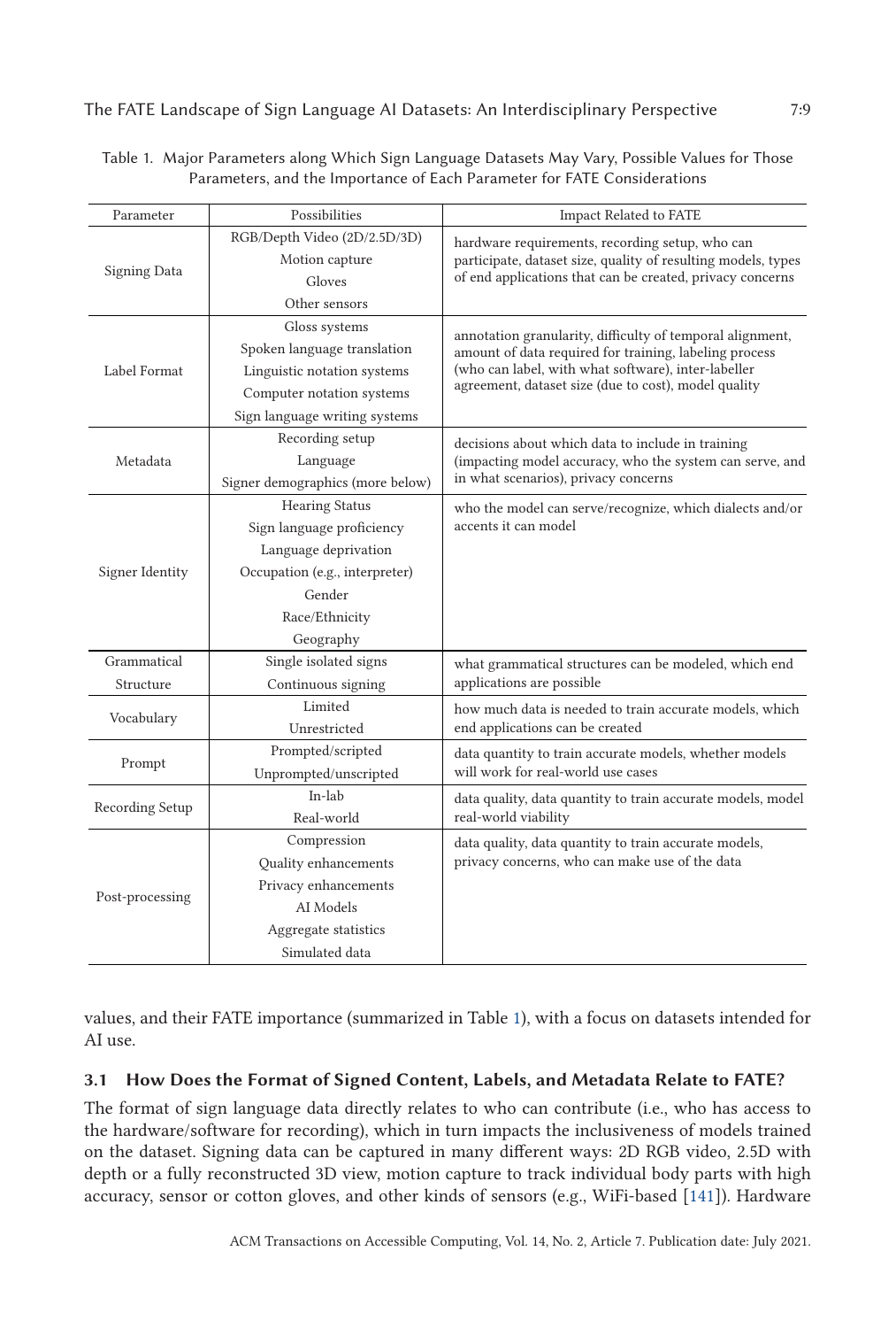Table 1. Major Parameters along Which Sign Language Datasets May Vary, Possible Values for Those Parameters, and the Importance of Each Parameter for FATE Considerations

| Parameter | Possibilities | Impact Related to FATE |
|---|---|---|
| Signing Data | RGB/Depth Video (2D/2.5D/3D)<br>Motion capture<br>Gloves<br>Other sensors | hardware requirements, recording setup, who can participate, dataset size, quality of resulting models, types of end applications that can be created, privacy concerns |
| Label Format | Gloss systems<br>Spoken language translation<br>Linguistic notation systems<br>Computer notation systems<br>Sign language writing systems | annotation granularity, difficulty of temporal alignment, amount of data required for training, labeling process (who can label, with what software), inter-labeller agreement, dataset size (due to cost), model quality |
| Metadata | Recording setup<br>Language<br>Signer demographics (more below) | decisions about which data to include in training (impacting model accuracy, who the system can serve, and in what scenarios), privacy concerns |
| Signer Identity | Hearing Status<br>Sign language proficiency<br>Language deprivation<br>Occupation (e.g., interpreter)<br>Gender<br>Race/Ethnicity<br>Geography | who the model can serve/recognize, which dialects and/or accents it can model |
| Grammatical Structure | Single isolated signs<br>Continuous signing | what grammatical structures can be modeled, which end applications are possible |
| Vocabulary | Limited<br>Unrestricted | how much data is needed to train accurate models, which end applications can be created |
| Prompt | Prompted/scripted<br>Unprompted/unscripted | data quantity to train accurate models, whether models will work for real-world use cases |
| Recording Setup | In-lab<br>Real-world | data quality, data quantity to train accurate models, model real-world viability |
| Post-processing | Compression<br>Quality enhancements<br>Privacy enhancements<br>AI Models<br>Aggregate statistics<br>Simulated data | data quality, data quantity to train accurate models, privacy concerns, who can make use of the data |

values, and their FATE importance (summarized in Table 1), with a focus on datasets intended for AI use.

### 3.1 How Does the Format of Signed Content, Labels, and Metadata Relate to FATE?

The format of sign language data directly relates to who can contribute (i.e., who has access to the hardware/software for recording), which in turn impacts the inclusiveness of models trained on the dataset. Signing data can be captured in many different ways: 2D RGB video, 2.5D with depth or a fully reconstructed 3D view, motion capture to track individual body parts with high accuracy, sensor or cotton gloves, and other kinds of sensors (e.g., WiFi-based [141]). Hardware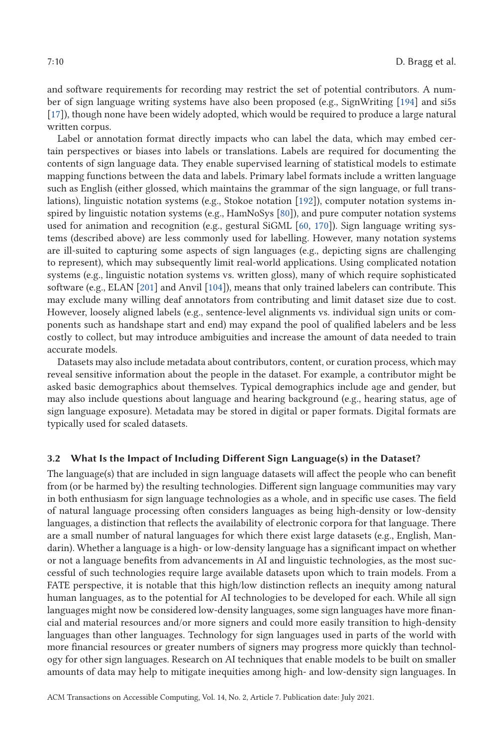and software requirements for recording may restrict the set of potential contributors. A number of sign language writing systems have also been proposed (e.g., SignWriting [194] and si5s [17]), though none have been widely adopted, which would be required to produce a large natural written corpus.

Label or annotation format directly impacts who can label the data, which may embed certain perspectives or biases into labels or translations. Labels are required for documenting the contents of sign language data. They enable supervised learning of statistical models to estimate mapping functions between the data and labels. Primary label formats include a written language such as English (either glossed, which maintains the grammar of the sign language, or full translations), linguistic notation systems (e.g., Stokoe notation [192]), computer notation systems inspired by linguistic notation systems (e.g., HamNoSys [80]), and pure computer notation systems used for animation and recognition (e.g., gestural SiGML [60, 170]). Sign language writing systems (described above) are less commonly used for labelling. However, many notation systems are ill-suited to capturing some aspects of sign languages (e.g., depicting signs are challenging to represent), which may subsequently limit real-world applications. Using complicated notation systems (e.g., linguistic notation systems vs. written gloss), many of which require sophisticated software (e.g., ELAN [201] and Anvil [104]), means that only trained labelers can contribute. This may exclude many willing deaf annotators from contributing and limit dataset size due to cost. However, loosely aligned labels (e.g., sentence-level alignments vs. individual sign units or components such as handshape start and end) may expand the pool of qualified labelers and be less costly to collect, but may introduce ambiguities and increase the amount of data needed to train accurate models.

Datasets may also include metadata about contributors, content, or curation process, which may reveal sensitive information about the people in the dataset. For example, a contributor might be asked basic demographics about themselves. Typical demographics include age and gender, but may also include questions about language and hearing background (e.g., hearing status, age of sign language exposure). Metadata may be stored in digital or paper formats. Digital formats are typically used for scaled datasets.

### 3.2 What Is the Impact of Including Different Sign Language(s) in the Dataset?

The language(s) that are included in sign language datasets will affect the people who can benefit from (or be harmed by) the resulting technologies. Different sign language communities may vary in both enthusiasm for sign language technologies as a whole, and in specific use cases. The field of natural language processing often considers languages as being high-density or low-density languages, a distinction that reflects the availability of electronic corpora for that language. There are a small number of natural languages for which there exist large datasets (e.g., English, Mandarin). Whether a language is a high- or low-density language has a significant impact on whether or not a language benefits from advancements in AI and linguistic technologies, as the most successful of such technologies require large available datasets upon which to train models. From a FATE perspective, it is notable that this high/low distinction reflects an inequity among natural human languages, as to the potential for AI technologies to be developed for each. While all sign languages might now be considered low-density languages, some sign languages have more financial and material resources and/or more signers and could more easily transition to high-density languages than other languages. Technology for sign languages used in parts of the world with more financial resources or greater numbers of signers may progress more quickly than technology for other sign languages. Research on AI techniques that enable models to be built on smaller amounts of data may help to mitigate inequities among high- and low-density sign languages. In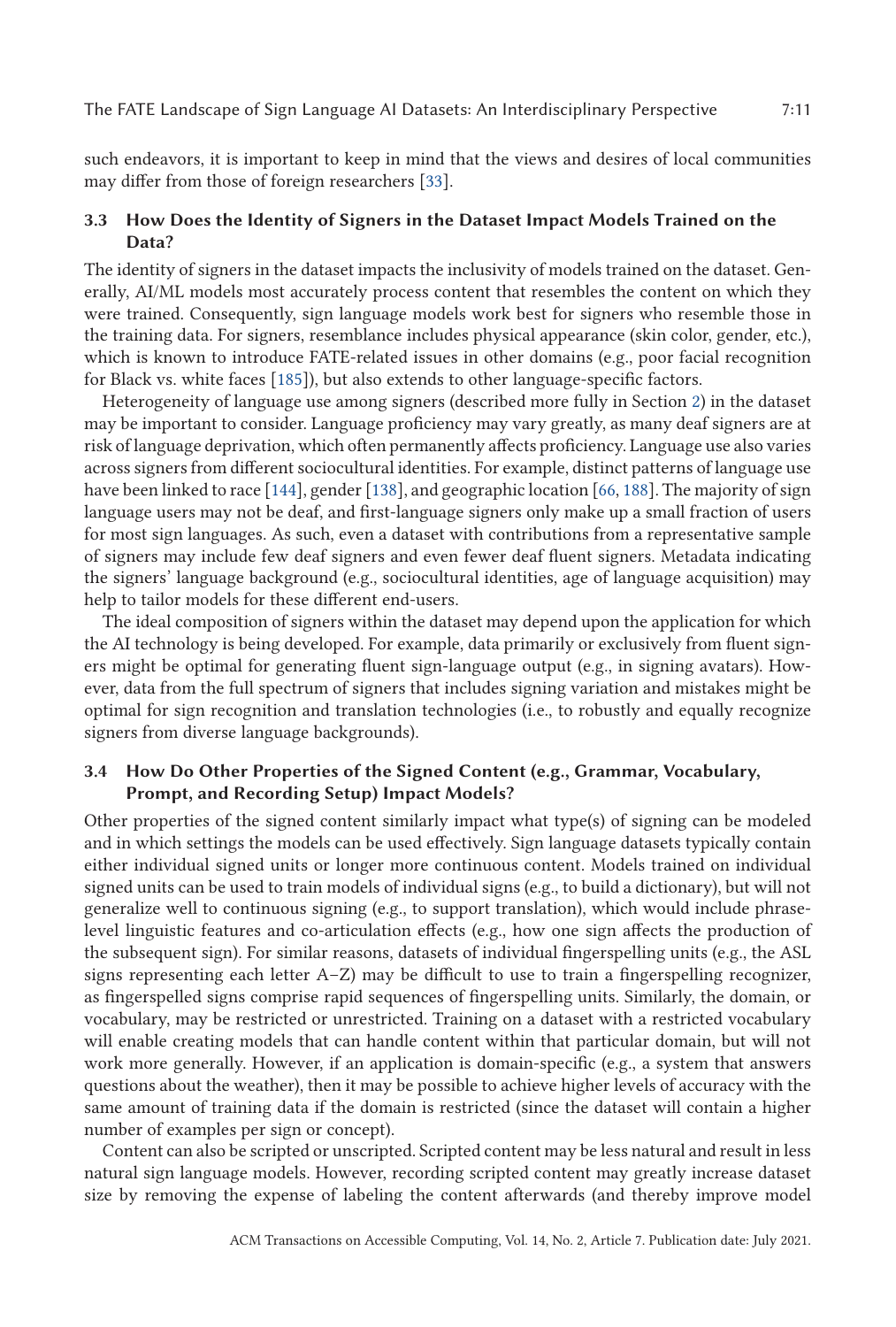such endeavors, it is important to keep in mind that the views and desires of local communities may differ from those of foreign researchers [33].

### 3.3 How Does the Identity of Signers in the Dataset Impact Models Trained on the Data?

The identity of signers in the dataset impacts the inclusivity of models trained on the dataset. Generally, AI/ML models most accurately process content that resembles the content on which they were trained. Consequently, sign language models work best for signers who resemble those in the training data. For signers, resemblance includes physical appearance (skin color, gender, etc.), which is known to introduce FATE-related issues in other domains (e.g., poor facial recognition for Black vs. white faces [185]), but also extends to other language-specific factors.

Heterogeneity of language use among signers (described more fully in Section 2) in the dataset may be important to consider. Language proficiency may vary greatly, as many deaf signers are at risk of language deprivation, which often permanently affects proficiency. Language use also varies across signers from different sociocultural identities. For example, distinct patterns of language use have been linked to race [144], gender [138], and geographic location [66, 188]. The majority of sign language users may not be deaf, and first-language signers only make up a small fraction of users for most sign languages. As such, even a dataset with contributions from a representative sample of signers may include few deaf signers and even fewer deaf fluent signers. Metadata indicating the signers' language background (e.g., sociocultural identities, age of language acquisition) may help to tailor models for these different end-users.

The ideal composition of signers within the dataset may depend upon the application for which the AI technology is being developed. For example, data primarily or exclusively from fluent signers might be optimal for generating fluent sign-language output (e.g., in signing avatars). However, data from the full spectrum of signers that includes signing variation and mistakes might be optimal for sign recognition and translation technologies (i.e., to robustly and equally recognize signers from diverse language backgrounds).

### 3.4 How Do Other Properties of the Signed Content (e.g., Grammar, Vocabulary, Prompt, and Recording Setup) Impact Models?

Other properties of the signed content similarly impact what type(s) of signing can be modeled and in which settings the models can be used effectively. Sign language datasets typically contain either individual signed units or longer more continuous content. Models trained on individual signed units can be used to train models of individual signs (e.g., to build a dictionary), but will not generalize well to continuous signing (e.g., to support translation), which would include phrase-level linguistic features and co-articulation effects (e.g., how one sign affects the production of the subsequent sign). For similar reasons, datasets of individual fingerspelling units (e.g., the ASL signs representing each letter A–Z) may be difficult to use to train a fingerspelling recognizer, as fingerspelled signs comprise rapid sequences of fingerspelling units. Similarly, the domain, or vocabulary, may be restricted or unrestricted. Training on a dataset with a restricted vocabulary will enable creating models that can handle content within that particular domain, but will not work more generally. However, if an application is domain-specific (e.g., a system that answers questions about the weather), then it may be possible to achieve higher levels of accuracy with the same amount of training data if the domain is restricted (since the dataset will contain a higher number of examples per sign or concept).

Content can also be scripted or unscripted. Scripted content may be less natural and result in less natural sign language models. However, recording scripted content may greatly increase dataset size by removing the expense of labeling the content afterwards (and thereby improve model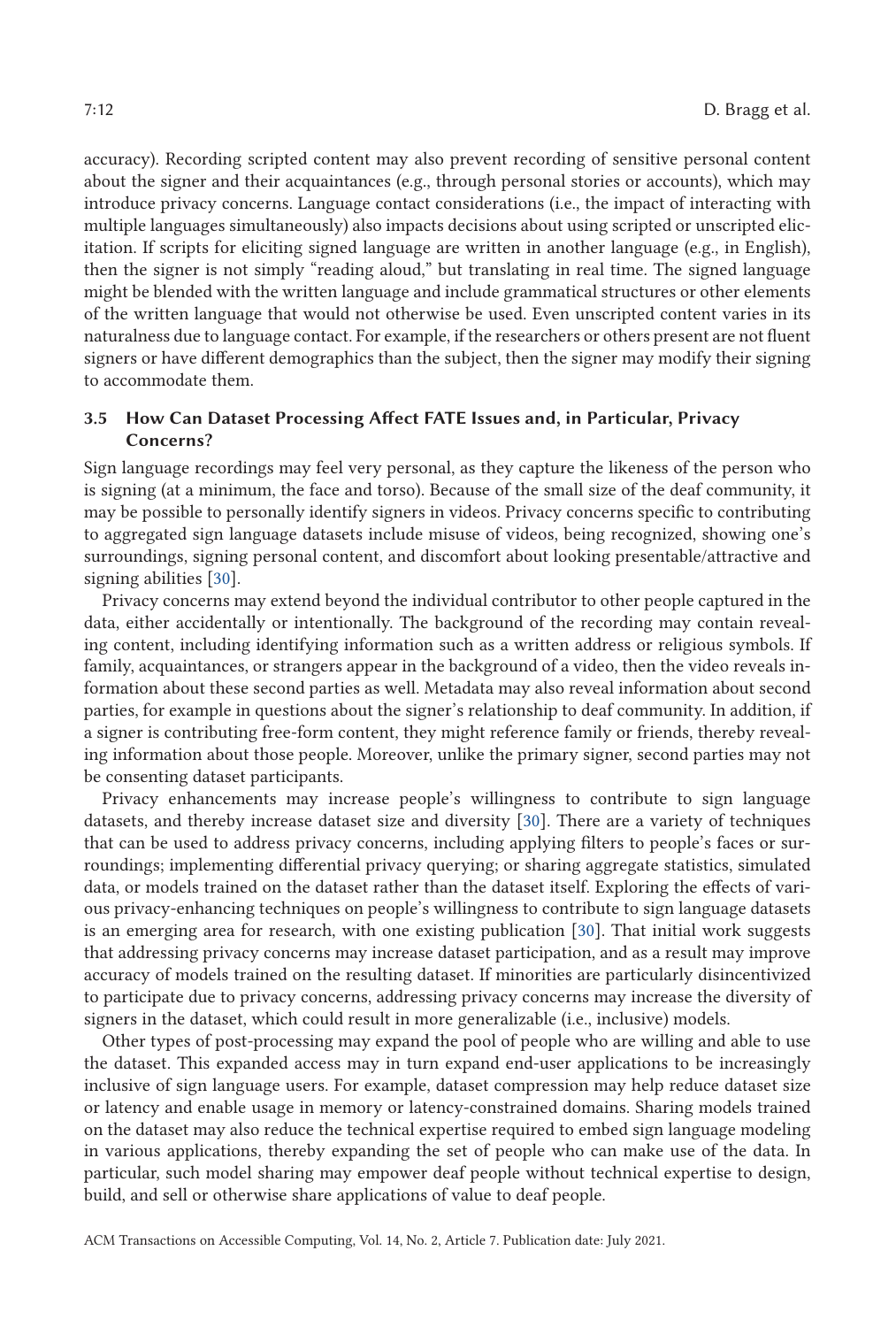accuracy). Recording scripted content may also prevent recording of sensitive personal content about the signer and their acquaintances (e.g., through personal stories or accounts), which may introduce privacy concerns. Language contact considerations (i.e., the impact of interacting with multiple languages simultaneously) also impacts decisions about using scripted or unscripted elicitation. If scripts for eliciting signed language are written in another language (e.g., in English), then the signer is not simply "reading aloud," but translating in real time. The signed language might be blended with the written language and include grammatical structures or other elements of the written language that would not otherwise be used. Even unscripted content varies in its naturalness due to language contact. For example, if the researchers or others present are not fluent signers or have different demographics than the subject, then the signer may modify their signing to accommodate them.

### 3.5 How Can Dataset Processing Affect FATE Issues and, in Particular, Privacy Concerns?

Sign language recordings may feel very personal, as they capture the likeness of the person who is signing (at a minimum, the face and torso). Because of the small size of the deaf community, it may be possible to personally identify signers in videos. Privacy concerns specific to contributing to aggregated sign language datasets include misuse of videos, being recognized, showing one's surroundings, signing personal content, and discomfort about looking presentable/attractive and signing abilities [30].

Privacy concerns may extend beyond the individual contributor to other people captured in the data, either accidentally or intentionally. The background of the recording may contain revealing content, including identifying information such as a written address or religious symbols. If family, acquaintances, or strangers appear in the background of a video, then the video reveals information about these second parties as well. Metadata may also reveal information about second parties, for example in questions about the signer's relationship to deaf community. In addition, if a signer is contributing free-form content, they might reference family or friends, thereby revealing information about those people. Moreover, unlike the primary signer, second parties may not be consenting dataset participants.

Privacy enhancements may increase people's willingness to contribute to sign language datasets, and thereby increase dataset size and diversity [30]. There are a variety of techniques that can be used to address privacy concerns, including applying filters to people's faces or surroundings; implementing differential privacy querying; or sharing aggregate statistics, simulated data, or models trained on the dataset rather than the dataset itself. Exploring the effects of various privacy-enhancing techniques on people's willingness to contribute to sign language datasets is an emerging area for research, with one existing publication [30]. That initial work suggests that addressing privacy concerns may increase dataset participation, and as a result may improve accuracy of models trained on the resulting dataset. If minorities are particularly disincentivized to participate due to privacy concerns, addressing privacy concerns may increase the diversity of signers in the dataset, which could result in more generalizable (i.e., inclusive) models.

Other types of post-processing may expand the pool of people who are willing and able to use the dataset. This expanded access may in turn expand end-user applications to be increasingly inclusive of sign language users. For example, dataset compression may help reduce dataset size or latency and enable usage in memory or latency-constrained domains. Sharing models trained on the dataset may also reduce the technical expertise required to embed sign language modeling in various applications, thereby expanding the set of people who can make use of the data. In particular, such model sharing may empower deaf people without technical expertise to design, build, and sell or otherwise share applications of value to deaf people.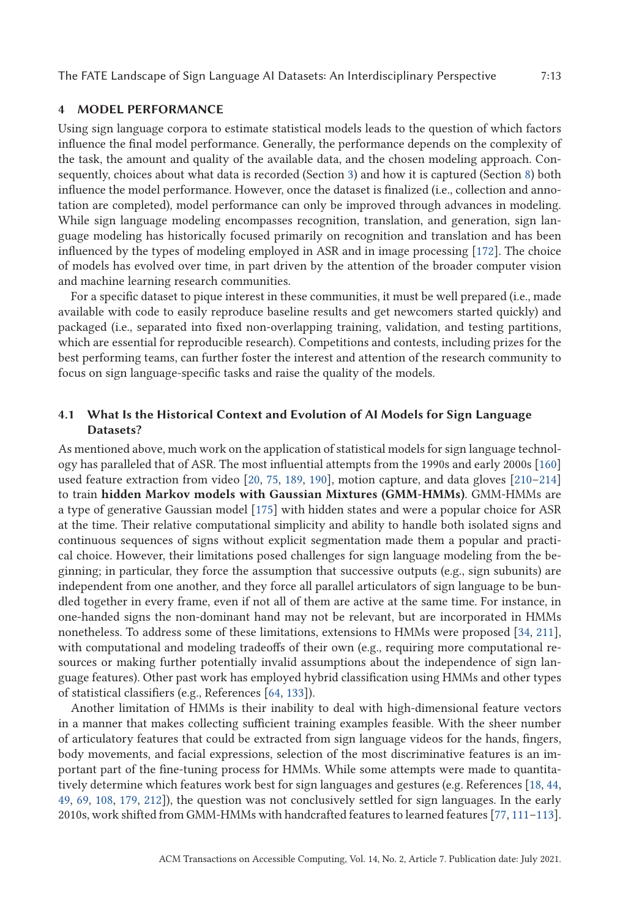## 4 MODEL PERFORMANCE

Using sign language corpora to estimate statistical models leads to the question of which factors influence the final model performance. Generally, the performance depends on the complexity of the task, the amount and quality of the available data, and the chosen modeling approach. Consequently, choices about what data is recorded (Section 3) and how it is captured (Section 8) both influence the model performance. However, once the dataset is finalized (i.e., collection and annotation are completed), model performance can only be improved through advances in modeling. While sign language modeling encompasses recognition, translation, and generation, sign language modeling has historically focused primarily on recognition and translation and has been influenced by the types of modeling employed in ASR and in image processing [172]. The choice of models has evolved over time, in part driven by the attention of the broader computer vision and machine learning research communities.

For a specific dataset to pique interest in these communities, it must be well prepared (i.e., made available with code to easily reproduce baseline results and get newcomers started quickly) and packaged (i.e., separated into fixed non-overlapping training, validation, and testing partitions, which are essential for reproducible research). Competitions and contests, including prizes for the best performing teams, can further foster the interest and attention of the research community to focus on sign language-specific tasks and raise the quality of the models.

### 4.1 What Is the Historical Context and Evolution of AI Models for Sign Language Datasets?

As mentioned above, much work on the application of statistical models for sign language technology has paralleled that of ASR. The most influential attempts from the 1990s and early 2000s [160] used feature extraction from video [20, 75, 189, 190], motion capture, and data gloves [210–214] to train **hidden Markov models with Gaussian Mixtures (GMM-HMMs)**. GMM-HMMs are a type of generative Gaussian model [175] with hidden states and were a popular choice for ASR at the time. Their relative computational simplicity and ability to handle both isolated signs and continuous sequences of signs without explicit segmentation made them a popular and practical choice. However, their limitations posed challenges for sign language modeling from the beginning; in particular, they force the assumption that successive outputs (e.g., sign subunits) are independent from one another, and they force all parallel articulators of sign language to be bundled together in every frame, even if not all of them are active at the same time. For instance, in one-handed signs the non-dominant hand may not be relevant, but are incorporated in HMMs nonetheless. To address some of these limitations, extensions to HMMs were proposed [34, 211], with computational and modeling tradeoffs of their own (e.g., requiring more computational resources or making further potentially invalid assumptions about the independence of sign language features). Other past work has employed hybrid classification using HMMs and other types of statistical classifiers (e.g., References [64, 133]).

Another limitation of HMMs is their inability to deal with high-dimensional feature vectors in a manner that makes collecting sufficient training examples feasible. With the sheer number of articulatory features that could be extracted from sign language videos for the hands, fingers, body movements, and facial expressions, selection of the most discriminative features is an important part of the fine-tuning process for HMMs. While some attempts were made to quantitatively determine which features work best for sign languages and gestures (e.g. References [18, 44, 49, 69, 108, 179, 212]), the question was not conclusively settled for sign languages. In the early 2010s, work shifted from GMM-HMMs with handcrafted features to learned features [77, 111–113].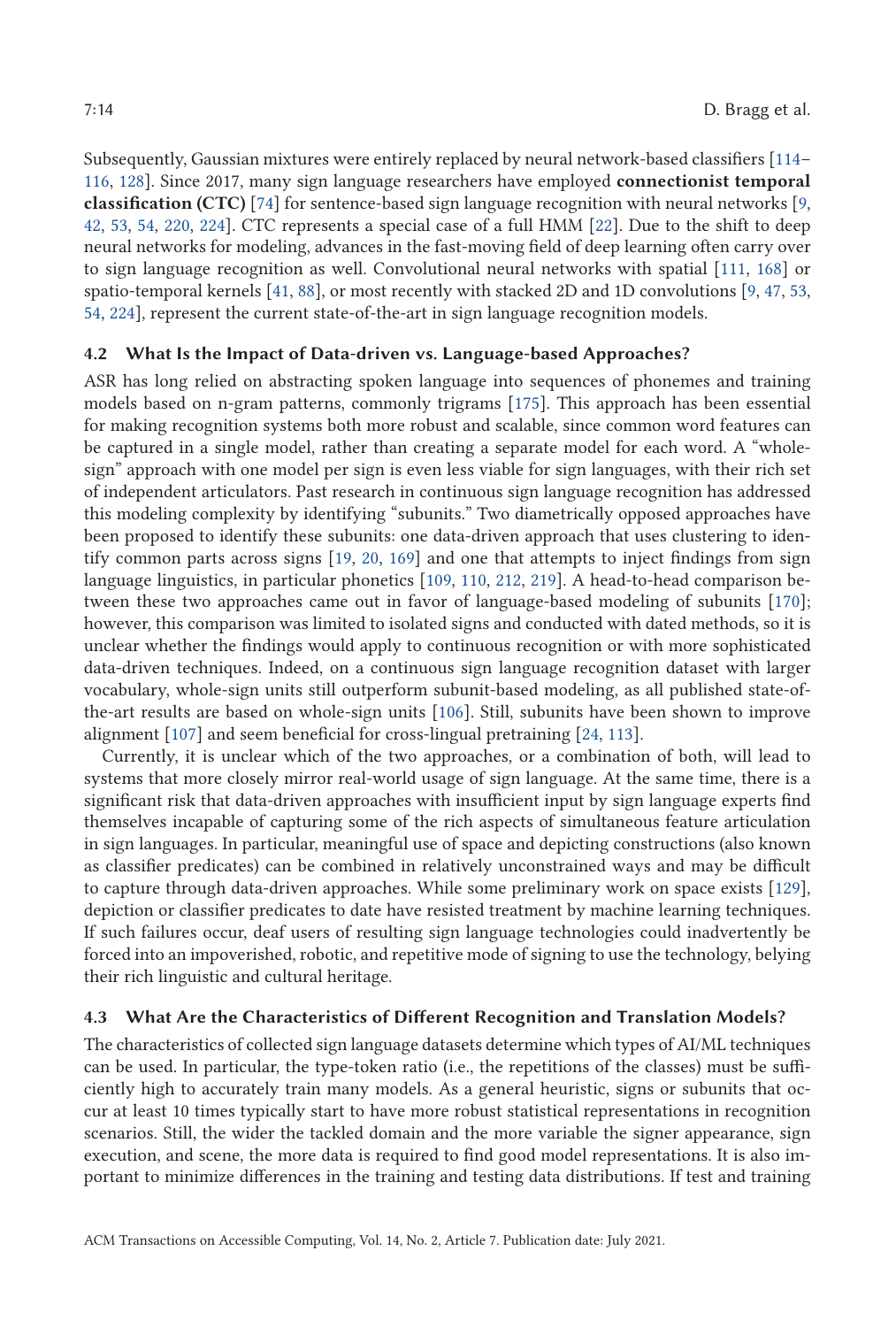Subsequently, Gaussian mixtures were entirely replaced by neural network-based classifiers [114–116, 128]. Since 2017, many sign language researchers have employed **connectionist temporal classification (CTC)** [74] for sentence-based sign language recognition with neural networks [9, 42, 53, 54, 220, 224]. CTC represents a special case of a full HMM [22]. Due to the shift to deep neural networks for modeling, advances in the fast-moving field of deep learning often carry over to sign language recognition as well. Convolutional neural networks with spatial [111, 168] or spatio-temporal kernels [41, 88], or most recently with stacked 2D and 1D convolutions [9, 47, 53, 54, 224], represent the current state-of-the-art in sign language recognition models.

### 4.2 What Is the Impact of Data-driven vs. Language-based Approaches?

ASR has long relied on abstracting spoken language into sequences of phonemes and training models based on n-gram patterns, commonly trigrams [175]. This approach has been essential for making recognition systems both more robust and scalable, since common word features can be captured in a single model, rather than creating a separate model for each word. A "whole-sign" approach with one model per sign is even less viable for sign languages, with their rich set of independent articulators. Past research in continuous sign language recognition has addressed this modeling complexity by identifying "subunits." Two diametrically opposed approaches have been proposed to identify these subunits: one data-driven approach that uses clustering to identify common parts across signs [19, 20, 169] and one that attempts to inject findings from sign language linguistics, in particular phonetics [109, 110, 212, 219]. A head-to-head comparison between these two approaches came out in favor of language-based modeling of subunits [170]; however, this comparison was limited to isolated signs and conducted with dated methods, so it is unclear whether the findings would apply to continuous recognition or with more sophisticated data-driven techniques. Indeed, on a continuous sign language recognition dataset with larger vocabulary, whole-sign units still outperform subunit-based modeling, as all published state-of-the-art results are based on whole-sign units [106]. Still, subunits have been shown to improve alignment [107] and seem beneficial for cross-lingual pretraining [24, 113].

Currently, it is unclear which of the two approaches, or a combination of both, will lead to systems that more closely mirror real-world usage of sign language. At the same time, there is a significant risk that data-driven approaches with insufficient input by sign language experts find themselves incapable of capturing some of the rich aspects of simultaneous feature articulation in sign languages. In particular, meaningful use of space and depicting constructions (also known as classifier predicates) can be combined in relatively unconstrained ways and may be difficult to capture through data-driven approaches. While some preliminary work on space exists [129], depiction or classifier predicates to date have resisted treatment by machine learning techniques. If such failures occur, deaf users of resulting sign language technologies could inadvertently be forced into an impoverished, robotic, and repetitive mode of signing to use the technology, belying their rich linguistic and cultural heritage.

### 4.3 What Are the Characteristics of Different Recognition and Translation Models?

The characteristics of collected sign language datasets determine which types of AI/ML techniques can be used. In particular, the type-token ratio (i.e., the repetitions of the classes) must be sufficiently high to accurately train many models. As a general heuristic, signs or subunits that occur at least 10 times typically start to have more robust statistical representations in recognition scenarios. Still, the wider the tackled domain and the more variable the signer appearance, sign execution, and scene, the more data is required to find good model representations. It is also important to minimize differences in the training and testing data distributions. If test and training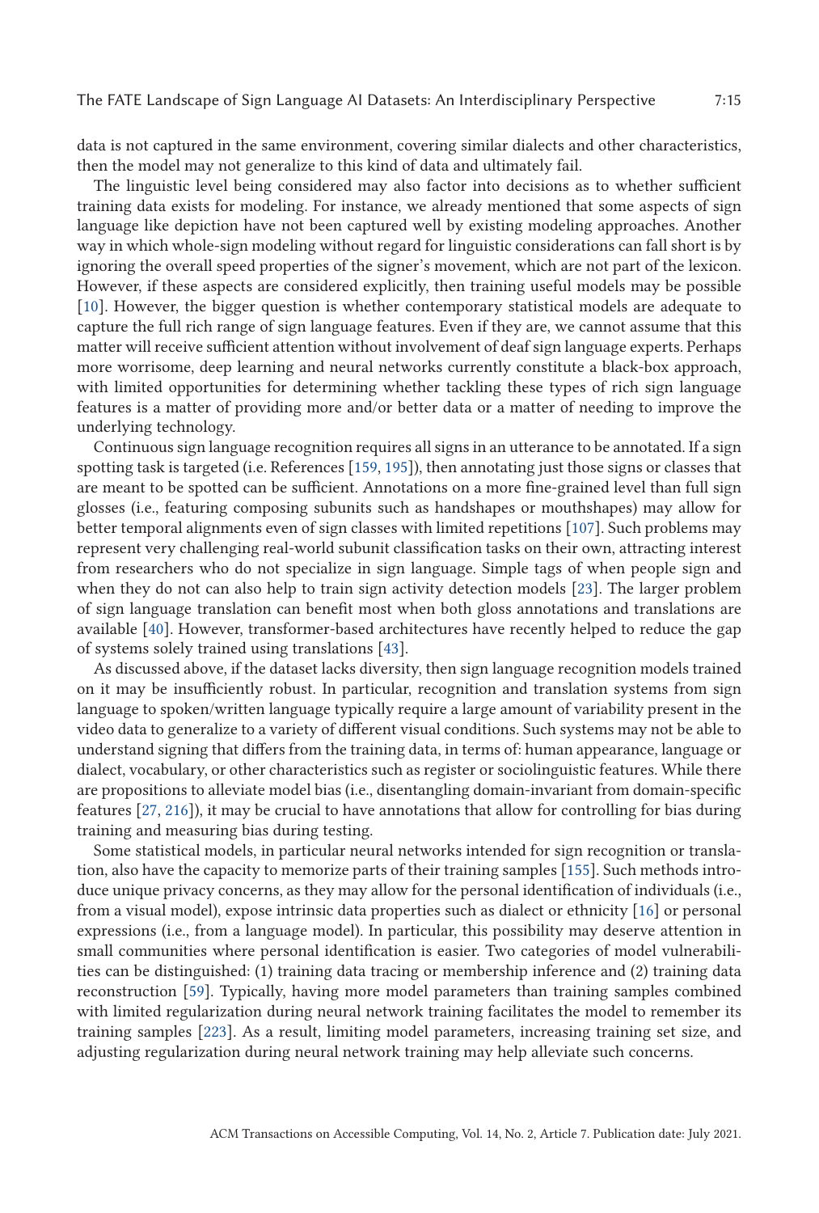data is not captured in the same environment, covering similar dialects and other characteristics, then the model may not generalize to this kind of data and ultimately fail.

The linguistic level being considered may also factor into decisions as to whether sufficient training data exists for modeling. For instance, we already mentioned that some aspects of sign language like depiction have not been captured well by existing modeling approaches. Another way in which whole-sign modeling without regard for linguistic considerations can fall short is by ignoring the overall speed properties of the signer's movement, which are not part of the lexicon. However, if these aspects are considered explicitly, then training useful models may be possible [10]. However, the bigger question is whether contemporary statistical models are adequate to capture the full rich range of sign language features. Even if they are, we cannot assume that this matter will receive sufficient attention without involvement of deaf sign language experts. Perhaps more worrisome, deep learning and neural networks currently constitute a black-box approach, with limited opportunities for determining whether tackling these types of rich sign language features is a matter of providing more and/or better data or a matter of needing to improve the underlying technology.

Continuous sign language recognition requires all signs in an utterance to be annotated. If a sign spotting task is targeted (i.e. References [159, 195]), then annotating just those signs or classes that are meant to be spotted can be sufficient. Annotations on a more fine-grained level than full sign glosses (i.e., featuring composing subunits such as handshapes or mouthshapes) may allow for better temporal alignments even of sign classes with limited repetitions [107]. Such problems may represent very challenging real-world subunit classification tasks on their own, attracting interest from researchers who do not specialize in sign language. Simple tags of when people sign and when they do not can also help to train sign activity detection models [23]. The larger problem of sign language translation can benefit most when both gloss annotations and translations are available [40]. However, transformer-based architectures have recently helped to reduce the gap of systems solely trained using translations [43].

As discussed above, if the dataset lacks diversity, then sign language recognition models trained on it may be insufficiently robust. In particular, recognition and translation systems from sign language to spoken/written language typically require a large amount of variability present in the video data to generalize to a variety of different visual conditions. Such systems may not be able to understand signing that differs from the training data, in terms of: human appearance, language or dialect, vocabulary, or other characteristics such as register or sociolinguistic features. While there are propositions to alleviate model bias (i.e., disentangling domain-invariant from domain-specific features [27, 216]), it may be crucial to have annotations that allow for controlling for bias during training and measuring bias during testing.

Some statistical models, in particular neural networks intended for sign recognition or translation, also have the capacity to memorize parts of their training samples [155]. Such methods introduce unique privacy concerns, as they may allow for the personal identification of individuals (i.e., from a visual model), expose intrinsic data properties such as dialect or ethnicity [16] or personal expressions (i.e., from a language model). In particular, this possibility may deserve attention in small communities where personal identification is easier. Two categories of model vulnerabilities can be distinguished: (1) training data tracing or membership inference and (2) training data reconstruction [59]. Typically, having more model parameters than training samples combined with limited regularization during neural network training facilitates the model to remember its training samples [223]. As a result, limiting model parameters, increasing training set size, and adjusting regularization during neural network training may help alleviate such concerns.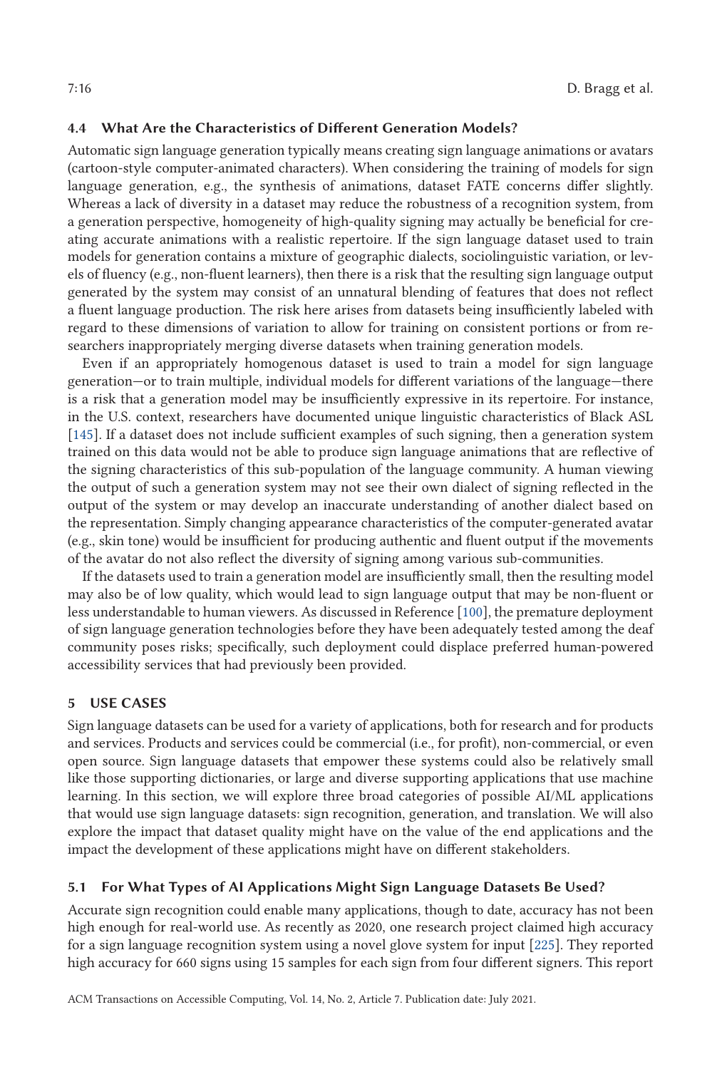### 4.4 What Are the Characteristics of Different Generation Models?

Automatic sign language generation typically means creating sign language animations or avatars (cartoon-style computer-animated characters). When considering the training of models for sign language generation, e.g., the synthesis of animations, dataset FATE concerns differ slightly. Whereas a lack of diversity in a dataset may reduce the robustness of a recognition system, from a generation perspective, homogeneity of high-quality signing may actually be beneficial for creating accurate animations with a realistic repertoire. If the sign language dataset used to train models for generation contains a mixture of geographic dialects, sociolinguistic variation, or levels of fluency (e.g., non-fluent learners), then there is a risk that the resulting sign language output generated by the system may consist of an unnatural blending of features that does not reflect a fluent language production. The risk here arises from datasets being insufficiently labeled with regard to these dimensions of variation to allow for training on consistent portions or from researchers inappropriately merging diverse datasets when training generation models.

Even if an appropriately homogenous dataset is used to train a model for sign language generation—or to train multiple, individual models for different variations of the language—there is a risk that a generation model may be insufficiently expressive in its repertoire. For instance, in the U.S. context, researchers have documented unique linguistic characteristics of Black ASL [145]. If a dataset does not include sufficient examples of such signing, then a generation system trained on this data would not be able to produce sign language animations that are reflective of the signing characteristics of this sub-population of the language community. A human viewing the output of such a generation system may not see their own dialect of signing reflected in the output of the system or may develop an inaccurate understanding of another dialect based on the representation. Simply changing appearance characteristics of the computer-generated avatar (e.g., skin tone) would be insufficient for producing authentic and fluent output if the movements of the avatar do not also reflect the diversity of signing among various sub-communities.

If the datasets used to train a generation model are insufficiently small, then the resulting model may also be of low quality, which would lead to sign language output that may be non-fluent or less understandable to human viewers. As discussed in Reference [100], the premature deployment of sign language generation technologies before they have been adequately tested among the deaf community poses risks; specifically, such deployment could displace preferred human-powered accessibility services that had previously been provided.

## 5 USE CASES

Sign language datasets can be used for a variety of applications, both for research and for products and services. Products and services could be commercial (i.e., for profit), non-commercial, or even open source. Sign language datasets that empower these systems could also be relatively small like those supporting dictionaries, or large and diverse supporting applications that use machine learning. In this section, we will explore three broad categories of possible AI/ML applications that would use sign language datasets: sign recognition, generation, and translation. We will also explore the impact that dataset quality might have on the value of the end applications and the impact the development of these applications might have on different stakeholders.

### 5.1 For What Types of AI Applications Might Sign Language Datasets Be Used?

Accurate sign recognition could enable many applications, though to date, accuracy has not been high enough for real-world use. As recently as 2020, one research project claimed high accuracy for a sign language recognition system using a novel glove system for input [225]. They reported high accuracy for 660 signs using 15 samples for each sign from four different signers. This report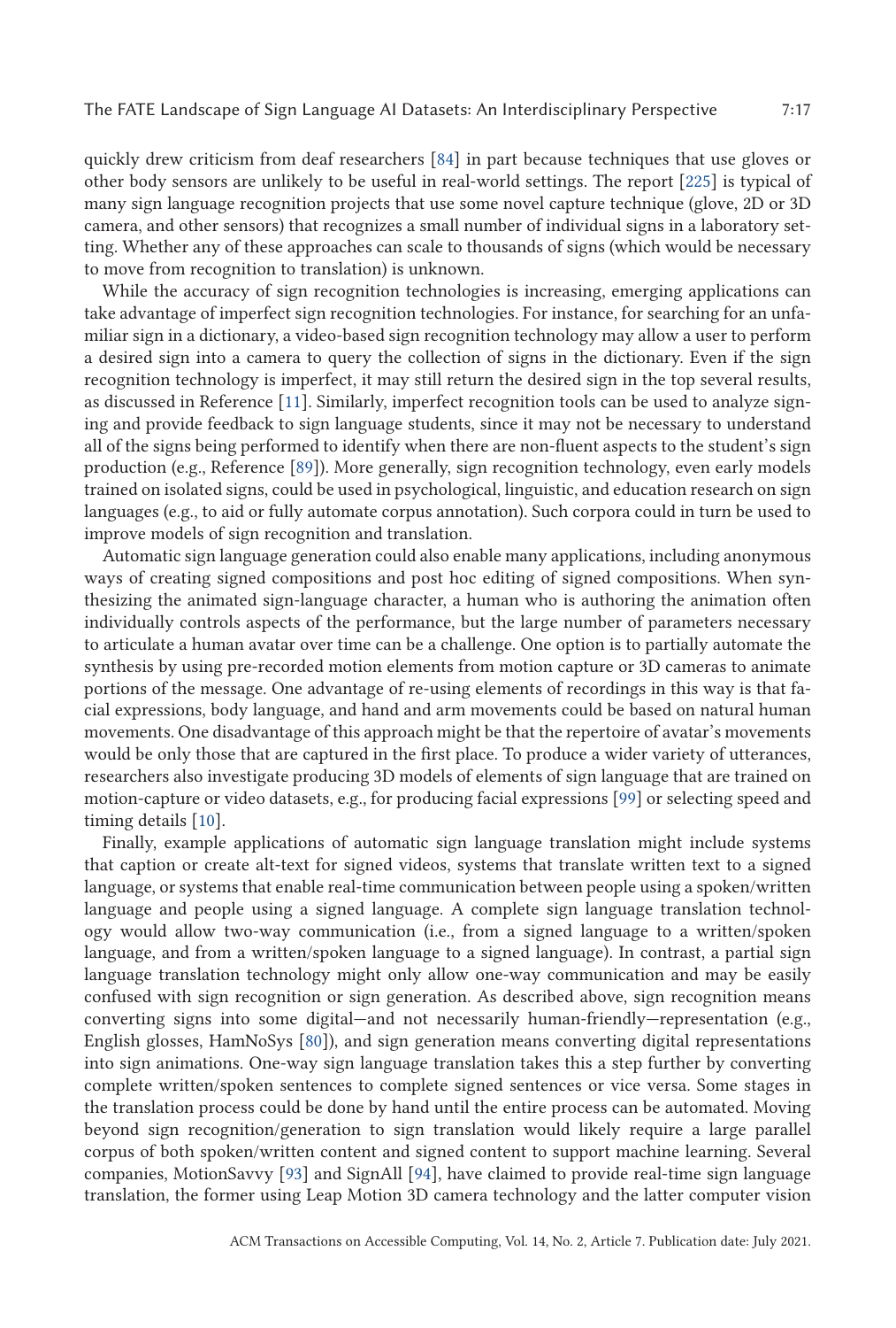quickly drew criticism from deaf researchers [84] in part because techniques that use gloves or other body sensors are unlikely to be useful in real-world settings. The report [225] is typical of many sign language recognition projects that use some novel capture technique (glove, 2D or 3D camera, and other sensors) that recognizes a small number of individual signs in a laboratory setting. Whether any of these approaches can scale to thousands of signs (which would be necessary to move from recognition to translation) is unknown.

While the accuracy of sign recognition technologies is increasing, emerging applications can take advantage of imperfect sign recognition technologies. For instance, for searching for an unfamiliar sign in a dictionary, a video-based sign recognition technology may allow a user to perform a desired sign into a camera to query the collection of signs in the dictionary. Even if the sign recognition technology is imperfect, it may still return the desired sign in the top several results, as discussed in Reference [11]. Similarly, imperfect recognition tools can be used to analyze signing and provide feedback to sign language students, since it may not be necessary to understand all of the signs being performed to identify when there are non-fluent aspects to the student's sign production (e.g., Reference [89]). More generally, sign recognition technology, even early models trained on isolated signs, could be used in psychological, linguistic, and education research on sign languages (e.g., to aid or fully automate corpus annotation). Such corpora could in turn be used to improve models of sign recognition and translation.

Automatic sign language generation could also enable many applications, including anonymous ways of creating signed compositions and post hoc editing of signed compositions. When synthesizing the animated sign-language character, a human who is authoring the animation often individually controls aspects of the performance, but the large number of parameters necessary to articulate a human avatar over time can be a challenge. One option is to partially automate the synthesis by using pre-recorded motion elements from motion capture or 3D cameras to animate portions of the message. One advantage of re-using elements of recordings in this way is that facial expressions, body language, and hand and arm movements could be based on natural human movements. One disadvantage of this approach might be that the repertoire of avatar's movements would be only those that are captured in the first place. To produce a wider variety of utterances, researchers also investigate producing 3D models of elements of sign language that are trained on motion-capture or video datasets, e.g., for producing facial expressions [99] or selecting speed and timing details [10].

Finally, example applications of automatic sign language translation might include systems that caption or create alt-text for signed videos, systems that translate written text to a signed language, or systems that enable real-time communication between people using a spoken/written language and people using a signed language. A complete sign language translation technology would allow two-way communication (i.e., from a signed language to a written/spoken language, and from a written/spoken language to a signed language). In contrast, a partial sign language translation technology might only allow one-way communication and may be easily confused with sign recognition or sign generation. As described above, sign recognition means converting signs into some digital—and not necessarily human-friendly—representation (e.g., English glosses, HamNoSys [80]), and sign generation means converting digital representations into sign animations. One-way sign language translation takes this a step further by converting complete written/spoken sentences to complete signed sentences or vice versa. Some stages in the translation process could be done by hand until the entire process can be automated. Moving beyond sign recognition/generation to sign translation would likely require a large parallel corpus of both spoken/written content and signed content to support machine learning. Several companies, MotionSavvy [93] and SignAll [94], have claimed to provide real-time sign language translation, the former using Leap Motion 3D camera technology and the latter computer vision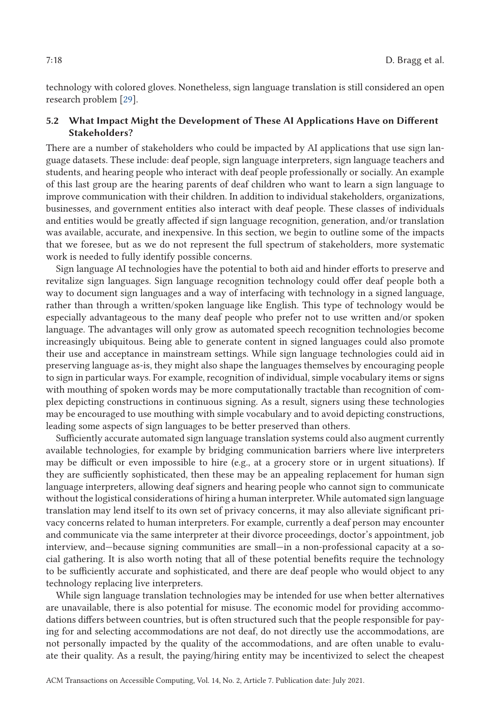technology with colored gloves. Nonetheless, sign language translation is still considered an open research problem [29].

### 5.2 What Impact Might the Development of These AI Applications Have on Different Stakeholders?

There are a number of stakeholders who could be impacted by AI applications that use sign language datasets. These include: deaf people, sign language interpreters, sign language teachers and students, and hearing people who interact with deaf people professionally or socially. An example of this last group are the hearing parents of deaf children who want to learn a sign language to improve communication with their children. In addition to individual stakeholders, organizations, businesses, and government entities also interact with deaf people. These classes of individuals and entities would be greatly affected if sign language recognition, generation, and/or translation was available, accurate, and inexpensive. In this section, we begin to outline some of the impacts that we foresee, but as we do not represent the full spectrum of stakeholders, more systematic work is needed to fully identify possible concerns.

Sign language AI technologies have the potential to both aid and hinder efforts to preserve and revitalize sign languages. Sign language recognition technology could offer deaf people both a way to document sign languages and a way of interfacing with technology in a signed language, rather than through a written/spoken language like English. This type of technology would be especially advantageous to the many deaf people who prefer not to use written and/or spoken language. The advantages will only grow as automated speech recognition technologies become increasingly ubiquitous. Being able to generate content in signed languages could also promote their use and acceptance in mainstream settings. While sign language technologies could aid in preserving language as-is, they might also shape the languages themselves by encouraging people to sign in particular ways. For example, recognition of individual, simple vocabulary items or signs with mouthing of spoken words may be more computationally tractable than recognition of complex depicting constructions in continuous signing. As a result, signers using these technologies may be encouraged to use mouthing with simple vocabulary and to avoid depicting constructions, leading some aspects of sign languages to be better preserved than others.

Sufficiently accurate automated sign language translation systems could also augment currently available technologies, for example by bridging communication barriers where live interpreters may be difficult or even impossible to hire (e.g., at a grocery store or in urgent situations). If they are sufficiently sophisticated, then these may be an appealing replacement for human sign language interpreters, allowing deaf signers and hearing people who cannot sign to communicate without the logistical considerations of hiring a human interpreter. While automated sign language translation may lend itself to its own set of privacy concerns, it may also alleviate significant privacy concerns related to human interpreters. For example, currently a deaf person may encounter and communicate via the same interpreter at their divorce proceedings, doctor's appointment, job interview, and—because signing communities are small—in a non-professional capacity at a social gathering. It is also worth noting that all of these potential benefits require the technology to be sufficiently accurate and sophisticated, and there are deaf people who would object to any technology replacing live interpreters.

While sign language translation technologies may be intended for use when better alternatives are unavailable, there is also potential for misuse. The economic model for providing accommodations differs between countries, but is often structured such that the people responsible for paying for and selecting accommodations are not deaf, do not directly use the accommodations, are not personally impacted by the quality of the accommodations, and are often unable to evaluate their quality. As a result, the paying/hiring entity may be incentivized to select the cheapest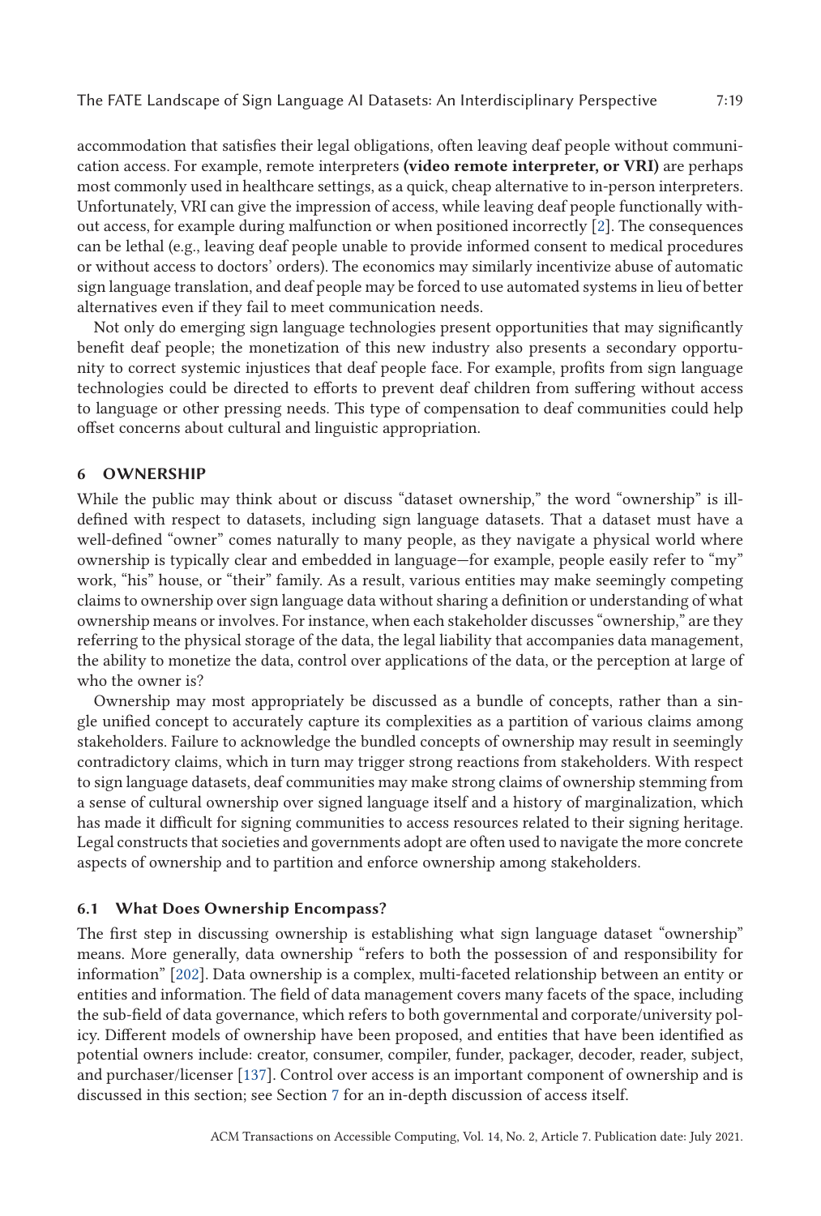accommodation that satisfies their legal obligations, often leaving deaf people without communication access. For example, remote interpreters **(video remote interpreter, or VRI)** are perhaps most commonly used in healthcare settings, as a quick, cheap alternative to in-person interpreters. Unfortunately, VRI can give the impression of access, while leaving deaf people functionally without access, for example during malfunction or when positioned incorrectly [2]. The consequences can be lethal (e.g., leaving deaf people unable to provide informed consent to medical procedures or without access to doctors' orders). The economics may similarly incentivize abuse of automatic sign language translation, and deaf people may be forced to use automated systems in lieu of better alternatives even if they fail to meet communication needs.

Not only do emerging sign language technologies present opportunities that may significantly benefit deaf people; the monetization of this new industry also presents a secondary opportunity to correct systemic injustices that deaf people face. For example, profits from sign language technologies could be directed to efforts to prevent deaf children from suffering without access to language or other pressing needs. This type of compensation to deaf communities could help offset concerns about cultural and linguistic appropriation.

## 6 OWNERSHIP

While the public may think about or discuss "dataset ownership," the word "ownership" is ill-defined with respect to datasets, including sign language datasets. That a dataset must have a well-defined "owner" comes naturally to many people, as they navigate a physical world where ownership is typically clear and embedded in language—for example, people easily refer to "my" work, "his" house, or "their" family. As a result, various entities may make seemingly competing claims to ownership over sign language data without sharing a definition or understanding of what ownership means or involves. For instance, when each stakeholder discusses "ownership," are they referring to the physical storage of the data, the legal liability that accompanies data management, the ability to monetize the data, control over applications of the data, or the perception at large of who the owner is?

Ownership may most appropriately be discussed as a bundle of concepts, rather than a single unified concept to accurately capture its complexities as a partition of various claims among stakeholders. Failure to acknowledge the bundled concepts of ownership may result in seemingly contradictory claims, which in turn may trigger strong reactions from stakeholders. With respect to sign language datasets, deaf communities may make strong claims of ownership stemming from a sense of cultural ownership over signed language itself and a history of marginalization, which has made it difficult for signing communities to access resources related to their signing heritage. Legal constructs that societies and governments adopt are often used to navigate the more concrete aspects of ownership and to partition and enforce ownership among stakeholders.

### 6.1 What Does Ownership Encompass?

The first step in discussing ownership is establishing what sign language dataset "ownership" means. More generally, data ownership "refers to both the possession of and responsibility for information" [202]. Data ownership is a complex, multi-faceted relationship between an entity or entities and information. The field of data management covers many facets of the space, including the sub-field of data governance, which refers to both governmental and corporate/university policy. Different models of ownership have been proposed, and entities that have been identified as potential owners include: creator, consumer, compiler, funder, packager, decoder, reader, subject, and purchaser/licenser [137]. Control over access is an important component of ownership and is discussed in this section; see Section 7 for an in-depth discussion of access itself.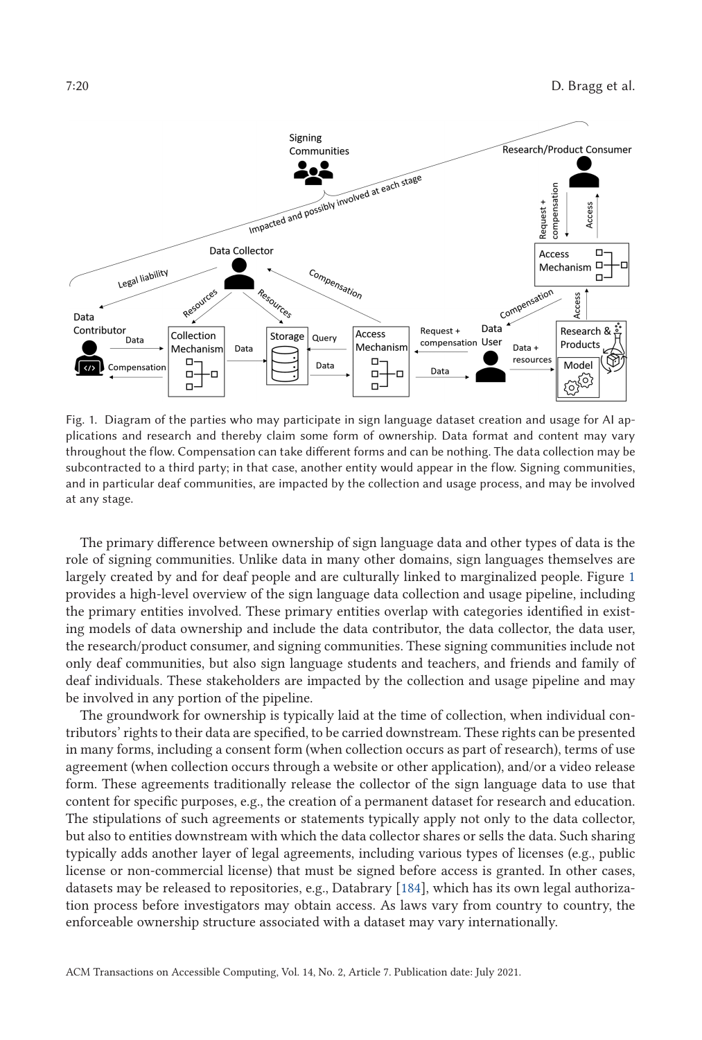Fig. 1. Diagram of the parties who may participate in sign language dataset creation and usage for AI applications and research and thereby claim some form of ownership. Data format and content may vary throughout the flow. Compensation can take different forms and can be nothing. The data collection may be subcontracted to a third party; in that case, another entity would appear in the flow. Signing communities, and in particular deaf communities, are impacted by the collection and usage process, and may be involved at any stage.

The primary difference between ownership of sign language data and other types of data is the role of signing communities. Unlike data in many other domains, sign languages themselves are largely created by and for deaf people and are culturally linked to marginalized people. Figure 1 provides a high-level overview of the sign language data collection and usage pipeline, including the primary entities involved. These primary entities overlap with categories identified in existing models of data ownership and include the data contributor, the data collector, the data user, the research/product consumer, and signing communities. These signing communities include not only deaf communities, but also sign language students and teachers, and friends and family of deaf individuals. These stakeholders are impacted by the collection and usage pipeline and may be involved in any portion of the pipeline.

The groundwork for ownership is typically laid at the time of collection, when individual contributors' rights to their data are specified, to be carried downstream. These rights can be presented in many forms, including a consent form (when collection occurs as part of research), terms of use agreement (when collection occurs through a website or other application), and/or a video release form. These agreements traditionally release the collector of the sign language data to use that content for specific purposes, e.g., the creation of a permanent dataset for research and education. The stipulations of such agreements or statements typically apply not only to the data collector, but also to entities downstream with which the data collector shares or sells the data. Such sharing typically adds another layer of legal agreements, including various types of licenses (e.g., public license or non-commercial license) that must be signed before access is granted. In other cases, datasets may be released to repositories, e.g., Databrary [184], which has its own legal authorization process before investigators may obtain access. As laws vary from country to country, the enforceable ownership structure associated with a dataset may vary internationally.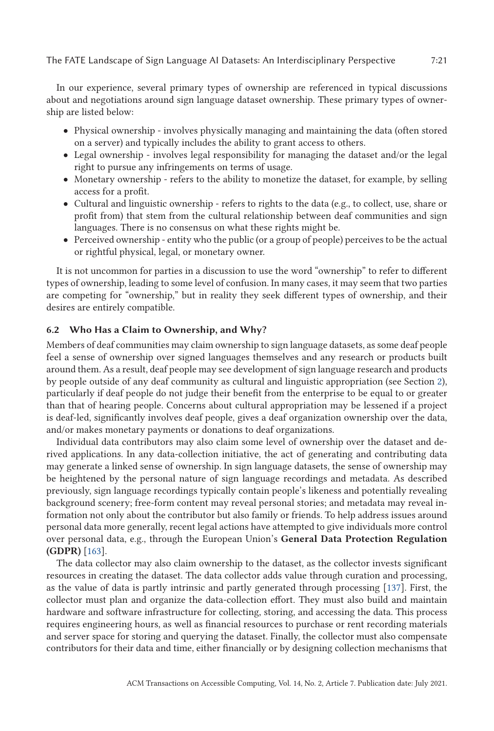In our experience, several primary types of ownership are referenced in typical discussions about and negotiations around sign language dataset ownership. These primary types of ownership are listed below:

- Physical ownership - involves physically managing and maintaining the data (often stored on a server) and typically includes the ability to grant access to others.
- Legal ownership - involves legal responsibility for managing the dataset and/or the legal right to pursue any infringements on terms of usage.
- Monetary ownership - refers to the ability to monetize the dataset, for example, by selling access for a profit.
- Cultural and linguistic ownership - refers to rights to the data (e.g., to collect, use, share or profit from) that stem from the cultural relationship between deaf communities and sign languages. There is no consensus on what these rights might be.
- Perceived ownership - entity who the public (or a group of people) perceives to be the actual or rightful physical, legal, or monetary owner.

It is not uncommon for parties in a discussion to use the word "ownership" to refer to different types of ownership, leading to some level of confusion. In many cases, it may seem that two parties are competing for "ownership," but in reality they seek different types of ownership, and their desires are entirely compatible.

### 6.2 Who Has a Claim to Ownership, and Why?

Members of deaf communities may claim ownership to sign language datasets, as some deaf people feel a sense of ownership over signed languages themselves and any research or products built around them. As a result, deaf people may see development of sign language research and products by people outside of any deaf community as cultural and linguistic appropriation (see Section 2), particularly if deaf people do not judge their benefit from the enterprise to be equal to or greater than that of hearing people. Concerns about cultural appropriation may be lessened if a project is deaf-led, significantly involves deaf people, gives a deaf organization ownership over the data, and/or makes monetary payments or donations to deaf organizations.

Individual data contributors may also claim some level of ownership over the dataset and derived applications. In any data-collection initiative, the act of generating and contributing data may generate a linked sense of ownership. In sign language datasets, the sense of ownership may be heightened by the personal nature of sign language recordings and metadata. As described previously, sign language recordings typically contain people's likeness and potentially revealing background scenery; free-form content may reveal personal stories; and metadata may reveal information not only about the contributor but also family or friends. To help address issues around personal data more generally, recent legal actions have attempted to give individuals more control over personal data, e.g., through the European Union's **General Data Protection Regulation (GDPR)** [163].

The data collector may also claim ownership to the dataset, as the collector invests significant resources in creating the dataset. The data collector adds value through curation and processing, as the value of data is partly intrinsic and partly generated through processing [137]. First, the collector must plan and organize the data-collection effort. They must also build and maintain hardware and software infrastructure for collecting, storing, and accessing the data. This process requires engineering hours, as well as financial resources to purchase or rent recording materials and server space for storing and querying the dataset. Finally, the collector must also compensate contributors for their data and time, either financially or by designing collection mechanisms that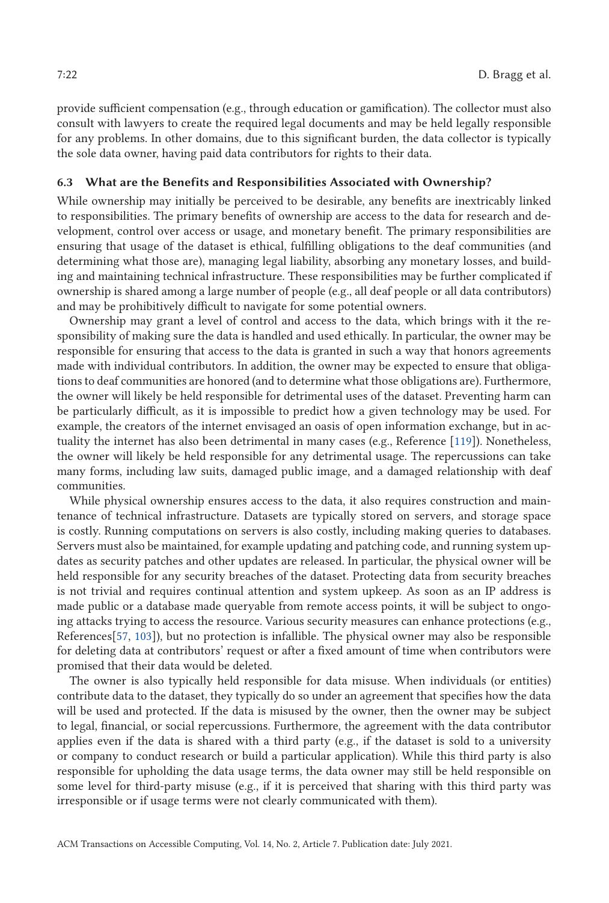provide sufficient compensation (e.g., through education or gamification). The collector must also consult with lawyers to create the required legal documents and may be held legally responsible for any problems. In other domains, due to this significant burden, the data collector is typically the sole data owner, having paid data contributors for rights to their data.

### 6.3 What are the Benefits and Responsibilities Associated with Ownership?

While ownership may initially be perceived to be desirable, any benefits are inextricably linked to responsibilities. The primary benefits of ownership are access to the data for research and development, control over access or usage, and monetary benefit. The primary responsibilities are ensuring that usage of the dataset is ethical, fulfilling obligations to the deaf communities (and determining what those are), managing legal liability, absorbing any monetary losses, and building and maintaining technical infrastructure. These responsibilities may be further complicated if ownership is shared among a large number of people (e.g., all deaf people or all data contributors) and may be prohibitively difficult to navigate for some potential owners.

Ownership may grant a level of control and access to the data, which brings with it the responsibility of making sure the data is handled and used ethically. In particular, the owner may be responsible for ensuring that access to the data is granted in such a way that honors agreements made with individual contributors. In addition, the owner may be expected to ensure that obligations to deaf communities are honored (and to determine what those obligations are). Furthermore, the owner will likely be held responsible for detrimental uses of the dataset. Preventing harm can be particularly difficult, as it is impossible to predict how a given technology may be used. For example, the creators of the internet envisaged an oasis of open information exchange, but in actuality the internet has also been detrimental in many cases (e.g., Reference [119]). Nonetheless, the owner will likely be held responsible for any detrimental usage. The repercussions can take many forms, including law suits, damaged public image, and a damaged relationship with deaf communities.

While physical ownership ensures access to the data, it also requires construction and maintenance of technical infrastructure. Datasets are typically stored on servers, and storage space is costly. Running computations on servers is also costly, including making queries to databases. Servers must also be maintained, for example updating and patching code, and running system updates as security patches and other updates are released. In particular, the physical owner will be held responsible for any security breaches of the dataset. Protecting data from security breaches is not trivial and requires continual attention and system upkeep. As soon as an IP address is made public or a database made queryable from remote access points, it will be subject to ongoing attacks trying to access the resource. Various security measures can enhance protections (e.g., References[57, 103]), but no protection is infallible. The physical owner may also be responsible for deleting data at contributors' request or after a fixed amount of time when contributors were promised that their data would be deleted.

The owner is also typically held responsible for data misuse. When individuals (or entities) contribute data to the dataset, they typically do so under an agreement that specifies how the data will be used and protected. If the data is misused by the owner, then the owner may be subject to legal, financial, or social repercussions. Furthermore, the agreement with the data contributor applies even if the data is shared with a third party (e.g., if the dataset is sold to a university or company to conduct research or build a particular application). While this third party is also responsible for upholding the data usage terms, the data owner may still be held responsible on some level for third-party misuse (e.g., if it is perceived that sharing with this third party was irresponsible or if usage terms were not clearly communicated with them).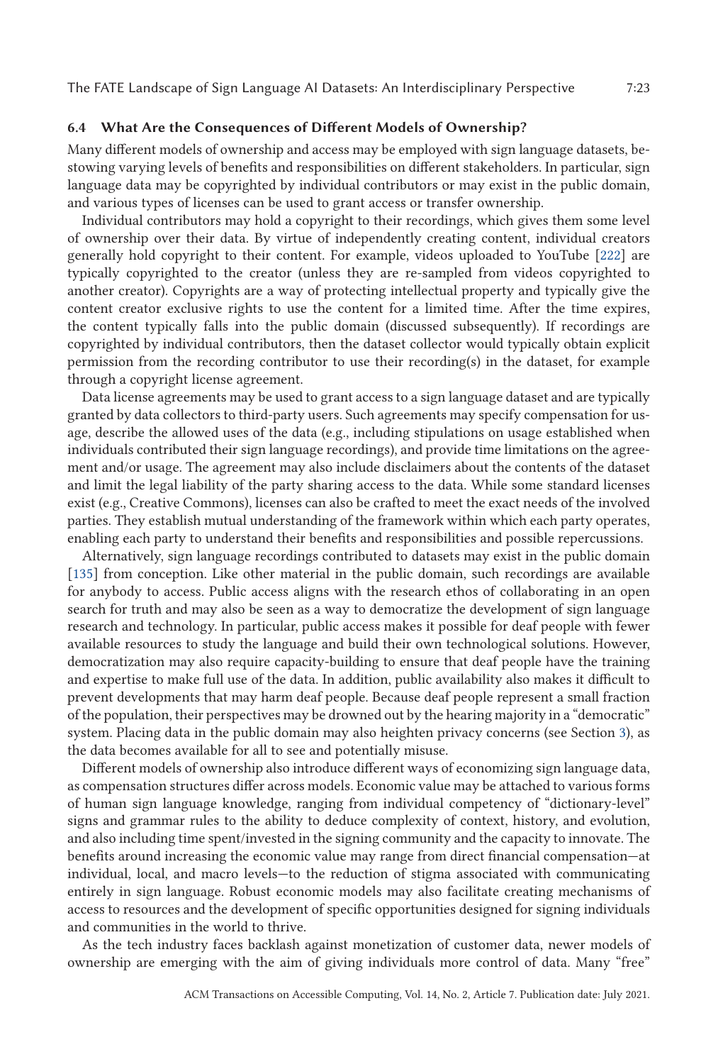### 6.4 What Are the Consequences of Different Models of Ownership?

Many different models of ownership and access may be employed with sign language datasets, bestowing varying levels of benefits and responsibilities on different stakeholders. In particular, sign language data may be copyrighted by individual contributors or may exist in the public domain, and various types of licenses can be used to grant access or transfer ownership.

Individual contributors may hold a copyright to their recordings, which gives them some level of ownership over their data. By virtue of independently creating content, individual creators generally hold copyright to their content. For example, videos uploaded to YouTube [222] are typically copyrighted to the creator (unless they are re-sampled from videos copyrighted to another creator). Copyrights are a way of protecting intellectual property and typically give the content creator exclusive rights to use the content for a limited time. After the time expires, the content typically falls into the public domain (discussed subsequently). If recordings are copyrighted by individual contributors, then the dataset collector would typically obtain explicit permission from the recording contributor to use their recording(s) in the dataset, for example through a copyright license agreement.

Data license agreements may be used to grant access to a sign language dataset and are typically granted by data collectors to third-party users. Such agreements may specify compensation for usage, describe the allowed uses of the data (e.g., including stipulations on usage established when individuals contributed their sign language recordings), and provide time limitations on the agreement and/or usage. The agreement may also include disclaimers about the contents of the dataset and limit the legal liability of the party sharing access to the data. While some standard licenses exist (e.g., Creative Commons), licenses can also be crafted to meet the exact needs of the involved parties. They establish mutual understanding of the framework within which each party operates, enabling each party to understand their benefits and responsibilities and possible repercussions.

Alternatively, sign language recordings contributed to datasets may exist in the public domain [135] from conception. Like other material in the public domain, such recordings are available for anybody to access. Public access aligns with the research ethos of collaborating in an open search for truth and may also be seen as a way to democratize the development of sign language research and technology. In particular, public access makes it possible for deaf people with fewer available resources to study the language and build their own technological solutions. However, democratization may also require capacity-building to ensure that deaf people have the training and expertise to make full use of the data. In addition, public availability also makes it difficult to prevent developments that may harm deaf people. Because deaf people represent a small fraction of the population, their perspectives may be drowned out by the hearing majority in a "democratic" system. Placing data in the public domain may also heighten privacy concerns (see Section 3), as the data becomes available for all to see and potentially misuse.

Different models of ownership also introduce different ways of economizing sign language data, as compensation structures differ across models. Economic value may be attached to various forms of human sign language knowledge, ranging from individual competency of "dictionary-level" signs and grammar rules to the ability to deduce complexity of context, history, and evolution, and also including time spent/invested in the signing community and the capacity to innovate. The benefits around increasing the economic value may range from direct financial compensation—at individual, local, and macro levels—to the reduction of stigma associated with communicating entirely in sign language. Robust economic models may also facilitate creating mechanisms of access to resources and the development of specific opportunities designed for signing individuals and communities in the world to thrive.

As the tech industry faces backlash against monetization of customer data, newer models of ownership are emerging with the aim of giving individuals more control of data. Many "free"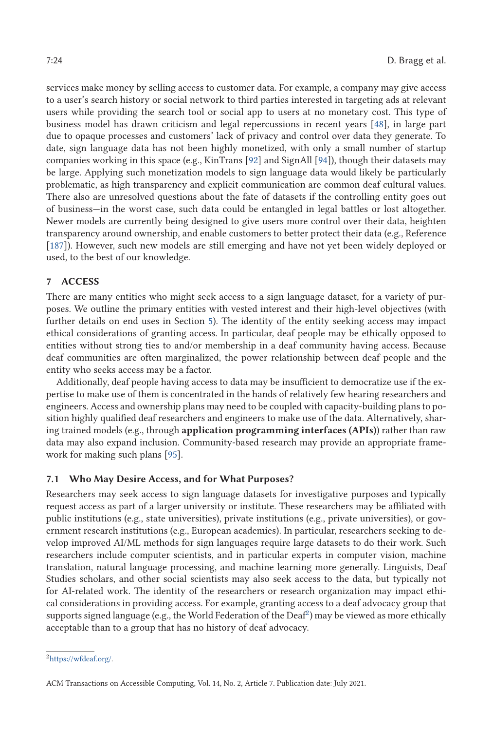services make money by selling access to customer data. For example, a company may give access to a user's search history or social network to third parties interested in targeting ads at relevant users while providing the search tool or social app to users at no monetary cost. This type of business model has drawn criticism and legal repercussions in recent years [48], in large part due to opaque processes and customers' lack of privacy and control over data they generate. To date, sign language data has not been highly monetized, with only a small number of startup companies working in this space (e.g., KinTrans [92] and SignAll [94]), though their datasets may be large. Applying such monetization models to sign language data would likely be particularly problematic, as high transparency and explicit communication are common deaf cultural values. There also are unresolved questions about the fate of datasets if the controlling entity goes out of business—in the worst case, such data could be entangled in legal battles or lost altogether. Newer models are currently being designed to give users more control over their data, heighten transparency around ownership, and enable customers to better protect their data (e.g., Reference [187]). However, such new models are still emerging and have not yet been widely deployed or used, to the best of our knowledge.

## 7 ACCESS

There are many entities who might seek access to a sign language dataset, for a variety of purposes. We outline the primary entities with vested interest and their high-level objectives (with further details on end uses in Section 5). The identity of the entity seeking access may impact ethical considerations of granting access. In particular, deaf people may be ethically opposed to entities without strong ties to and/or membership in a deaf community having access. Because deaf communities are often marginalized, the power relationship between deaf people and the entity who seeks access may be a factor.

Additionally, deaf people having access to data may be insufficient to democratize use if the expertise to make use of them is concentrated in the hands of relatively few hearing researchers and engineers. Access and ownership plans may need to be coupled with capacity-building plans to position highly qualified deaf researchers and engineers to make use of the data. Alternatively, sharing trained models (e.g., through **application programming interfaces (APIs)**) rather than raw data may also expand inclusion. Community-based research may provide an appropriate framework for making such plans [95].

### 7.1 Who May Desire Access, and for What Purposes?

Researchers may seek access to sign language datasets for investigative purposes and typically request access as part of a larger university or institute. These researchers may be affiliated with public institutions (e.g., state universities), private institutions (e.g., private universities), or government research institutions (e.g., European academies). In particular, researchers seeking to develop improved AI/ML methods for sign languages require large datasets to do their work. Such researchers include computer scientists, and in particular experts in computer vision, machine translation, natural language processing, and machine learning more generally. Linguists, Deaf Studies scholars, and other social scientists may also seek access to the data, but typically not for AI-related work. The identity of the researchers or research organization may impact ethical considerations in providing access. For example, granting access to a deaf advocacy group that supports signed language (e.g., the World Federation of the Deaf[2]) may be viewed as more ethically acceptable than to a group that has no history of deaf advocacy.

[2] https://wfdeaf.org/.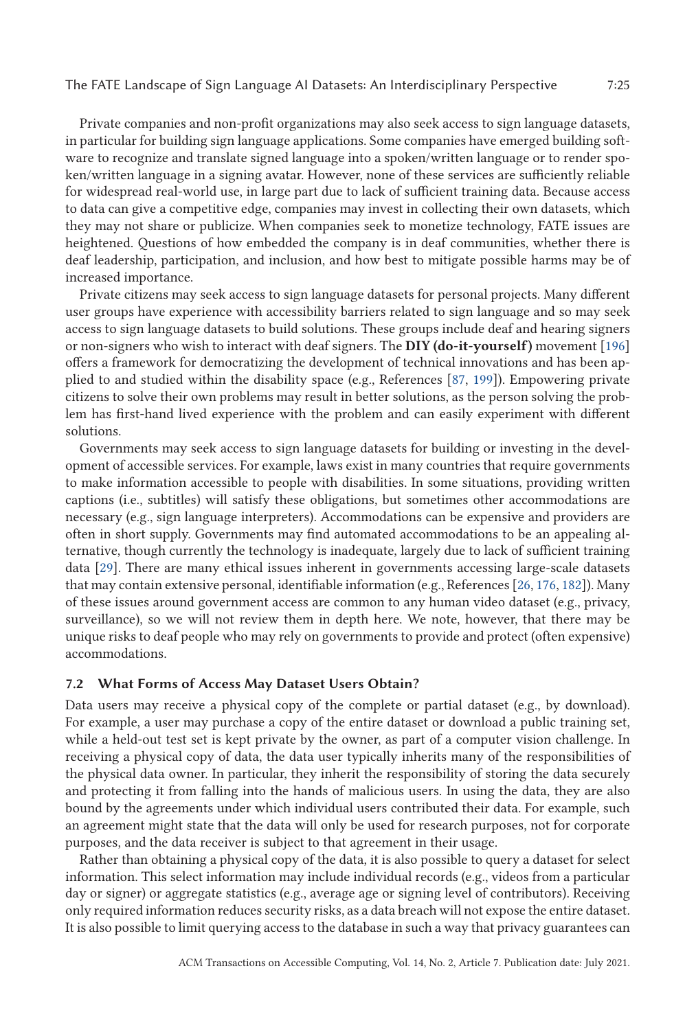Private companies and non-profit organizations may also seek access to sign language datasets, in particular for building sign language applications. Some companies have emerged building software to recognize and translate signed language into a spoken/written language or to render spoken/written language in a signing avatar. However, none of these services are sufficiently reliable for widespread real-world use, in large part due to lack of sufficient training data. Because access to data can give a competitive edge, companies may invest in collecting their own datasets, which they may not share or publicize. When companies seek to monetize technology, FATE issues are heightened. Questions of how embedded the company is in deaf communities, whether there is deaf leadership, participation, and inclusion, and how best to mitigate possible harms may be of increased importance.

Private citizens may seek access to sign language datasets for personal projects. Many different user groups have experience with accessibility barriers related to sign language and so may seek access to sign language datasets to build solutions. These groups include deaf and hearing signers or non-signers who wish to interact with deaf signers. The **DIY (do-it-yourself)** movement [196] offers a framework for democratizing the development of technical innovations and has been applied to and studied within the disability space (e.g., References [87, 199]). Empowering private citizens to solve their own problems may result in better solutions, as the person solving the problem has first-hand lived experience with the problem and can easily experiment with different solutions.

Governments may seek access to sign language datasets for building or investing in the development of accessible services. For example, laws exist in many countries that require governments to make information accessible to people with disabilities. In some situations, providing written captions (i.e., subtitles) will satisfy these obligations, but sometimes other accommodations are necessary (e.g., sign language interpreters). Accommodations can be expensive and providers are often in short supply. Governments may find automated accommodations to be an appealing alternative, though currently the technology is inadequate, largely due to lack of sufficient training data [29]. There are many ethical issues inherent in governments accessing large-scale datasets that may contain extensive personal, identifiable information (e.g., References [26, 176, 182]). Many of these issues around government access are common to any human video dataset (e.g., privacy, surveillance), so we will not review them in depth here. We note, however, that there may be unique risks to deaf people who may rely on governments to provide and protect (often expensive) accommodations.

### 7.2 What Forms of Access May Dataset Users Obtain?

Data users may receive a physical copy of the complete or partial dataset (e.g., by download). For example, a user may purchase a copy of the entire dataset or download a public training set, while a held-out test set is kept private by the owner, as part of a computer vision challenge. In receiving a physical copy of data, the data user typically inherits many of the responsibilities of the physical data owner. In particular, they inherit the responsibility of storing the data securely and protecting it from falling into the hands of malicious users. In using the data, they are also bound by the agreements under which individual users contributed their data. For example, such an agreement might state that the data will only be used for research purposes, not for corporate purposes, and the data receiver is subject to that agreement in their usage.

Rather than obtaining a physical copy of the data, it is also possible to query a dataset for select information. This select information may include individual records (e.g., videos from a particular day or signer) or aggregate statistics (e.g., average age or signing level of contributors). Receiving only required information reduces security risks, as a data breach will not expose the entire dataset. It is also possible to limit querying access to the database in such a way that privacy guarantees can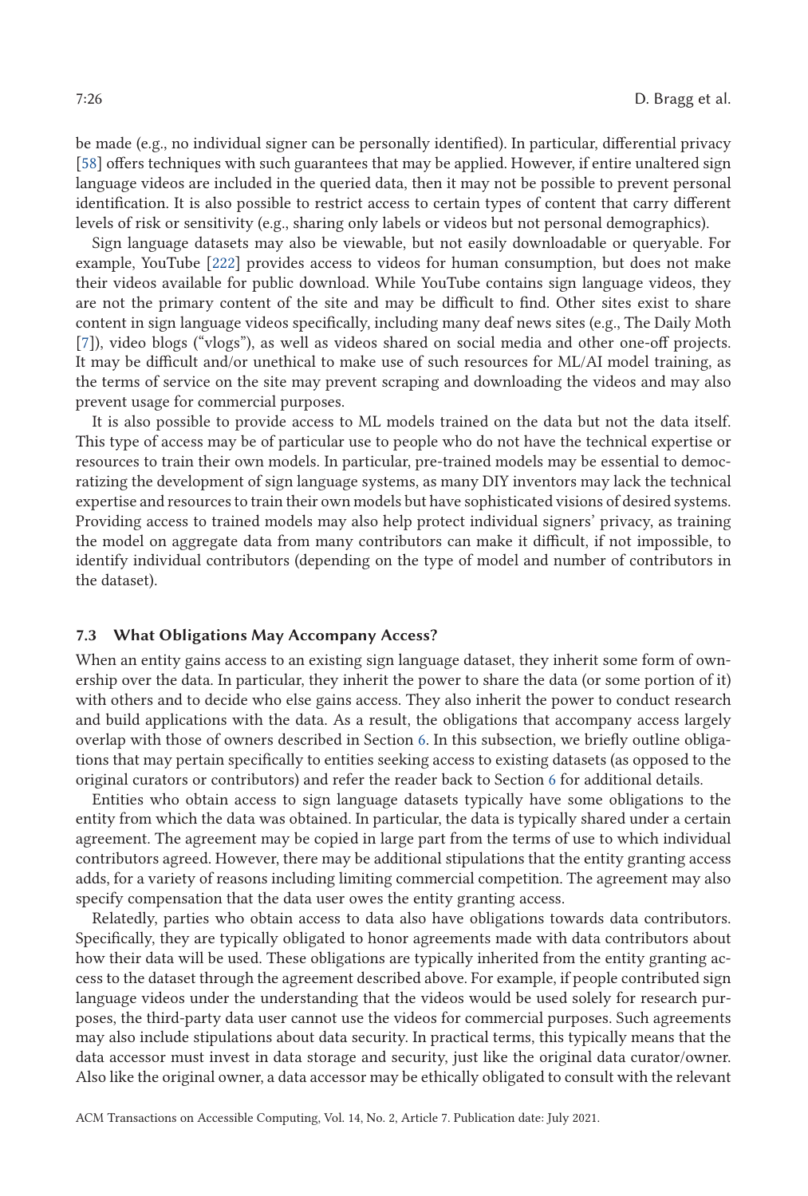be made (e.g., no individual signer can be personally identified). In particular, differential privacy [58] offers techniques with such guarantees that may be applied. However, if entire unaltered sign language videos are included in the queried data, then it may not be possible to prevent personal identification. It is also possible to restrict access to certain types of content that carry different levels of risk or sensitivity (e.g., sharing only labels or videos but not personal demographics).

Sign language datasets may also be viewable, but not easily downloadable or queryable. For example, YouTube [222] provides access to videos for human consumption, but does not make their videos available for public download. While YouTube contains sign language videos, they are not the primary content of the site and may be difficult to find. Other sites exist to share content in sign language videos specifically, including many deaf news sites (e.g., The Daily Moth [7]), video blogs ("vlogs"), as well as videos shared on social media and other one-off projects. It may be difficult and/or unethical to make use of such resources for ML/AI model training, as the terms of service on the site may prevent scraping and downloading the videos and may also prevent usage for commercial purposes.

It is also possible to provide access to ML models trained on the data but not the data itself. This type of access may be of particular use to people who do not have the technical expertise or resources to train their own models. In particular, pre-trained models may be essential to democratizing the development of sign language systems, as many DIY inventors may lack the technical expertise and resources to train their own models but have sophisticated visions of desired systems. Providing access to trained models may also help protect individual signers' privacy, as training the model on aggregate data from many contributors can make it difficult, if not impossible, to identify individual contributors (depending on the type of model and number of contributors in the dataset).

### 7.3 What Obligations May Accompany Access?

When an entity gains access to an existing sign language dataset, they inherit some form of ownership over the data. In particular, they inherit the power to share the data (or some portion of it) with others and to decide who else gains access. They also inherit the power to conduct research and build applications with the data. As a result, the obligations that accompany access largely overlap with those of owners described in Section 6. In this subsection, we briefly outline obligations that may pertain specifically to entities seeking access to existing datasets (as opposed to the original curators or contributors) and refer the reader back to Section 6 for additional details.

Entities who obtain access to sign language datasets typically have some obligations to the entity from which the data was obtained. In particular, the data is typically shared under a certain agreement. The agreement may be copied in large part from the terms of use to which individual contributors agreed. However, there may be additional stipulations that the entity granting access adds, for a variety of reasons including limiting commercial competition. The agreement may also specify compensation that the data user owes the entity granting access.

Relatedly, parties who obtain access to data also have obligations towards data contributors. Specifically, they are typically obligated to honor agreements made with data contributors about how their data will be used. These obligations are typically inherited from the entity granting access to the dataset through the agreement described above. For example, if people contributed sign language videos under the understanding that the videos would be used solely for research purposes, the third-party data user cannot use the videos for commercial purposes. Such agreements may also include stipulations about data security. In practical terms, this typically means that the data accessor must invest in data storage and security, just like the original data curator/owner. Also like the original owner, a data accessor may be ethically obligated to consult with the relevant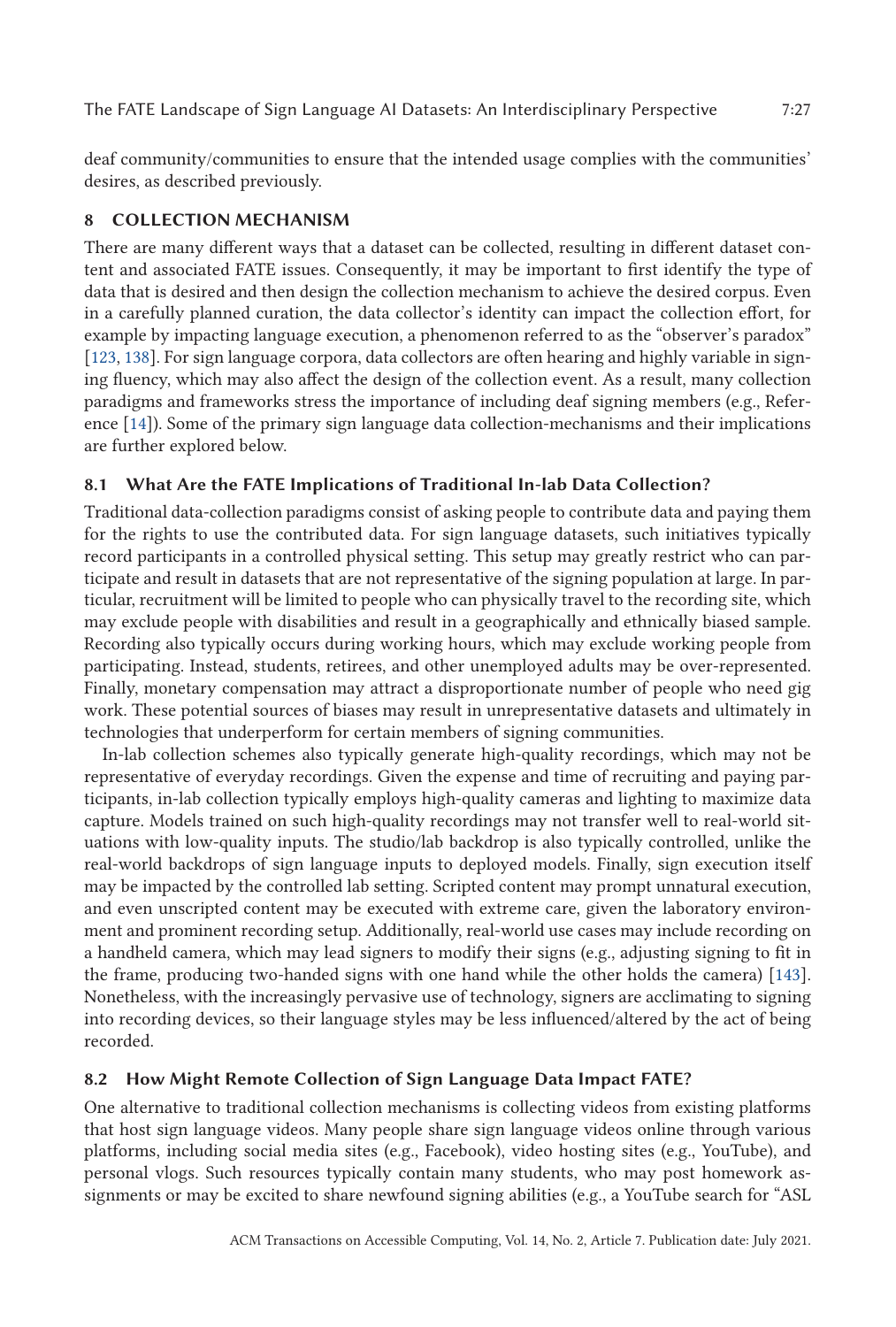deaf community/communities to ensure that the intended usage complies with the communities' desires, as described previously.

## 8 COLLECTION MECHANISM

There are many different ways that a dataset can be collected, resulting in different dataset content and associated FATE issues. Consequently, it may be important to first identify the type of data that is desired and then design the collection mechanism to achieve the desired corpus. Even in a carefully planned curation, the data collector's identity can impact the collection effort, for example by impacting language execution, a phenomenon referred to as the "observer's paradox" [123, 138]. For sign language corpora, data collectors are often hearing and highly variable in signing fluency, which may also affect the design of the collection event. As a result, many collection paradigms and frameworks stress the importance of including deaf signing members (e.g., Reference [14]). Some of the primary sign language data collection-mechanisms and their implications are further explored below.

### 8.1 What Are the FATE Implications of Traditional In-lab Data Collection?

Traditional data-collection paradigms consist of asking people to contribute data and paying them for the rights to use the contributed data. For sign language datasets, such initiatives typically record participants in a controlled physical setting. This setup may greatly restrict who can participate and result in datasets that are not representative of the signing population at large. In particular, recruitment will be limited to people who can physically travel to the recording site, which may exclude people with disabilities and result in a geographically and ethnically biased sample. Recording also typically occurs during working hours, which may exclude working people from participating. Instead, students, retirees, and other unemployed adults may be over-represented. Finally, monetary compensation may attract a disproportionate number of people who need gig work. These potential sources of biases may result in unrepresentative datasets and ultimately in technologies that underperform for certain members of signing communities.

In-lab collection schemes also typically generate high-quality recordings, which may not be representative of everyday recordings. Given the expense and time of recruiting and paying participants, in-lab collection typically employs high-quality cameras and lighting to maximize data capture. Models trained on such high-quality recordings may not transfer well to real-world situations with low-quality inputs. The studio/lab backdrop is also typically controlled, unlike the real-world backdrops of sign language inputs to deployed models. Finally, sign execution itself may be impacted by the controlled lab setting. Scripted content may prompt unnatural execution, and even unscripted content may be executed with extreme care, given the laboratory environment and prominent recording setup. Additionally, real-world use cases may include recording on a handheld camera, which may lead signers to modify their signs (e.g., adjusting signing to fit in the frame, producing two-handed signs with one hand while the other holds the camera) [143]. Nonetheless, with the increasingly pervasive use of technology, signers are acclimating to signing into recording devices, so their language styles may be less influenced/altered by the act of being recorded.

### 8.2 How Might Remote Collection of Sign Language Data Impact FATE?

One alternative to traditional collection mechanisms is collecting videos from existing platforms that host sign language videos. Many people share sign language videos online through various platforms, including social media sites (e.g., Facebook), video hosting sites (e.g., YouTube), and personal vlogs. Such resources typically contain many students, who may post homework assignments or may be excited to share newfound signing abilities (e.g., a YouTube search for "ASL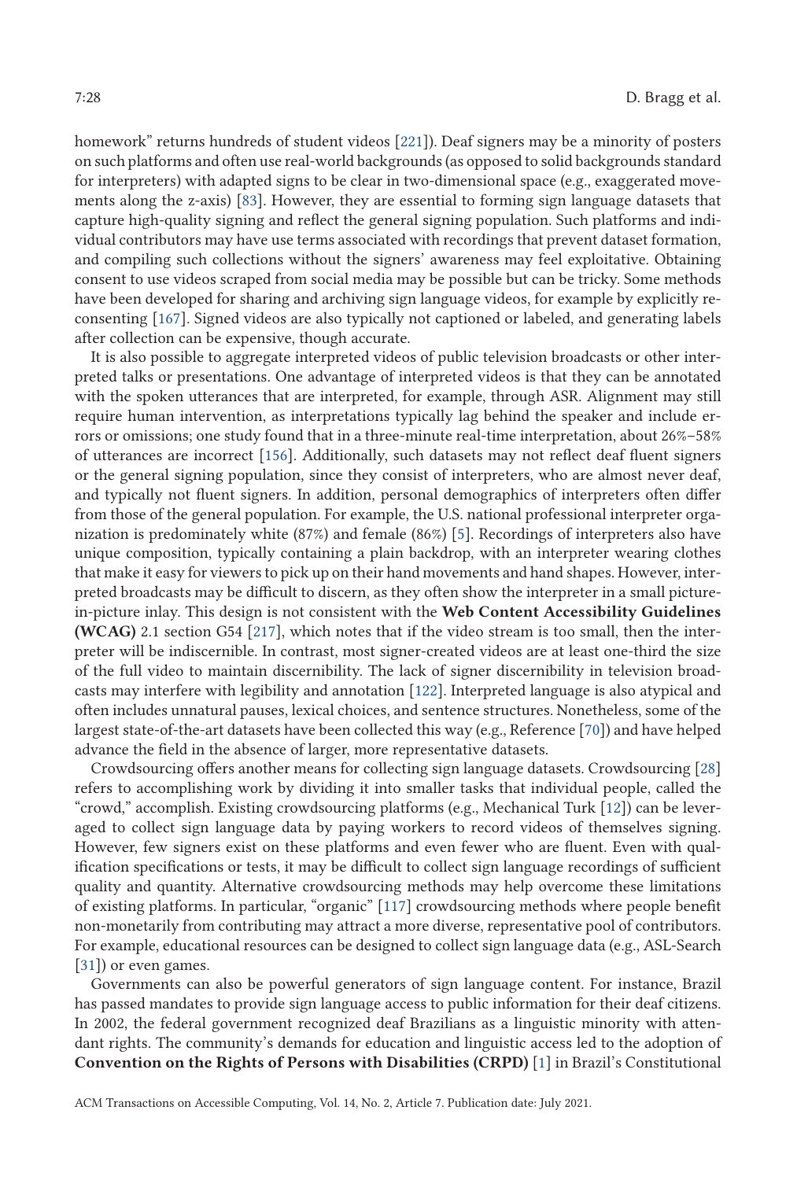homework" returns hundreds of student videos [221]). Deaf signers may be a minority of posters on such platforms and often use real-world backgrounds (as opposed to solid backgrounds standard for interpreters) with adapted signs to be clear in two-dimensional space (e.g., exaggerated movements along the z-axis) [83]. However, they are essential to forming sign language datasets that capture high-quality signing and reflect the general signing population. Such platforms and individual contributors may have use terms associated with recordings that prevent dataset formation, and compiling such collections without the signers' awareness may feel exploitative. Obtaining consent to use videos scraped from social media may be possible but can be tricky. Some methods have been developed for sharing and archiving sign language videos, for example by explicitly re-consenting [167]. Signed videos are also typically not captioned or labeled, and generating labels after collection can be expensive, though accurate.

It is also possible to aggregate interpreted videos of public television broadcasts or other interpreted talks or presentations. One advantage of interpreted videos is that they can be annotated with the spoken utterances that are interpreted, for example, through ASR. Alignment may still require human intervention, as interpretations typically lag behind the speaker and include errors or omissions; one study found that in a three-minute real-time interpretation, about 26%–58% of utterances are incorrect [156]. Additionally, such datasets may not reflect deaf fluent signers or the general signing population, since they consist of interpreters, who are almost never deaf, and typically not fluent signers. In addition, personal demographics of interpreters often differ from those of the general population. For example, the U.S. national professional interpreter organization is predominately white (87%) and female (86%) [5]. Recordings of interpreters also have unique composition, typically containing a plain backdrop, with an interpreter wearing clothes that make it easy for viewers to pick up on their hand movements and hand shapes. However, interpreted broadcasts may be difficult to discern, as they often show the interpreter in a small picture-in-picture inlay. This design is not consistent with the **Web Content Accessibility Guidelines (WCAG)** 2.1 section G54 [217], which notes that if the video stream is too small, then the interpreter will be indiscernible. In contrast, most signer-created videos are at least one-third the size of the full video to maintain discernibility. The lack of signer discernibility in television broadcasts may interfere with legibility and annotation [122]. Interpreted language is also atypical and often includes unnatural pauses, lexical choices, and sentence structures. Nonetheless, some of the largest state-of-the-art datasets have been collected this way (e.g., Reference [70]) and have helped advance the field in the absence of larger, more representative datasets.

Crowdsourcing offers another means for collecting sign language datasets. Crowdsourcing [28] refers to accomplishing work by dividing it into smaller tasks that individual people, called the "crowd," accomplish. Existing crowdsourcing platforms (e.g., Mechanical Turk [12]) can be leveraged to collect sign language data by paying workers to record videos of themselves signing. However, few signers exist on these platforms and even fewer who are fluent. Even with qualification specifications or tests, it may be difficult to collect sign language recordings of sufficient quality and quantity. Alternative crowdsourcing methods may help overcome these limitations of existing platforms. In particular, "organic" [117] crowdsourcing methods where people benefit non-monetarily from contributing may attract a more diverse, representative pool of contributors. For example, educational resources can be designed to collect sign language data (e.g., ASL-Search [31]) or even games.

Governments can also be powerful generators of sign language content. For instance, Brazil has passed mandates to provide sign language access to public information for their deaf citizens. In 2002, the federal government recognized deaf Brazilians as a linguistic minority with attendant rights. The community's demands for education and linguistic access led to the adoption of **Convention on the Rights of Persons with Disabilities (CRPD)** [1] in Brazil's Constitutional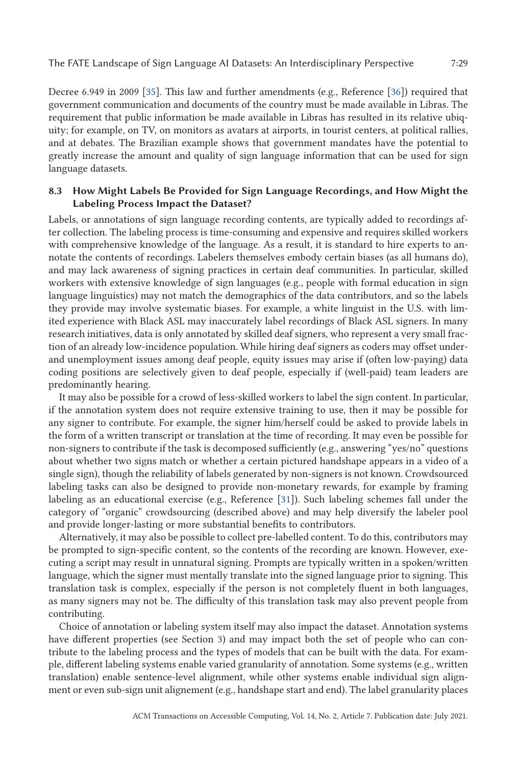Decree 6.949 in 2009 [35]. This law and further amendments (e.g., Reference [36]) required that government communication and documents of the country must be made available in Libras. The requirement that public information be made available in Libras has resulted in its relative ubiquity; for example, on TV, on monitors as avatars at airports, in tourist centers, at political rallies, and at debates. The Brazilian example shows that government mandates have the potential to greatly increase the amount and quality of sign language information that can be used for sign language datasets.

### 8.3 How Might Labels Be Provided for Sign Language Recordings, and How Might the Labeling Process Impact the Dataset?

Labels, or annotations of sign language recording contents, are typically added to recordings after collection. The labeling process is time-consuming and expensive and requires skilled workers with comprehensive knowledge of the language. As a result, it is standard to hire experts to annotate the contents of recordings. Labelers themselves embody certain biases (as all humans do), and may lack awareness of signing practices in certain deaf communities. In particular, skilled workers with extensive knowledge of sign languages (e.g., people with formal education in sign language linguistics) may not match the demographics of the data contributors, and so the labels they provide may involve systematic biases. For example, a white linguist in the U.S. with limited experience with Black ASL may inaccurately label recordings of Black ASL signers. In many research initiatives, data is only annotated by skilled deaf signers, who represent a very small fraction of an already low-incidence population. While hiring deaf signers as coders may offset under- and unemployment issues among deaf people, equity issues may arise if (often low-paying) data coding positions are selectively given to deaf people, especially if (well-paid) team leaders are predominantly hearing.

It may also be possible for a crowd of less-skilled workers to label the sign content. In particular, if the annotation system does not require extensive training to use, then it may be possible for any signer to contribute. For example, the signer him/herself could be asked to provide labels in the form of a written transcript or translation at the time of recording. It may even be possible for non-signers to contribute if the task is decomposed sufficiently (e.g., answering "yes/no" questions about whether two signs match or whether a certain pictured handshape appears in a video of a single sign), though the reliability of labels generated by non-signers is not known. Crowdsourced labeling tasks can also be designed to provide non-monetary rewards, for example by framing labeling as an educational exercise (e.g., Reference [31]). Such labeling schemes fall under the category of "organic" crowdsourcing (described above) and may help diversify the labeler pool and provide longer-lasting or more substantial benefits to contributors.

Alternatively, it may also be possible to collect pre-labelled content. To do this, contributors may be prompted to sign-specific content, so the contents of the recording are known. However, executing a script may result in unnatural signing. Prompts are typically written in a spoken/written language, which the signer must mentally translate into the signed language prior to signing. This translation task is complex, especially if the person is not completely fluent in both languages, as many signers may not be. The difficulty of this translation task may also prevent people from contributing.

Choice of annotation or labeling system itself may also impact the dataset. Annotation systems have different properties (see Section 3) and may impact both the set of people who can contribute to the labeling process and the types of models that can be built with the data. For example, different labeling systems enable varied granularity of annotation. Some systems (e.g., written translation) enable sentence-level alignment, while other systems enable individual sign alignment or even sub-sign unit alignement (e.g., handshape start and end). The label granularity places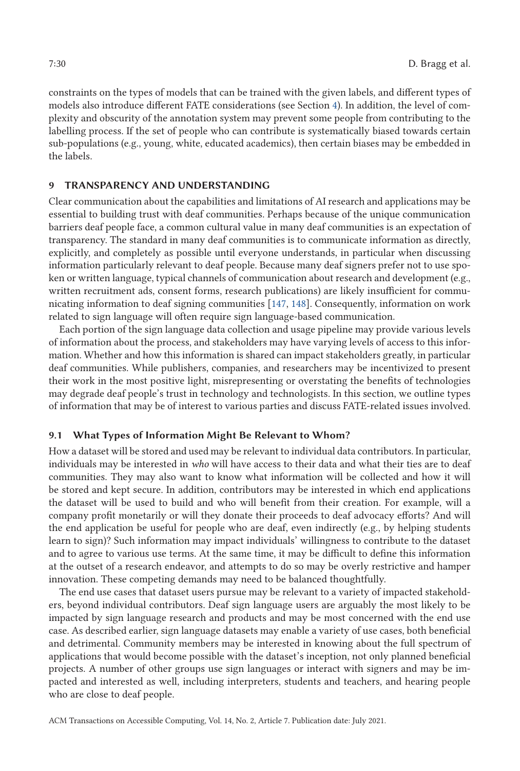constraints on the types of models that can be trained with the given labels, and different types of models also introduce different FATE considerations (see Section 4). In addition, the level of complexity and obscurity of the annotation system may prevent some people from contributing to the labelling process. If the set of people who can contribute is systematically biased towards certain sub-populations (e.g., young, white, educated academics), then certain biases may be embedded in the labels.

## 9 TRANSPARENCY AND UNDERSTANDING

Clear communication about the capabilities and limitations of AI research and applications may be essential to building trust with deaf communities. Perhaps because of the unique communication barriers deaf people face, a common cultural value in many deaf communities is an expectation of transparency. The standard in many deaf communities is to communicate information as directly, explicitly, and completely as possible until everyone understands, in particular when discussing information particularly relevant to deaf people. Because many deaf signers prefer not to use spoken or written language, typical channels of communication about research and development (e.g., written recruitment ads, consent forms, research publications) are likely insufficient for communicating information to deaf signing communities [147, 148]. Consequently, information on work related to sign language will often require sign language-based communication.

Each portion of the sign language data collection and usage pipeline may provide various levels of information about the process, and stakeholders may have varying levels of access to this information. Whether and how this information is shared can impact stakeholders greatly, in particular deaf communities. While publishers, companies, and researchers may be incentivized to present their work in the most positive light, misrepresenting or overstating the benefits of technologies may degrade deaf people's trust in technology and technologists. In this section, we outline types of information that may be of interest to various parties and discuss FATE-related issues involved.

### 9.1 What Types of Information Might Be Relevant to Whom?

How a dataset will be stored and used may be relevant to individual data contributors. In particular, individuals may be interested in *who* will have access to their data and what their ties are to deaf communities. They may also want to know what information will be collected and how it will be stored and kept secure. In addition, contributors may be interested in which end applications the dataset will be used to build and who will benefit from their creation. For example, will a company profit monetarily or will they donate their proceeds to deaf advocacy efforts? And will the end application be useful for people who are deaf, even indirectly (e.g., by helping students learn to sign)? Such information may impact individuals' willingness to contribute to the dataset and to agree to various use terms. At the same time, it may be difficult to define this information at the outset of a research endeavor, and attempts to do so may be overly restrictive and hamper innovation. These competing demands may need to be balanced thoughtfully.

The end use cases that dataset users pursue may be relevant to a variety of impacted stakeholders, beyond individual contributors. Deaf sign language users are arguably the most likely to be impacted by sign language research and products and may be most concerned with the end use case. As described earlier, sign language datasets may enable a variety of use cases, both beneficial and detrimental. Community members may be interested in knowing about the full spectrum of applications that would become possible with the dataset's inception, not only planned beneficial projects. A number of other groups use sign languages or interact with signers and may be impacted and interested as well, including interpreters, students and teachers, and hearing people who are close to deaf people.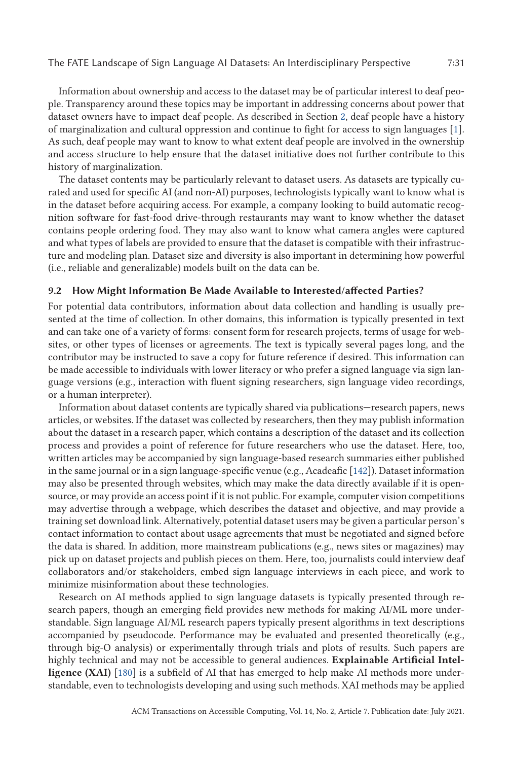Information about ownership and access to the dataset may be of particular interest to deaf people. Transparency around these topics may be important in addressing concerns about power that dataset owners have to impact deaf people. As described in Section 2, deaf people have a history of marginalization and cultural oppression and continue to fight for access to sign languages [1]. As such, deaf people may want to know to what extent deaf people are involved in the ownership and access structure to help ensure that the dataset initiative does not further contribute to this history of marginalization.

The dataset contents may be particularly relevant to dataset users. As datasets are typically curated and used for specific AI (and non-AI) purposes, technologists typically want to know what is in the dataset before acquiring access. For example, a company looking to build automatic recognition software for fast-food drive-through restaurants may want to know whether the dataset contains people ordering food. They may also want to know what camera angles were captured and what types of labels are provided to ensure that the dataset is compatible with their infrastructure and modeling plan. Dataset size and diversity is also important in determining how powerful (i.e., reliable and generalizable) models built on the data can be.

### 9.2 How Might Information Be Made Available to Interested/affected Parties?

For potential data contributors, information about data collection and handling is usually presented at the time of collection. In other domains, this information is typically presented in text and can take one of a variety of forms: consent form for research projects, terms of usage for websites, or other types of licenses or agreements. The text is typically several pages long, and the contributor may be instructed to save a copy for future reference if desired. This information can be made accessible to individuals with lower literacy or who prefer a signed language via sign language versions (e.g., interaction with fluent signing researchers, sign language video recordings, or a human interpreter).

Information about dataset contents are typically shared via publications—research papers, news articles, or websites. If the dataset was collected by researchers, then they may publish information about the dataset in a research paper, which contains a description of the dataset and its collection process and provides a point of reference for future researchers who use the dataset. Here, too, written articles may be accompanied by sign language-based research summaries either published in the same journal or in a sign language-specific venue (e.g., Acadeafic [142]). Dataset information may also be presented through websites, which may make the data directly available if it is open-source, or may provide an access point if it is not public. For example, computer vision competitions may advertise through a webpage, which describes the dataset and objective, and may provide a training set download link. Alternatively, potential dataset users may be given a particular person's contact information to contact about usage agreements that must be negotiated and signed before the data is shared. In addition, more mainstream publications (e.g., news sites or magazines) may pick up on dataset projects and publish pieces on them. Here, too, journalists could interview deaf collaborators and/or stakeholders, embed sign language interviews in each piece, and work to minimize misinformation about these technologies.

Research on AI methods applied to sign language datasets is typically presented through research papers, though an emerging field provides new methods for making AI/ML more understandable. Sign language AI/ML research papers typically present algorithms in text descriptions accompanied by pseudocode. Performance may be evaluated and presented theoretically (e.g., through big-O analysis) or experimentally through trials and plots of results. Such papers are highly technical and may not be accessible to general audiences. **Explainable Artificial Intelligence (XAI)** [180] is a subfield of AI that has emerged to help make AI methods more understandable, even to technologists developing and using such methods. XAI methods may be applied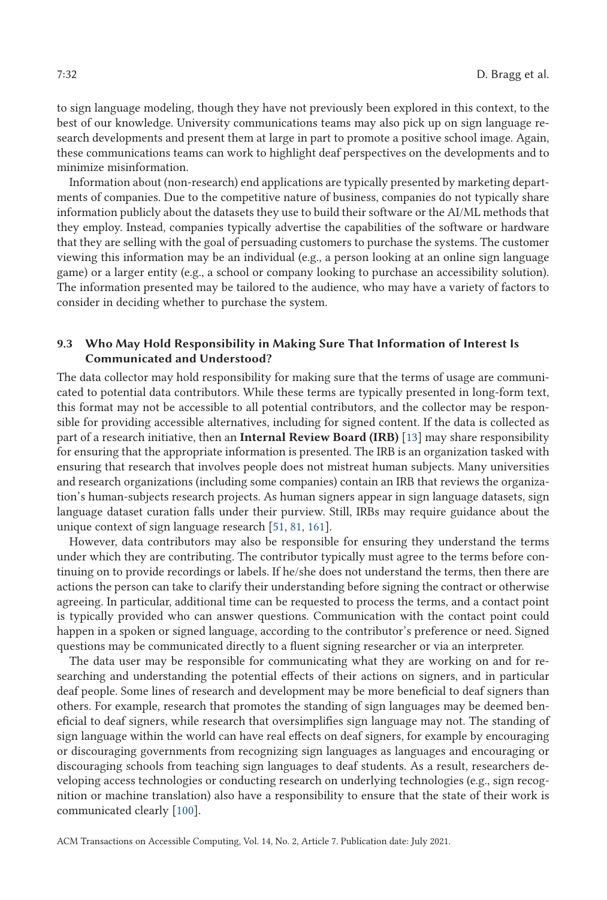to sign language modeling, though they have not previously been explored in this context, to the best of our knowledge. University communications teams may also pick up on sign language research developments and present them at large in part to promote a positive school image. Again, these communications teams can work to highlight deaf perspectives on the developments and to minimize misinformation.

Information about (non-research) end applications are typically presented by marketing departments of companies. Due to the competitive nature of business, companies do not typically share information publicly about the datasets they use to build their software or the AI/ML methods that they employ. Instead, companies typically advertise the capabilities of the software or hardware that they are selling with the goal of persuading customers to purchase the systems. The customer viewing this information may be an individual (e.g., a person looking at an online sign language game) or a larger entity (e.g., a school or company looking to purchase an accessibility solution). The information presented may be tailored to the audience, who may have a variety of factors to consider in deciding whether to purchase the system.

### 9.3 Who May Hold Responsibility in Making Sure That Information of Interest Is Communicated and Understood?

The data collector may hold responsibility for making sure that the terms of usage are communicated to potential data contributors. While these terms are typically presented in long-form text, this format may not be accessible to all potential contributors, and the collector may be responsible for providing accessible alternatives, including for signed content. If the data is collected as part of a research initiative, then an **Internal Review Board (IRB)** [13] may share responsibility for ensuring that the appropriate information is presented. The IRB is an organization tasked with ensuring that research that involves people does not mistreat human subjects. Many universities and research organizations (including some companies) contain an IRB that reviews the organization's human-subjects research projects. As human signers appear in sign language datasets, sign language dataset curation falls under their purview. Still, IRBs may require guidance about the unique context of sign language research [51, 81, 161].

However, data contributors may also be responsible for ensuring they understand the terms under which they are contributing. The contributor typically must agree to the terms before continuing on to provide recordings or labels. If he/she does not understand the terms, then there are actions the person can take to clarify their understanding before signing the contract or otherwise agreeing. In particular, additional time can be requested to process the terms, and a contact point is typically provided who can answer questions. Communication with the contact point could happen in a spoken or signed language, according to the contributor's preference or need. Signed questions may be communicated directly to a fluent signing researcher or via an interpreter.

The data user may be responsible for communicating what they are working on and for researching and understanding the potential effects of their actions on signers, and in particular deaf people. Some lines of research and development may be more beneficial to deaf signers than others. For example, research that promotes the standing of sign languages may be deemed beneficial to deaf signers, while research that oversimplifies sign language may not. The standing of sign language within the world can have real effects on deaf signers, for example by encouraging or discouraging governments from recognizing sign languages as languages and encouraging or discouraging schools from teaching sign languages to deaf students. As a result, researchers developing access technologies or conducting research on underlying technologies (e.g., sign recognition or machine translation) also have a responsibility to ensure that the state of their work is communicated clearly [100].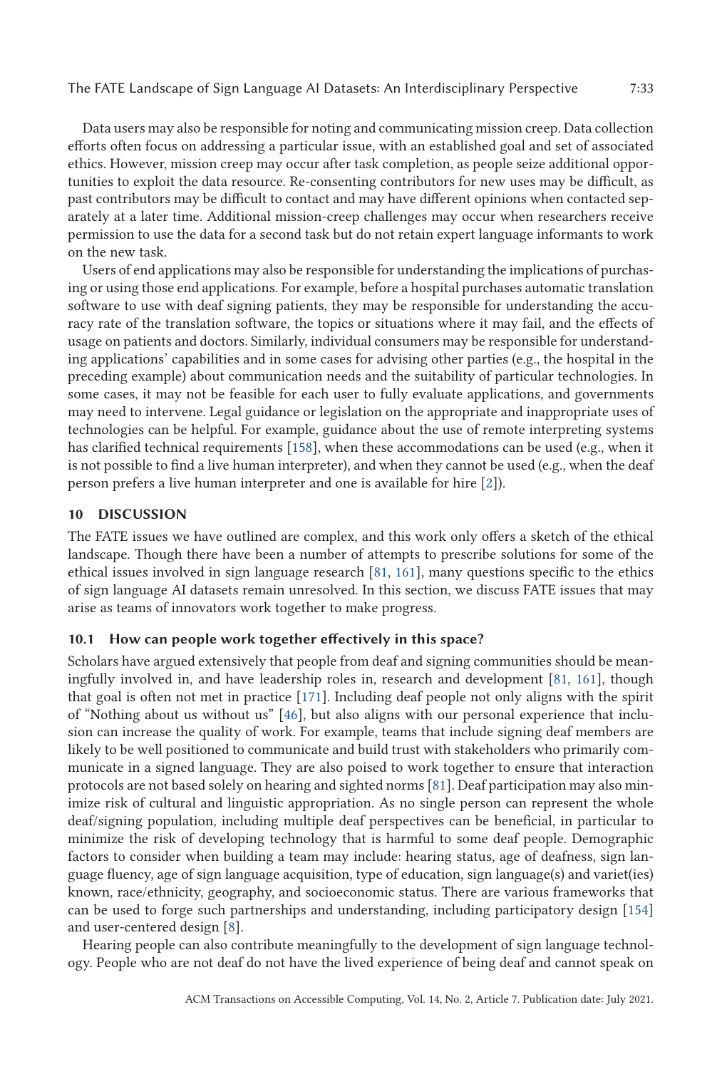Data users may also be responsible for noting and communicating mission creep. Data collection efforts often focus on addressing a particular issue, with an established goal and set of associated ethics. However, mission creep may occur after task completion, as people seize additional opportunities to exploit the data resource. Re-consenting contributors for new uses may be difficult, as past contributors may be difficult to contact and may have different opinions when contacted separately at a later time. Additional mission-creep challenges may occur when researchers receive permission to use the data for a second task but do not retain expert language informants to work on the new task.

Users of end applications may also be responsible for understanding the implications of purchasing or using those end applications. For example, before a hospital purchases automatic translation software to use with deaf signing patients, they may be responsible for understanding the accuracy rate of the translation software, the topics or situations where it may fail, and the effects of usage on patients and doctors. Similarly, individual consumers may be responsible for understanding applications' capabilities and in some cases for advising other parties (e.g., the hospital in the preceding example) about communication needs and the suitability of particular technologies. In some cases, it may not be feasible for each user to fully evaluate applications, and governments may need to intervene. Legal guidance or legislation on the appropriate and inappropriate uses of technologies can be helpful. For example, guidance about the use of remote interpreting systems has clarified technical requirements [158], when these accommodations can be used (e.g., when it is not possible to find a live human interpreter), and when they cannot be used (e.g., when the deaf person prefers a live human interpreter and one is available for hire [2]).

## 10 DISCUSSION

The FATE issues we have outlined are complex, and this work only offers a sketch of the ethical landscape. Though there have been a number of attempts to prescribe solutions for some of the ethical issues involved in sign language research [81, 161], many questions specific to the ethics of sign language AI datasets remain unresolved. In this section, we discuss FATE issues that may arise as teams of innovators work together to make progress.

### 10.1 How can people work together effectively in this space?

Scholars have argued extensively that people from deaf and signing communities should be meaningfully involved in, and have leadership roles in, research and development [81, 161], though that goal is often not met in practice [171]. Including deaf people not only aligns with the spirit of "Nothing about us without us" [46], but also aligns with our personal experience that inclusion can increase the quality of work. For example, teams that include signing deaf members are likely to be well positioned to communicate and build trust with stakeholders who primarily communicate in a signed language. They are also poised to work together to ensure that interaction protocols are not based solely on hearing and sighted norms [81]. Deaf participation may also minimize risk of cultural and linguistic appropriation. As no single person can represent the whole deaf/signing population, including multiple deaf perspectives can be beneficial, in particular to minimize the risk of developing technology that is harmful to some deaf people. Demographic factors to consider when building a team may include: hearing status, age of deafness, sign language fluency, age of sign language acquisition, type of education, sign language(s) and variet(ies) known, race/ethnicity, geography, and socioeconomic status. There are various frameworks that can be used to forge such partnerships and understanding, including participatory design [154] and user-centered design [8].

Hearing people can also contribute meaningfully to the development of sign language technology. People who are not deaf do not have the lived experience of being deaf and cannot speak on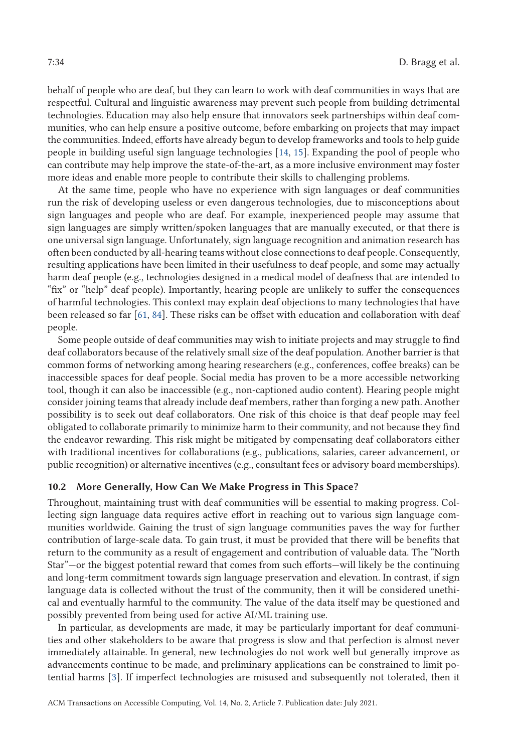behalf of people who are deaf, but they can learn to work with deaf communities in ways that are respectful. Cultural and linguistic awareness may prevent such people from building detrimental technologies. Education may also help ensure that innovators seek partnerships within deaf communities, who can help ensure a positive outcome, before embarking on projects that may impact the communities. Indeed, efforts have already begun to develop frameworks and tools to help guide people in building useful sign language technologies [14, 15]. Expanding the pool of people who can contribute may help improve the state-of-the-art, as a more inclusive environment may foster more ideas and enable more people to contribute their skills to challenging problems.

At the same time, people who have no experience with sign languages or deaf communities run the risk of developing useless or even dangerous technologies, due to misconceptions about sign languages and people who are deaf. For example, inexperienced people may assume that sign languages are simply written/spoken languages that are manually executed, or that there is one universal sign language. Unfortunately, sign language recognition and animation research has often been conducted by all-hearing teams without close connections to deaf people. Consequently, resulting applications have been limited in their usefulness to deaf people, and some may actually harm deaf people (e.g., technologies designed in a medical model of deafness that are intended to "fix" or "help" deaf people). Importantly, hearing people are unlikely to suffer the consequences of harmful technologies. This context may explain deaf objections to many technologies that have been released so far [61, 84]. These risks can be offset with education and collaboration with deaf people.

Some people outside of deaf communities may wish to initiate projects and may struggle to find deaf collaborators because of the relatively small size of the deaf population. Another barrier is that common forms of networking among hearing researchers (e.g., conferences, coffee breaks) can be inaccessible spaces for deaf people. Social media has proven to be a more accessible networking tool, though it can also be inaccessible (e.g., non-captioned audio content). Hearing people might consider joining teams that already include deaf members, rather than forging a new path. Another possibility is to seek out deaf collaborators. One risk of this choice is that deaf people may feel obligated to collaborate primarily to minimize harm to their community, and not because they find the endeavor rewarding. This risk might be mitigated by compensating deaf collaborators either with traditional incentives for collaborations (e.g., publications, salaries, career advancement, or public recognition) or alternative incentives (e.g., consultant fees or advisory board memberships).

### 10.2 More Generally, How Can We Make Progress in This Space?

Throughout, maintaining trust with deaf communities will be essential to making progress. Collecting sign language data requires active effort in reaching out to various sign language communities worldwide. Gaining the trust of sign language communities paves the way for further contribution of large-scale data. To gain trust, it must be provided that there will be benefits that return to the community as a result of engagement and contribution of valuable data. The "North Star"—or the biggest potential reward that comes from such efforts—will likely be the continuing and long-term commitment towards sign language preservation and elevation. In contrast, if sign language data is collected without the trust of the community, then it will be considered unethical and eventually harmful to the community. The value of the data itself may be questioned and possibly prevented from being used for active AI/ML training use.

In particular, as developments are made, it may be particularly important for deaf communities and other stakeholders to be aware that progress is slow and that perfection is almost never immediately attainable. In general, new technologies do not work well but generally improve as advancements continue to be made, and preliminary applications can be constrained to limit potential harms [3]. If imperfect technologies are misused and subsequently not tolerated, then it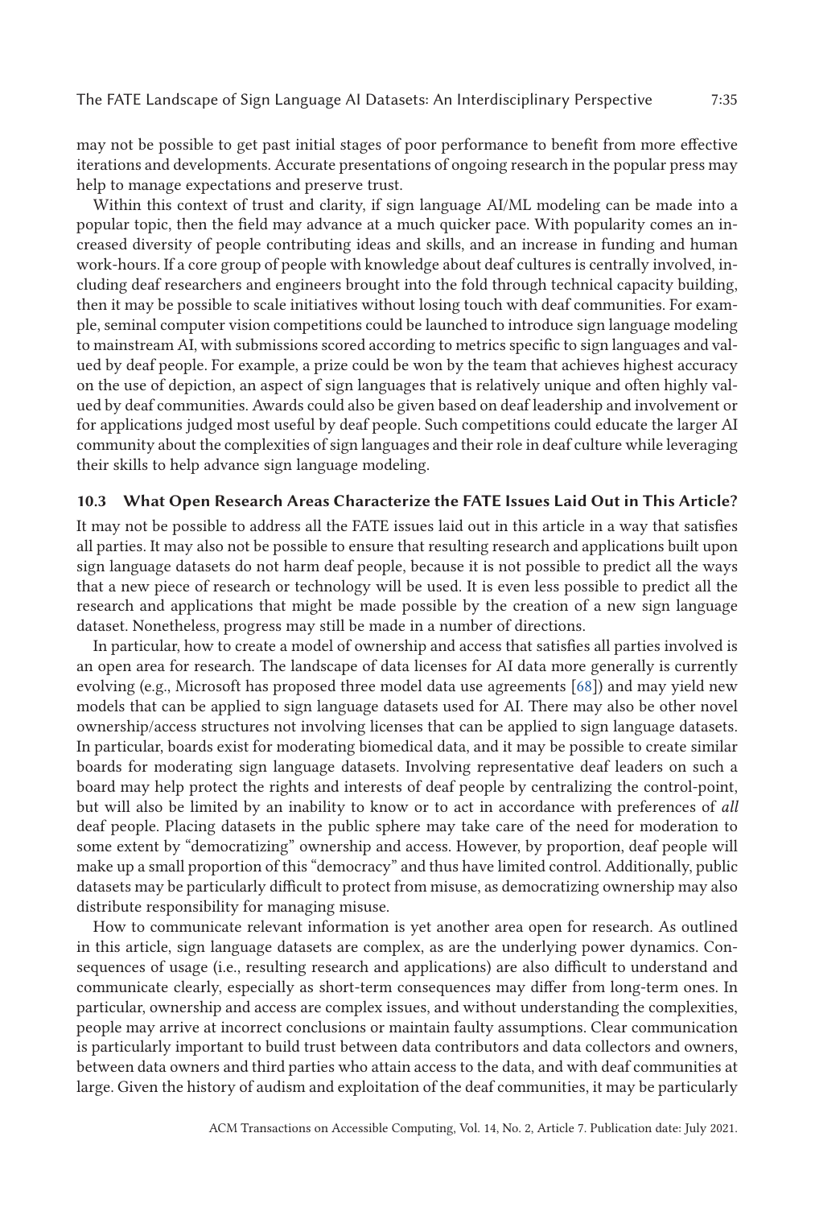may not be possible to get past initial stages of poor performance to benefit from more effective iterations and developments. Accurate presentations of ongoing research in the popular press may help to manage expectations and preserve trust.

Within this context of trust and clarity, if sign language AI/ML modeling can be made into a popular topic, then the field may advance at a much quicker pace. With popularity comes an increased diversity of people contributing ideas and skills, and an increase in funding and human work-hours. If a core group of people with knowledge about deaf cultures is centrally involved, including deaf researchers and engineers brought into the fold through technical capacity building, then it may be possible to scale initiatives without losing touch with deaf communities. For example, seminal computer vision competitions could be launched to introduce sign language modeling to mainstream AI, with submissions scored according to metrics specific to sign languages and valued by deaf people. For example, a prize could be won by the team that achieves highest accuracy on the use of depiction, an aspect of sign languages that is relatively unique and often highly valued by deaf communities. Awards could also be given based on deaf leadership and involvement or for applications judged most useful by deaf people. Such competitions could educate the larger AI community about the complexities of sign languages and their role in deaf culture while leveraging their skills to help advance sign language modeling.

### 10.3 What Open Research Areas Characterize the FATE Issues Laid Out in This Article?

It may not be possible to address all the FATE issues laid out in this article in a way that satisfies all parties. It may also not be possible to ensure that resulting research and applications built upon sign language datasets do not harm deaf people, because it is not possible to predict all the ways that a new piece of research or technology will be used. It is even less possible to predict all the research and applications that might be made possible by the creation of a new sign language dataset. Nonetheless, progress may still be made in a number of directions.

In particular, how to create a model of ownership and access that satisfies all parties involved is an open area for research. The landscape of data licenses for AI data more generally is currently evolving (e.g., Microsoft has proposed three model data use agreements [68]) and may yield new models that can be applied to sign language datasets used for AI. There may also be other novel ownership/access structures not involving licenses that can be applied to sign language datasets. In particular, boards exist for moderating biomedical data, and it may be possible to create similar boards for moderating sign language datasets. Involving representative deaf leaders on such a board may help protect the rights and interests of deaf people by centralizing the control-point, but will also be limited by an inability to know or to act in accordance with preferences of *all* deaf people. Placing datasets in the public sphere may take care of the need for moderation to some extent by "democratizing" ownership and access. However, by proportion, deaf people will make up a small proportion of this "democracy" and thus have limited control. Additionally, public datasets may be particularly difficult to protect from misuse, as democratizing ownership may also distribute responsibility for managing misuse.

How to communicate relevant information is yet another area open for research. As outlined in this article, sign language datasets are complex, as are the underlying power dynamics. Consequences of usage (i.e., resulting research and applications) are also difficult to understand and communicate clearly, especially as short-term consequences may differ from long-term ones. In particular, ownership and access are complex issues, and without understanding the complexities, people may arrive at incorrect conclusions or maintain faulty assumptions. Clear communication is particularly important to build trust between data contributors and data collectors and owners, between data owners and third parties who attain access to the data, and with deaf communities at large. Given the history of audism and exploitation of the deaf communities, it may be particularly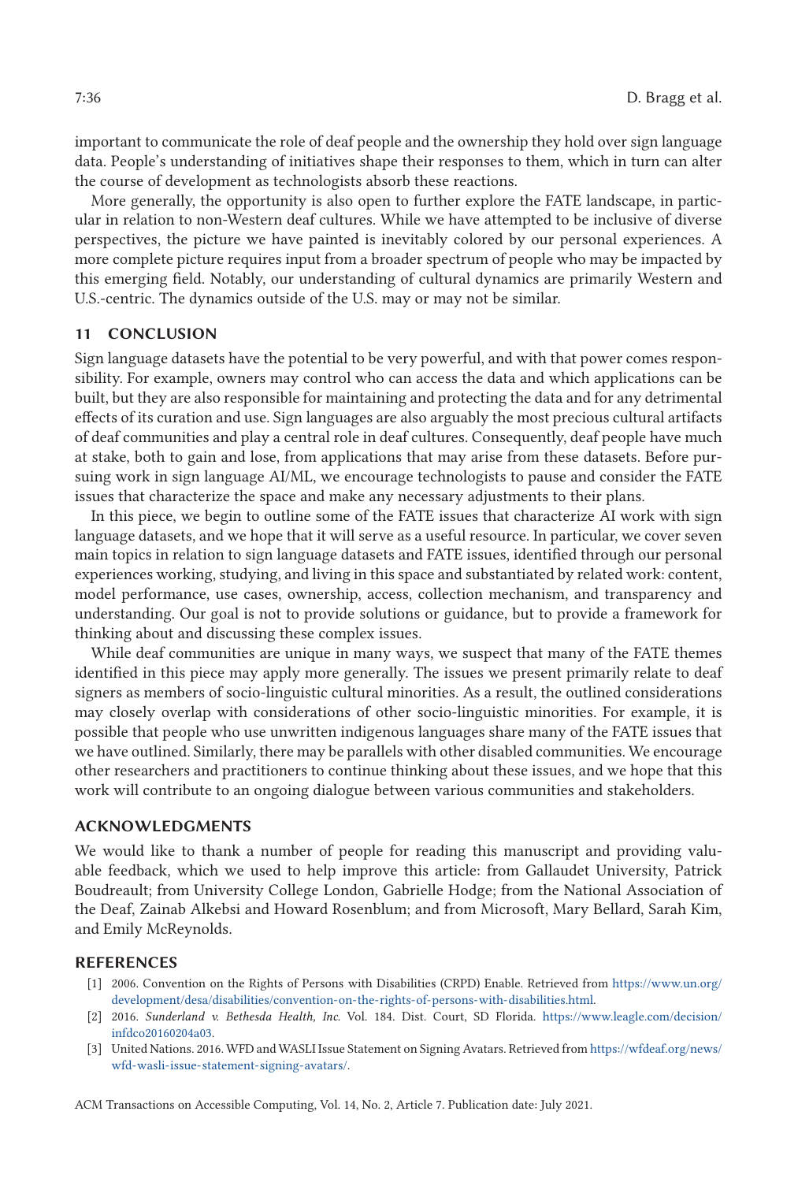important to communicate the role of deaf people and the ownership they hold over sign language data. People's understanding of initiatives shape their responses to them, which in turn can alter the course of development as technologists absorb these reactions.

More generally, the opportunity is also open to further explore the FATE landscape, in particular in relation to non-Western deaf cultures. While we have attempted to be inclusive of diverse perspectives, the picture we have painted is inevitably colored by our personal experiences. A more complete picture requires input from a broader spectrum of people who may be impacted by this emerging field. Notably, our understanding of cultural dynamics are primarily Western and U.S.-centric. The dynamics outside of the U.S. may or may not be similar.

## 11 CONCLUSION

Sign language datasets have the potential to be very powerful, and with that power comes responsibility. For example, owners may control who can access the data and which applications can be built, but they are also responsible for maintaining and protecting the data and for any detrimental effects of its curation and use. Sign languages are also arguably the most precious cultural artifacts of deaf communities and play a central role in deaf cultures. Consequently, deaf people have much at stake, both to gain and lose, from applications that may arise from these datasets. Before pursuing work in sign language AI/ML, we encourage technologists to pause and consider the FATE issues that characterize the space and make any necessary adjustments to their plans.

In this piece, we begin to outline some of the FATE issues that characterize AI work with sign language datasets, and we hope that it will serve as a useful resource. In particular, we cover seven main topics in relation to sign language datasets and FATE issues, identified through our personal experiences working, studying, and living in this space and substantiated by related work: content, model performance, use cases, ownership, access, collection mechanism, and transparency and understanding. Our goal is not to provide solutions or guidance, but to provide a framework for thinking about and discussing these complex issues.

While deaf communities are unique in many ways, we suspect that many of the FATE themes identified in this piece may apply more generally. The issues we present primarily relate to deaf signers as members of socio-linguistic cultural minorities. As a result, the outlined considerations may closely overlap with considerations of other socio-linguistic minorities. For example, it is possible that people who use unwritten indigenous languages share many of the FATE issues that we have outlined. Similarly, there may be parallels with other disabled communities. We encourage other researchers and practitioners to continue thinking about these issues, and we hope that this work will contribute to an ongoing dialogue between various communities and stakeholders.

## ACKNOWLEDGMENTS

We would like to thank a number of people for reading this manuscript and providing valuable feedback, which we used to help improve this article: from Gallaudet University, Patrick Boudreault; from University College London, Gabrielle Hodge; from the National Association of the Deaf, Zainab Alkebsi and Howard Rosenblum; and from Microsoft, Mary Bellard, Sarah Kim, and Emily McReynolds.

## REFERENCES

[1] 2006. Convention on the Rights of Persons with Disabilities (CRPD) Enable. Retrieved from https://www.un.org/development/desa/disabilities/convention-on-the-rights-of-persons-with-disabilities.html.

[2] 2016. *Sunderland v. Bethesda Health, Inc.* Vol. 184. Dist. Court, SD Florida. https://www.leagle.com/decision/infdco20160204a03.

[3] United Nations. 2016. WFD and WASLI Issue Statement on Signing Avatars. Retrieved from https://wfdeaf.org/news/wfd-wasli-issue-statement-signing-avatars/.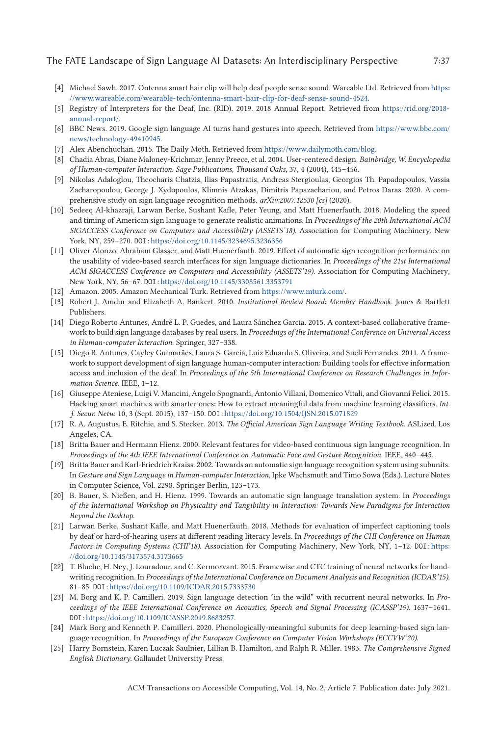[4] Michael Sawh. 2017. Ontenna smart hair clip will help deaf people sense sound. Wareable Ltd. Retrieved from https://www.wareable.com/wearable-tech/ontenna-smart-hair-clip-for-deaf-sense-sound-4524.

[5] Registry of Interpreters for the Deaf, Inc. (RID). 2019. 2018 Annual Report. Retrieved from https://rid.org/2018-annual-report/.

[6] BBC News. 2019. Google sign language AI turns hand gestures into speech. Retrieved from https://www.bbc.com/news/technology-49410945.

[7] Alex Abenchuchan. 2015. The Daily Moth. Retrieved from https://www.dailymoth.com/blog.

[8] Chadia Abras, Diane Maloney-Krichmar, Jenny Preece, et al. 2004. User-centered design. *Bainbridge, W. Encyclopedia of Human-computer Interaction. Sage Publications, Thousand Oaks,* 37, 4 (2004), 445–456.

[9] Nikolas Adaloglou, Theocharis Chatzis, Ilias Papastratis, Andreas Stergioulas, Georgios Th. Papadopoulos, Vassia Zacharopoulou, George J. Xydopoulos, Klimnis Atzakas, Dimitris Papazachariou, and Petros Daras. 2020. A comprehensive study on sign language recognition methods. *arXiv:2007.12530 [cs]* (2020).

[10] Sedeeq Al-khazraji, Larwan Berke, Sushant Kafle, Peter Yeung, and Matt Huenerfauth. 2018. Modeling the speed and timing of American sign language to generate realistic animations. In *Proceedings of the 20th International ACM SIGACCESS Conference on Computers and Accessibility (ASSETS'18).* Association for Computing Machinery, New York, NY, 259–270. DOI: https://doi.org/10.1145/3234695.3236356

[11] Oliver Alonzo, Abraham Glasser, and Matt Huenerfauth. 2019. Effect of automatic sign recognition performance on the usability of video-based search interfaces for sign language dictionaries. In *Proceedings of the 21st International ACM SIGACCESS Conference on Computers and Accessibility (ASSETS'19).* Association for Computing Machinery, New York, NY, 56–67. DOI: https://doi.org/10.1145/3308561.3353791

[12] Amazon. 2005. Amazon Mechanical Turk. Retrieved from https://www.mturk.com/.

[13] Robert J. Amdur and Elizabeth A. Bankert. 2010. *Institutional Review Board: Member Handbook.* Jones & Bartlett Publishers.

[14] Diego Roberto Antunes, André L. P. Guedes, and Laura Sánchez García. 2015. A context-based collaborative framework to build sign language databases by real users. In *Proceedings of the International Conference on Universal Access in Human-computer Interaction.* Springer, 327–338.

[15] Diego R. Antunes, Cayley Guimarães, Laura S. García, Luiz Eduardo S. Oliveira, and Sueli Fernandes. 2011. A framework to support development of sign language human-computer interaction: Building tools for effective information access and inclusion of the deaf. In *Proceedings of the 5th International Conference on Research Challenges in Information Science.* IEEE, 1–12.

[16] Giuseppe Ateniese, Luigi V. Mancini, Angelo Spognardi, Antonio Villani, Domenico Vitali, and Giovanni Felici. 2015. Hacking smart machines with smarter ones: How to extract meaningful data from machine learning classifiers. *Int. J. Secur. Netw.* 10, 3 (Sept. 2015), 137–150. DOI: https://doi.org/10.1504/IJSN.2015.071829

[17] R. A. Augustus, E. Ritchie, and S. Stecker. 2013. *The Official American Sign Language Writing Textbook.* ASLized, Los Angeles, CA.

[18] Britta Bauer and Hermann Hienz. 2000. Relevant features for video-based continuous sign language recognition. In *Proceedings of the 4th IEEE International Conference on Automatic Face and Gesture Recognition.* IEEE, 440–445.

[19] Britta Bauer and Karl-Friedrich Kraiss. 2002. Towards an automatic sign language recognition system using subunits. In *Gesture and Sign Language in Human-computer Interaction*, Ipke Wachsmuth and Timo Sowa (Eds.). Lecture Notes in Computer Science, Vol. 2298. Springer Berlin, 123–173.

[20] B. Bauer, S. Nießen, and H. Hienz. 1999. Towards an automatic sign language translation system. In *Proceedings of the International Workshop on Physicality and Tangibility in Interaction: Towards New Paradigms for Interaction Beyond the Desktop.*

[21] Larwan Berke, Sushant Kafle, and Matt Huenerfauth. 2018. Methods for evaluation of imperfect captioning tools by deaf or hard-of-hearing users at different reading literacy levels. In *Proceedings of the CHI Conference on Human Factors in Computing Systems (CHI'18).* Association for Computing Machinery, New York, NY, 1–12. DOI: https://doi.org/10.1145/3173574.3173665

[22] T. Bluche, H. Ney, J. Louradour, and C. Kermorvant. 2015. Framewise and CTC training of neural networks for handwriting recognition. In *Proceedings of the International Conference on Document Analysis and Recognition (ICDAR'15).* 81–85. DOI: https://doi.org/10.1109/ICDAR.2015.7333730

[23] M. Borg and K. P. Camilleri. 2019. Sign language detection "in the wild" with recurrent neural networks. In *Proceedings of the IEEE International Conference on Acoustics, Speech and Signal Processing (ICASSP'19).* 1637–1641. DOI: https://doi.org/10.1109/ICASSP.2019.8683257.

[24] Mark Borg and Kenneth P. Camilleri. 2020. Phonologically-meaningful subunits for deep learning-based sign language recognition. In *Proceedings of the European Conference on Computer Vision Workshops (ECCVW'20).*

[25] Harry Bornstein, Karen Luczak Saulnier, Lillian B. Hamilton, and Ralph R. Miller. 1983. *The Comprehensive Signed English Dictionary.* Gallaudet University Press.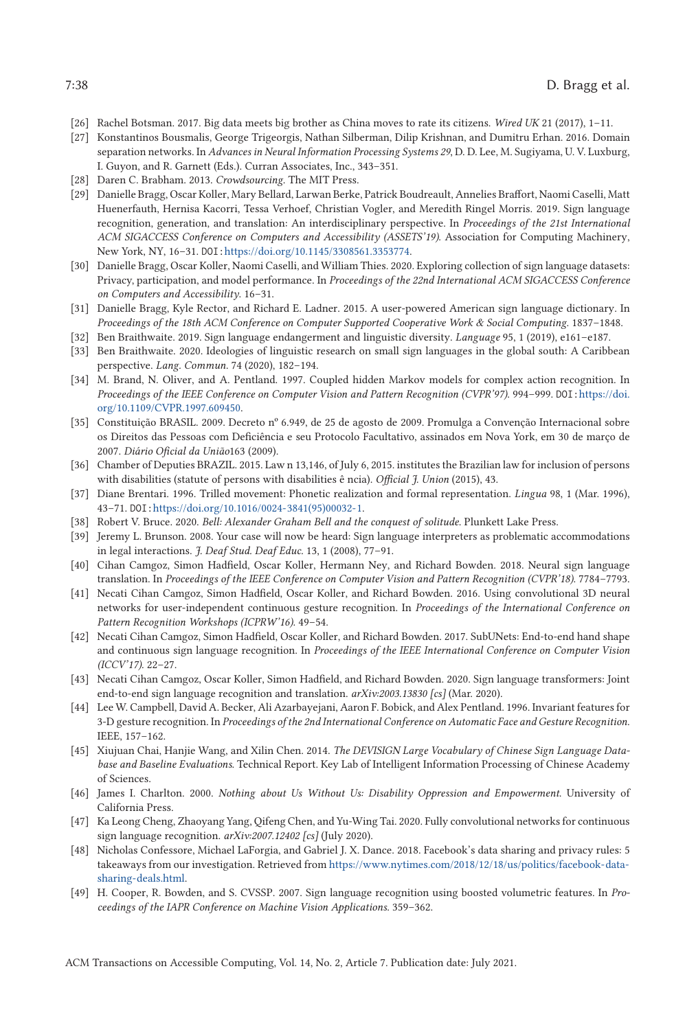[26] Rachel Botsman. 2017. Big data meets big brother as China moves to rate its citizens. *Wired UK* 21 (2017), 1–11.

[27] Konstantinos Bousmalis, George Trigeorgis, Nathan Silberman, Dilip Krishnan, and Dumitru Erhan. 2016. Domain separation networks. In *Advances in Neural Information Processing Systems 29*, D. D. Lee, M. Sugiyama, U. V. Luxburg, I. Guyon, and R. Garnett (Eds.). Curran Associates, Inc., 343–351.

[28] Daren C. Brabham. 2013. *Crowdsourcing*. The MIT Press.

[29] Danielle Bragg, Oscar Koller, Mary Bellard, Larwan Berke, Patrick Boudreault, Annelies Braffort, Naomi Caselli, Matt Huenerfauth, Hernisa Kacorri, Tessa Verhoef, Christian Vogler, and Meredith Ringel Morris. 2019. Sign language recognition, generation, and translation: An interdisciplinary perspective. In *Proceedings of the 21st International ACM SIGACCESS Conference on Computers and Accessibility (ASSETS'19)*. Association for Computing Machinery, New York, NY, 16–31. DOI: https://doi.org/10.1145/3308561.3353774.

[30] Danielle Bragg, Oscar Koller, Naomi Caselli, and William Thies. 2020. Exploring collection of sign language datasets: Privacy, participation, and model performance. In *Proceedings of the 22nd International ACM SIGACCESS Conference on Computers and Accessibility*. 16–31.

[31] Danielle Bragg, Kyle Rector, and Richard E. Ladner. 2015. A user-powered American sign language dictionary. In *Proceedings of the 18th ACM Conference on Computer Supported Cooperative Work & Social Computing*. 1837–1848.

[32] Ben Braithwaite. 2019. Sign language endangerment and linguistic diversity. *Language* 95, 1 (2019), e161–e187.

[33] Ben Braithwaite. 2020. Ideologies of linguistic research on small sign languages in the global south: A Caribbean perspective. *Lang. Commun.* 74 (2020), 182–194.

[34] M. Brand, N. Oliver, and A. Pentland. 1997. Coupled hidden Markov models for complex action recognition. In *Proceedings of the IEEE Conference on Computer Vision and Pattern Recognition (CVPR'97)*. 994–999. DOI: https://doi.org/10.1109/CVPR.1997.609450.

[35] Constituição BRASIL. 2009. Decreto nº 6.949, de 25 de agosto de 2009. Promulga a Convenção Internacional sobre os Direitos das Pessoas com Deficiência e seu Protocolo Facultativo, assinados em Nova York, em 30 de março de 2007. *Diário Oficial da União*163 (2009).

[36] Chamber of Deputies BRAZIL. 2015. Law n 13,146, of July 6, 2015. institutes the Brazilian law for inclusion of persons with disabilities (statute of persons with disabilities ê ncia). *Official J. Union* (2015), 43.

[37] Diane Brentari. 1996. Trilled movement: Phonetic realization and formal representation. *Lingua* 98, 1 (Mar. 1996), 43–71. DOI: https://doi.org/10.1016/0024-3841(95)00032-1.

[38] Robert V. Bruce. 2020. *Bell: Alexander Graham Bell and the conquest of solitude*. Plunkett Lake Press.

[39] Jeremy L. Brunson. 2008. Your case will now be heard: Sign language interpreters as problematic accommodations in legal interactions. *J. Deaf Stud. Deaf Educ.* 13, 1 (2008), 77–91.

[40] Cihan Camgoz, Simon Hadfield, Oscar Koller, Hermann Ney, and Richard Bowden. 2018. Neural sign language translation. In *Proceedings of the IEEE Conference on Computer Vision and Pattern Recognition (CVPR'18)*. 7784–7793.

[41] Necati Cihan Camgoz, Simon Hadfield, Oscar Koller, and Richard Bowden. 2016. Using convolutional 3D neural networks for user-independent continuous gesture recognition. In *Proceedings of the International Conference on Pattern Recognition Workshops (ICPRW'16)*. 49–54.

[42] Necati Cihan Camgoz, Simon Hadfield, Oscar Koller, and Richard Bowden. 2017. SubUNets: End-to-end hand shape and continuous sign language recognition. In *Proceedings of the IEEE International Conference on Computer Vision (ICCV'17)*. 22–27.

[43] Necati Cihan Camgoz, Oscar Koller, Simon Hadfield, and Richard Bowden. 2020. Sign language transformers: Joint end-to-end sign language recognition and translation. *arXiv:2003.13830 [cs]* (Mar. 2020).

[44] Lee W. Campbell, David A. Becker, Ali Azarbayejani, Aaron F. Bobick, and Alex Pentland. 1996. Invariant features for 3-D gesture recognition. In *Proceedings of the 2nd International Conference on Automatic Face and Gesture Recognition*. IEEE, 157–162.

[45] Xiujuan Chai, Hanjie Wang, and Xilin Chen. 2014. *The DEVISIGN Large Vocabulary of Chinese Sign Language Database and Baseline Evaluations*. Technical Report. Key Lab of Intelligent Information Processing of Chinese Academy of Sciences.

[46] James I. Charlton. 2000. *Nothing about Us Without Us: Disability Oppression and Empowerment*. University of California Press.

[47] Ka Leong Cheng, Zhaoyang Yang, Qifeng Chen, and Yu-Wing Tai. 2020. Fully convolutional networks for continuous sign language recognition. *arXiv:2007.12402 [cs]* (July 2020).

[48] Nicholas Confessore, Michael LaForgia, and Gabriel J. X. Dance. 2018. Facebook's data sharing and privacy rules: 5 takeaways from our investigation. Retrieved from https://www.nytimes.com/2018/12/18/us/politics/facebook-data-sharing-deals.html.

[49] H. Cooper, R. Bowden, and S. CVSSP. 2007. Sign language recognition using boosted volumetric features. In *Proceedings of the IAPR Conference on Machine Vision Applications*. 359–362.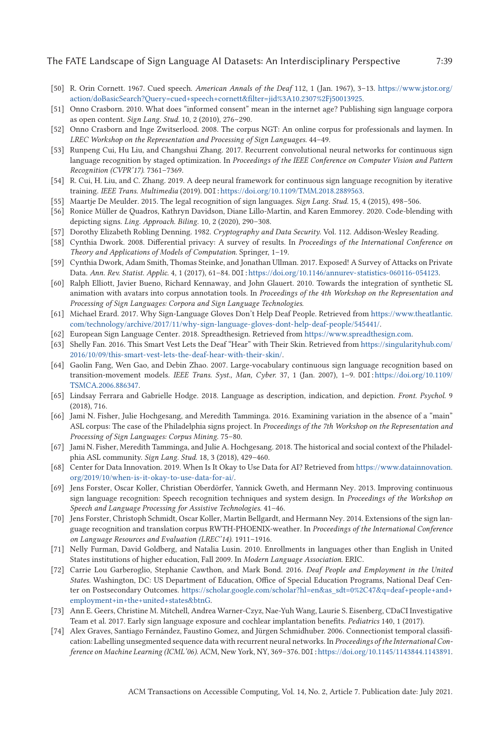[50] R. Orin Cornett. 1967. Cued speech. *American Annals of the Deaf* 112, 1 (Jan. 1967), 3–13. https://www.jstor.org/action/doBasicSearch?Query=cued+speech+cornett&filter=jid%3A10.2307%2Fj50013925.

[51] Onno Crasborn. 2010. What does "informed consent" mean in the internet age? Publishing sign language corpora as open content. *Sign Lang. Stud.* 10, 2 (2010), 276–290.

[52] Onno Crasborn and Inge Zwitserlood. 2008. The corpus NGT: An online corpus for professionals and laymen. In *LREC Workshop on the Representation and Processing of Sign Languages.* 44–49.

[53] Runpeng Cui, Hu Liu, and Changshui Zhang. 2017. Recurrent convolutional neural networks for continuous sign language recognition by staged optimization. In *Proceedings of the IEEE Conference on Computer Vision and Pattern Recognition (CVPR'17).* 7361–7369.

[54] R. Cui, H. Liu, and C. Zhang. 2019. A deep neural framework for continuous sign language recognition by iterative training. *IEEE Trans. Multimedia* (2019). DOI: https://doi.org/10.1109/TMM.2018.2889563.

[55] Maartje De Meulder. 2015. The legal recognition of sign languages. *Sign Lang. Stud.* 15, 4 (2015), 498–506.

[56] Ronice Müller de Quadros, Kathryn Davidson, Diane Lillo-Martin, and Karen Emmorey. 2020. Code-blending with depicting signs. *Ling. Approach. Biling.* 10, 2 (2020), 290–308.

[57] Dorothy Elizabeth Robling Denning. 1982. *Cryptography and Data Security.* Vol. 112. Addison-Wesley Reading.

[58] Cynthia Dwork. 2008. Differential privacy: A survey of results. In *Proceedings of the International Conference on Theory and Applications of Models of Computation.* Springer, 1–19.

[59] Cynthia Dwork, Adam Smith, Thomas Steinke, and Jonathan Ullman. 2017. Exposed! A Survey of Attacks on Private Data. *Ann. Rev. Statist. Applic.* 4, 1 (2017), 61–84. DOI: https://doi.org/10.1146/annurev-statistics-060116-054123.

[60] Ralph Elliott, Javier Bueno, Richard Kennaway, and John Glauert. 2010. Towards the integration of synthetic SL animation with avatars into corpus annotation tools. In *Proceedings of the 4th Workshop on the Representation and Processing of Sign Languages: Corpora and Sign Language Technologies.*

[61] Michael Erard. 2017. Why Sign-Language Gloves Don't Help Deaf People. Retrieved from https://www.theatlantic.com/technology/archive/2017/11/why-sign-language-gloves-dont-help-deaf-people/545441/.

[62] European Sign Language Center. 2018. Spreadthesign. Retrieved from https://www.spreadthesign.com.

[63] Shelly Fan. 2016. This Smart Vest Lets the Deaf "Hear" with Their Skin. Retrieved from https://singularityhub.com/2016/10/09/this-smart-vest-lets-the-deaf-hear-with-their-skin/.

[64] Gaolin Fang, Wen Gao, and Debin Zhao. 2007. Large-vocabulary continuous sign language recognition based on transition-movement models. *IEEE Trans. Syst., Man, Cyber.* 37, 1 (Jan. 2007), 1–9. DOI: https://doi.org/10.1109/TSMCA.2006.886347.

[65] Lindsay Ferrara and Gabrielle Hodge. 2018. Language as description, indication, and depiction. *Front. Psychol.* 9 (2018), 716.

[66] Jami N. Fisher, Julie Hochgesang, and Meredith Tamminga. 2016. Examining variation in the absence of a "main" ASL corpus: The case of the Philadelphia signs project. In *Proceedings of the 7th Workshop on the Representation and Processing of Sign Languages: Corpus Mining.* 75–80.

[67] Jami N. Fisher, Meredith Tamminga, and Julie A. Hochgesang. 2018. The historical and social context of the Philadelphia ASL community. *Sign Lang. Stud.* 18, 3 (2018), 429–460.

[68] Center for Data Innovation. 2019. When Is It Okay to Use Data for AI? Retrieved from https://www.datainnovation.org/2019/10/when-is-it-okay-to-use-data-for-ai/.

[69] Jens Forster, Oscar Koller, Christian Oberdörfer, Yannick Gweth, and Hermann Ney. 2013. Improving continuous sign language recognition: Speech recognition techniques and system design. In *Proceedings of the Workshop on Speech and Language Processing for Assistive Technologies.* 41–46.

[70] Jens Forster, Christoph Schmidt, Oscar Koller, Martin Bellgardt, and Hermann Ney. 2014. Extensions of the sign language recognition and translation corpus RWTH-PHOENIX-weather. In *Proceedings of the International Conference on Language Resources and Evaluation (LREC'14).* 1911–1916.

[71] Nelly Furman, David Goldberg, and Natalia Lusin. 2010. Enrollments in languages other than English in United States institutions of higher education, Fall 2009. In *Modern Language Association.* ERIC.

[72] Carrie Lou Garberoglio, Stephanie Cawthon, and Mark Bond. 2016. *Deaf People and Employment in the United States.* Washington, DC: US Department of Education, Office of Special Education Programs, National Deaf Center on Postsecondary Outcomes. https://scholar.google.com/scholar?hl=en&as_sdt=0%2C47&q=deaf+people+and+employment+in+the+united+states&btnG.

[73] Ann E. Geers, Christine M. Mitchell, Andrea Warner-Czyz, Nae-Yuh Wang, Laurie S. Eisenberg, CDaCI Investigative Team et al. 2017. Early sign language exposure and cochlear implantation benefits. *Pediatrics* 140, 1 (2017).

[74] Alex Graves, Santiago Fernández, Faustino Gomez, and Jürgen Schmidhuber. 2006. Connectionist temporal classification: Labelling unsegmented sequence data with recurrent neural networks. In *Proceedings of the International Conference on Machine Learning (ICML'06).* ACM, New York, NY, 369–376. DOI: https://doi.org/10.1145/1143844.1143891.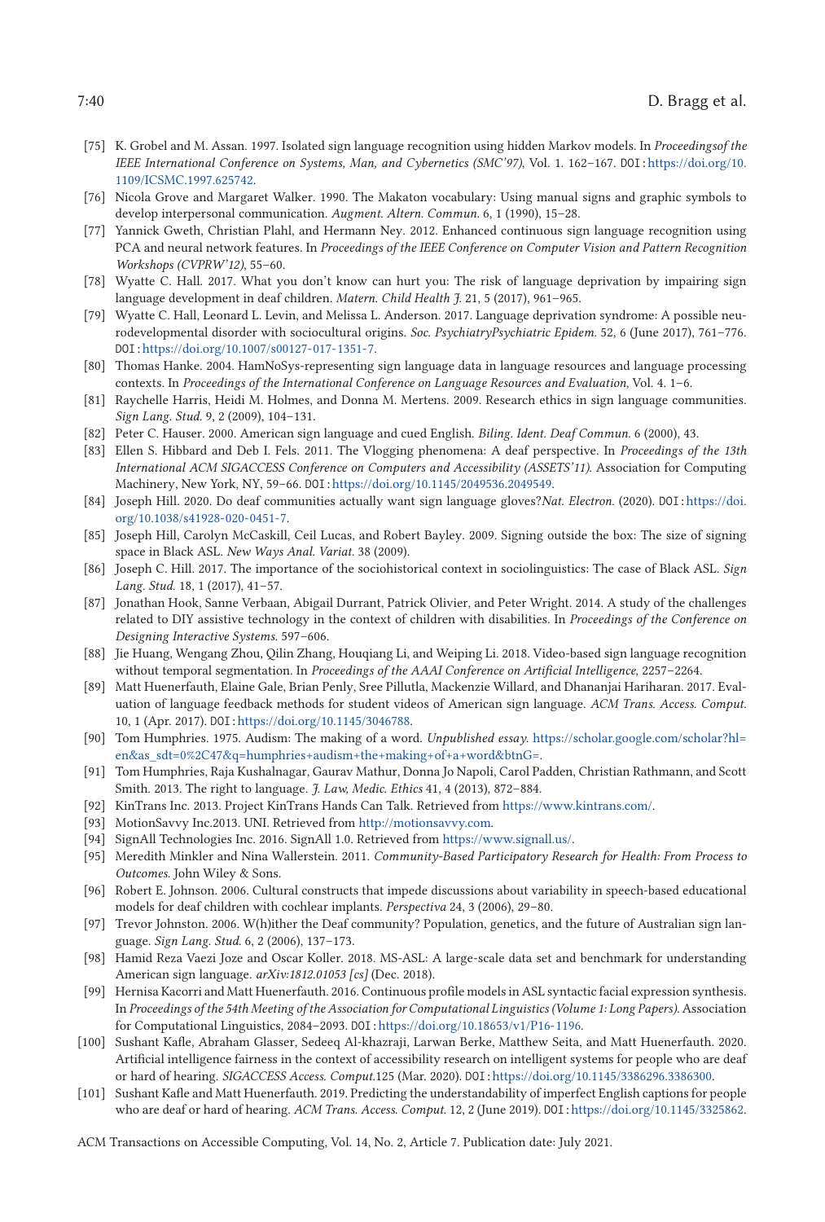- [75] K. Grobel and M. Assan. 1997. Isolated sign language recognition using hidden Markov models. In *Proceedingsof the IEEE International Conference on Systems, Man, and Cybernetics (SMC'97)*, Vol. 1. 162–167. DOI: https://doi.org/10.1109/ICSMC.1997.625742.
- [76] Nicola Grove and Margaret Walker. 1990. The Makaton vocabulary: Using manual signs and graphic symbols to develop interpersonal communication. *Augment. Altern. Commun.* 6, 1 (1990), 15–28.
- [77] Yannick Gweth, Christian Plahl, and Hermann Ney. 2012. Enhanced continuous sign language recognition using PCA and neural network features. In *Proceedings of the IEEE Conference on Computer Vision and Pattern Recognition Workshops (CVPRW'12)*, 55–60.
- [78] Wyatte C. Hall. 2017. What you don't know can hurt you: The risk of language deprivation by impairing sign language development in deaf children. *Matern. Child Health J.* 21, 5 (2017), 961–965.
- [79] Wyatte C. Hall, Leonard L. Levin, and Melissa L. Anderson. 2017. Language deprivation syndrome: A possible neurodevelopmental disorder with sociocultural origins. *Soc. PsychiatryPsychiatric Epidem.* 52, 6 (June 2017), 761–776. DOI: https://doi.org/10.1007/s00127-017-1351-7.
- [80] Thomas Hanke. 2004. HamNoSys-representing sign language data in language resources and language processing contexts. In *Proceedings of the International Conference on Language Resources and Evaluation*, Vol. 4. 1–6.
- [81] Raychelle Harris, Heidi M. Holmes, and Donna M. Mertens. 2009. Research ethics in sign language communities. *Sign Lang. Stud.* 9, 2 (2009), 104–131.
- [82] Peter C. Hauser. 2000. American sign language and cued English. *Biling. Ident. Deaf Commun.* 6 (2000), 43.
- [83] Ellen S. Hibbard and Deb I. Fels. 2011. The Vlogging phenomena: A deaf perspective. In *Proceedings of the 13th International ACM SIGACCESS Conference on Computers and Accessibility (ASSETS'11)*. Association for Computing Machinery, New York, NY, 59–66. DOI: https://doi.org/10.1145/2049536.2049549.
- [84] Joseph Hill. 2020. Do deaf communities actually want sign language gloves?*Nat. Electron.* (2020). DOI: https://doi.org/10.1038/s41928-020-0451-7.
- [85] Joseph Hill, Carolyn McCaskill, Ceil Lucas, and Robert Bayley. 2009. Signing outside the box: The size of signing space in Black ASL. *New Ways Anal. Variat.* 38 (2009).
- [86] Joseph C. Hill. 2017. The importance of the sociohistorical context in sociolinguistics: The case of Black ASL. *Sign Lang. Stud.* 18, 1 (2017), 41–57.
- [87] Jonathan Hook, Sanne Verbaan, Abigail Durrant, Patrick Olivier, and Peter Wright. 2014. A study of the challenges related to DIY assistive technology in the context of children with disabilities. In *Proceedings of the Conference on Designing Interactive Systems*. 597–606.
- [88] Jie Huang, Wengang Zhou, Qilin Zhang, Houqiang Li, and Weiping Li. 2018. Video-based sign language recognition without temporal segmentation. In *Proceedings of the AAAI Conference on Artificial Intelligence*, 2257–2264.
- [89] Matt Huenerfauth, Elaine Gale, Brian Penly, Sree Pillutla, Mackenzie Willard, and Dhananjai Hariharan. 2017. Evaluation of language feedback methods for student videos of American sign language. *ACM Trans. Access. Comput.* 10, 1 (Apr. 2017). DOI: https://doi.org/10.1145/3046788.
- [90] Tom Humphries. 1975. Audism: The making of a word. *Unpublished essay.* https://scholar.google.com/scholar?hl=en&as_sdt=0%2C47&q=humphries+audism+the+making+of+a+word&btnG=.
- [91] Tom Humphries, Raja Kushalnagar, Gaurav Mathur, Donna Jo Napoli, Carol Padden, Christian Rathmann, and Scott Smith. 2013. The right to language. *J. Law, Medic. Ethics* 41, 4 (2013), 872–884.
- [92] KinTrans Inc. 2013. Project KinTrans Hands Can Talk. Retrieved from https://www.kintrans.com/.
- [93] MotionSavvy Inc.2013. UNI. Retrieved from http://motionsavvy.com.
- [94] SignAll Technologies Inc. 2016. SignAll 1.0. Retrieved from https://www.signall.us/.
- [95] Meredith Minkler and Nina Wallerstein. 2011. *Community-Based Participatory Research for Health: From Process to Outcomes*. John Wiley & Sons.
- [96] Robert E. Johnson. 2006. Cultural constructs that impede discussions about variability in speech-based educational models for deaf children with cochlear implants. *Perspectiva* 24, 3 (2006), 29–80.
- [97] Trevor Johnston. 2006. W(h)ither the Deaf community? Population, genetics, and the future of Australian sign language. *Sign Lang. Stud.* 6, 2 (2006), 137–173.
- [98] Hamid Reza Vaezi Joze and Oscar Koller. 2018. MS-ASL: A large-scale data set and benchmark for understanding American sign language. *arXiv:1812.01053 [cs]* (Dec. 2018).
- [99] Hernisa Kacorri and Matt Huenerfauth. 2016. Continuous profile models in ASL syntactic facial expression synthesis. In *Proceedings of the 54th Meeting of the Association for Computational Linguistics (Volume 1: Long Papers)*. Association for Computational Linguistics, 2084–2093. DOI: https://doi.org/10.18653/v1/P16-1196.
- [100] Sushant Kafle, Abraham Glasser, Sedeeq Al-khazraji, Larwan Berke, Matthew Seita, and Matt Huenerfauth. 2020. Artificial intelligence fairness in the context of accessibility research on intelligent systems for people who are deaf or hard of hearing. *SIGACCESS Access. Comput.*125 (Mar. 2020). DOI: https://doi.org/10.1145/3386296.3386300.
- [101] Sushant Kafle and Matt Huenerfauth. 2019. Predicting the understandability of imperfect English captions for people who are deaf or hard of hearing. *ACM Trans. Access. Comput.* 12, 2 (June 2019). DOI: https://doi.org/10.1145/3325862.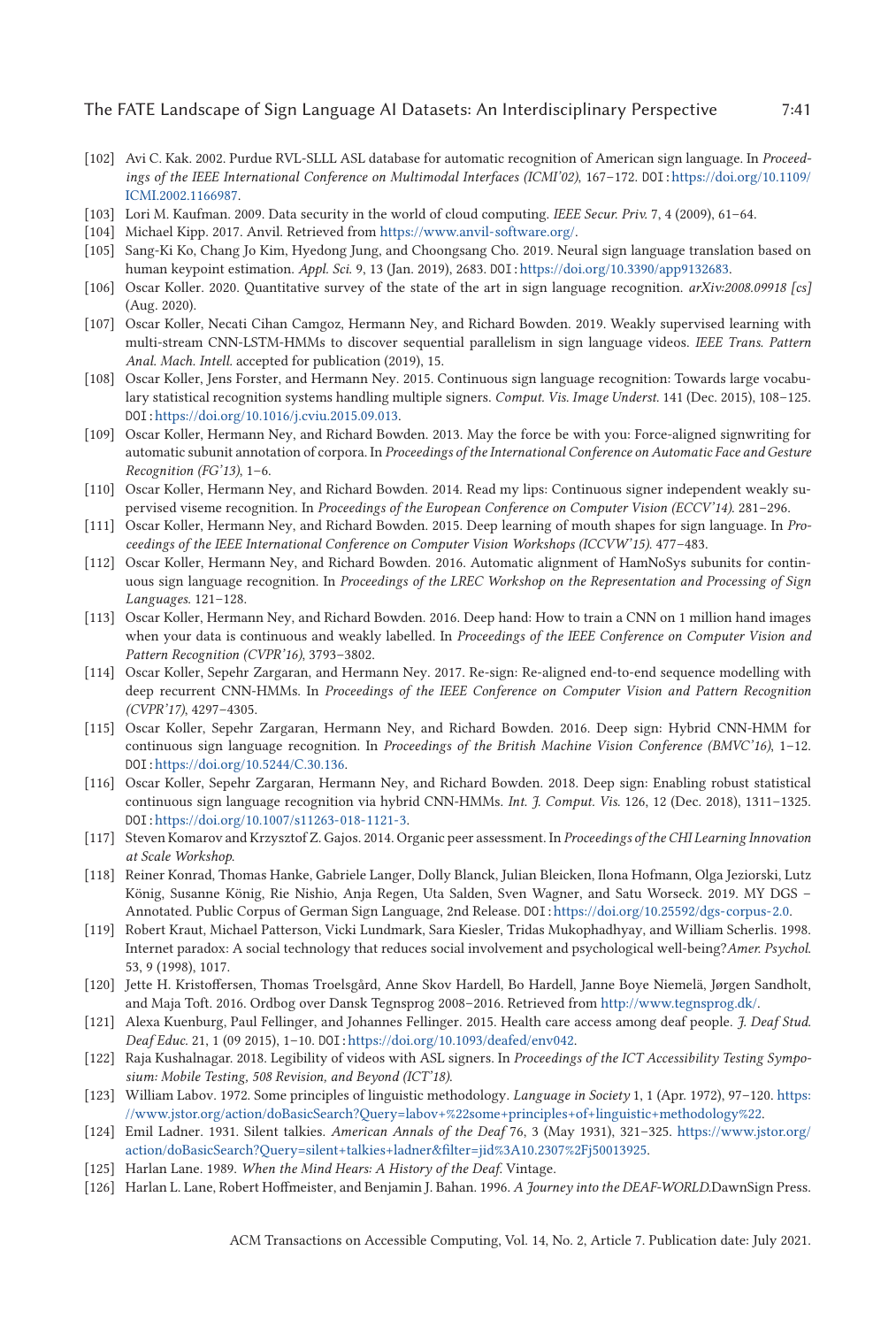- [102] Avi C. Kak. 2002. Purdue RVL-SLLL ASL database for automatic recognition of American sign language. In *Proceedings of the IEEE International Conference on Multimodal Interfaces (ICMI'02)*, 167–172. DOI: https://doi.org/10.1109/ICMI.2002.1166987.
- [103] Lori M. Kaufman. 2009. Data security in the world of cloud computing. *IEEE Secur. Priv.* 7, 4 (2009), 61–64.
- [104] Michael Kipp. 2017. Anvil. Retrieved from https://www.anvil-software.org/.
- [105] Sang-Ki Ko, Chang Jo Kim, Hyedong Jung, and Choongsang Cho. 2019. Neural sign language translation based on human keypoint estimation. *Appl. Sci.* 9, 13 (Jan. 2019), 2683. DOI: https://doi.org/10.3390/app9132683.
- [106] Oscar Koller. 2020. Quantitative survey of the state of the art in sign language recognition. *arXiv:2008.09918 [cs]* (Aug. 2020).
- [107] Oscar Koller, Necati Cihan Camgoz, Hermann Ney, and Richard Bowden. 2019. Weakly supervised learning with multi-stream CNN-LSTM-HMMs to discover sequential parallelism in sign language videos. *IEEE Trans. Pattern Anal. Mach. Intell.* accepted for publication (2019), 15.
- [108] Oscar Koller, Jens Forster, and Hermann Ney. 2015. Continuous sign language recognition: Towards large vocabulary statistical recognition systems handling multiple signers. *Comput. Vis. Image Underst.* 141 (Dec. 2015), 108–125. DOI: https://doi.org/10.1016/j.cviu.2015.09.013.
- [109] Oscar Koller, Hermann Ney, and Richard Bowden. 2013. May the force be with you: Force-aligned signwriting for automatic subunit annotation of corpora. In *Proceedings of the International Conference on Automatic Face and Gesture Recognition (FG'13)*, 1–6.
- [110] Oscar Koller, Hermann Ney, and Richard Bowden. 2014. Read my lips: Continuous signer independent weakly supervised viseme recognition. In *Proceedings of the European Conference on Computer Vision (ECCV'14)*. 281–296.
- [111] Oscar Koller, Hermann Ney, and Richard Bowden. 2015. Deep learning of mouth shapes for sign language. In *Proceedings of the IEEE International Conference on Computer Vision Workshops (ICCVW'15)*. 477–483.
- [112] Oscar Koller, Hermann Ney, and Richard Bowden. 2016. Automatic alignment of HamNoSys subunits for continuous sign language recognition. In *Proceedings of the LREC Workshop on the Representation and Processing of Sign Languages*. 121–128.
- [113] Oscar Koller, Hermann Ney, and Richard Bowden. 2016. Deep hand: How to train a CNN on 1 million hand images when your data is continuous and weakly labelled. In *Proceedings of the IEEE Conference on Computer Vision and Pattern Recognition (CVPR'16)*, 3793–3802.
- [114] Oscar Koller, Sepehr Zargaran, and Hermann Ney. 2017. Re-sign: Re-aligned end-to-end sequence modelling with deep recurrent CNN-HMMs. In *Proceedings of the IEEE Conference on Computer Vision and Pattern Recognition (CVPR'17)*, 4297–4305.
- [115] Oscar Koller, Sepehr Zargaran, Hermann Ney, and Richard Bowden. 2016. Deep sign: Hybrid CNN-HMM for continuous sign language recognition. In *Proceedings of the British Machine Vision Conference (BMVC'16)*, 1–12. DOI: https://doi.org/10.5244/C.30.136.
- [116] Oscar Koller, Sepehr Zargaran, Hermann Ney, and Richard Bowden. 2018. Deep sign: Enabling robust statistical continuous sign language recognition via hybrid CNN-HMMs. *Int. J. Comput. Vis.* 126, 12 (Dec. 2018), 1311–1325. DOI: https://doi.org/10.1007/s11263-018-1121-3.
- [117] Steven Komarov and Krzysztof Z. Gajos. 2014. Organic peer assessment. In *Proceedings of the CHI Learning Innovation at Scale Workshop*.
- [118] Reiner Konrad, Thomas Hanke, Gabriele Langer, Dolly Blanck, Julian Bleicken, Ilona Hofmann, Olga Jeziorski, Lutz König, Susanne König, Rie Nishio, Anja Regen, Uta Salden, Sven Wagner, and Satu Worseck. 2019. MY DGS – Annotated. Public Corpus of German Sign Language, 2nd Release. DOI: https://doi.org/10.25592/dgs-corpus-2.0.
- [119] Robert Kraut, Michael Patterson, Vicki Lundmark, Sara Kiesler, Tridas Mukophadhyay, and William Scherlis. 1998. Internet paradox: A social technology that reduces social involvement and psychological well-being? *Amer. Psychol.* 53, 9 (1998), 1017.
- [120] Jette H. Kristoffersen, Thomas Troelsgård, Anne Skov Hardell, Bo Hardell, Janne Boye Niemelä, Jørgen Sandholt, and Maja Toft. 2016. Ordbog over Dansk Tegnsprog 2008–2016. Retrieved from http://www.tegnsprog.dk/.
- [121] Alexa Kuenburg, Paul Fellinger, and Johannes Fellinger. 2015. Health care access among deaf people. *J. Deaf Stud. Deaf Educ.* 21, 1 (09 2015), 1–10. DOI: https://doi.org/10.1093/deafed/env042.
- [122] Raja Kushalnagar. 2018. Legibility of videos with ASL signers. In *Proceedings of the ICT Accessibility Testing Symposium: Mobile Testing, 508 Revision, and Beyond (ICT'18)*.
- [123] William Labov. 1972. Some principles of linguistic methodology. *Language in Society* 1, 1 (Apr. 1972), 97–120. https://www.jstor.org/action/doBasicSearch?Query=labov+%22some+principles+of+linguistic+methodology%22.
- [124] Emil Ladner. 1931. Silent talkies. *American Annals of the Deaf* 76, 3 (May 1931), 321–325. https://www.jstor.org/action/doBasicSearch?Query=silent+talkies+ladner&filter=jid%3A10.2307%2Fj50013925.
- [125] Harlan Lane. 1989. *When the Mind Hears: A History of the Deaf.* Vintage.
- [126] Harlan L. Lane, Robert Hoffmeister, and Benjamin J. Bahan. 1996. *A Journey into the DEAF-WORLD.* DawnSign Press.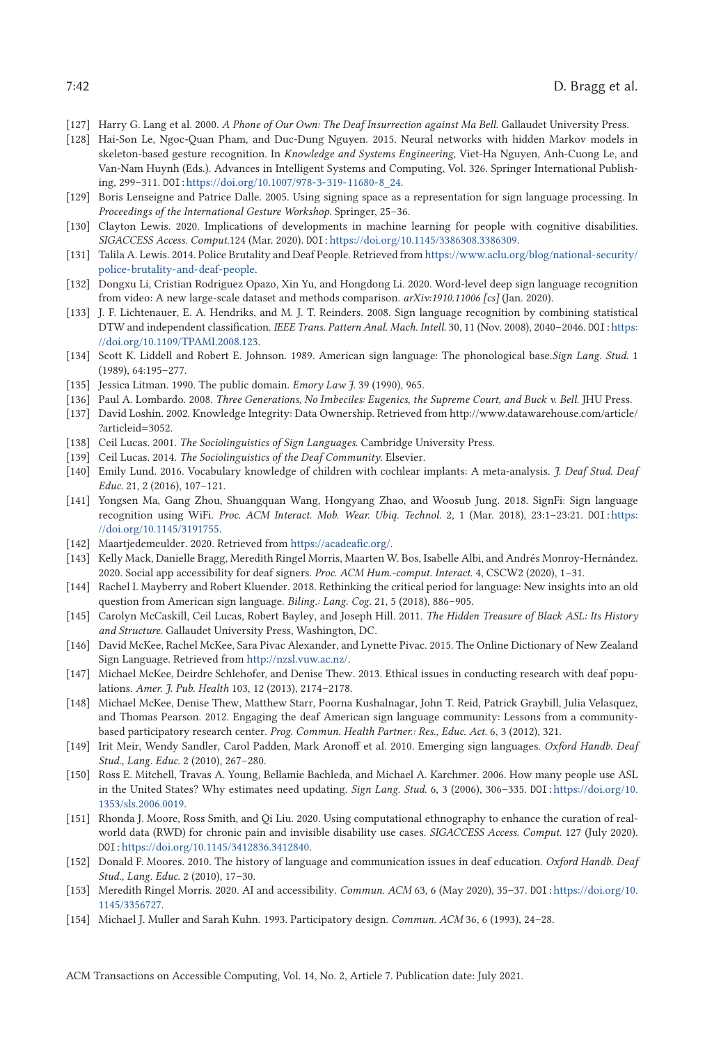[127] Harry G. Lang et al. 2000. *A Phone of Our Own: The Deaf Insurrection against Ma Bell*. Gallaudet University Press.

[128] Hai-Son Le, Ngoc-Quan Pham, and Duc-Dung Nguyen. 2015. Neural networks with hidden Markov models in skeleton-based gesture recognition. In *Knowledge and Systems Engineering*, Viet-Ha Nguyen, Anh-Cuong Le, and Van-Nam Huynh (Eds.). Advances in Intelligent Systems and Computing, Vol. 326. Springer International Publishing, 299–311. DOI: https://doi.org/10.1007/978-3-319-11680-8_24.

[129] Boris Lenseigne and Patrice Dalle. 2005. Using signing space as a representation for sign language processing. In *Proceedings of the International Gesture Workshop*. Springer, 25–36.

[130] Clayton Lewis. 2020. Implications of developments in machine learning for people with cognitive disabilities. *SIGACCESS Access. Comput.*124 (Mar. 2020). DOI: https://doi.org/10.1145/3386308.3386309.

[131] Talila A. Lewis. 2014. Police Brutality and Deaf People. Retrieved from https://www.aclu.org/blog/national-security/police-brutality-and-deaf-people.

[132] Dongxu Li, Cristian Rodriguez Opazo, Xin Yu, and Hongdong Li. 2020. Word-level deep sign language recognition from video: A new large-scale dataset and methods comparison. *arXiv:1910.11006 [cs]* (Jan. 2020).

[133] J. F. Lichtenauer, E. A. Hendriks, and M. J. T. Reinders. 2008. Sign language recognition by combining statistical DTW and independent classification. *IEEE Trans. Pattern Anal. Mach. Intell.* 30, 11 (Nov. 2008), 2040–2046. DOI: https://doi.org/10.1109/TPAMI.2008.123.

[134] Scott K. Liddell and Robert E. Johnson. 1989. American sign language: The phonological base.*Sign Lang. Stud.* 1 (1989), 64:195–277.

[135] Jessica Litman. 1990. The public domain. *Emory Law J.* 39 (1990), 965.

[136] Paul A. Lombardo. 2008. *Three Generations, No Imbeciles: Eugenics, the Supreme Court, and Buck v. Bell.* JHU Press.

[137] David Loshin. 2002. Knowledge Integrity: Data Ownership. Retrieved from http://www.datawarehouse.com/article/?articleid=3052.

[138] Ceil Lucas. 2001. *The Sociolinguistics of Sign Languages.* Cambridge University Press.

[139] Ceil Lucas. 2014. *The Sociolinguistics of the Deaf Community.* Elsevier.

[140] Emily Lund. 2016. Vocabulary knowledge of children with cochlear implants: A meta-analysis. *J. Deaf Stud. Deaf Educ.* 21, 2 (2016), 107–121.

[141] Yongsen Ma, Gang Zhou, Shuangquan Wang, Hongyang Zhao, and Woosub Jung. 2018. SignFi: Sign language recognition using WiFi. *Proc. ACM Interact. Mob. Wear. Ubiq. Technol.* 2, 1 (Mar. 2018), 23:1–23:21. DOI: https://doi.org/10.1145/3191755.

[142] Maartjedemeulder. 2020. Retrieved from https://acadeafic.org/.

[143] Kelly Mack, Danielle Bragg, Meredith Ringel Morris, Maarten W. Bos, Isabelle Albi, and Andrés Monroy-Hernández. 2020. Social app accessibility for deaf signers. *Proc. ACM Hum.-comput. Interact.* 4, CSCW2 (2020), 1–31.

[144] Rachel I. Mayberry and Robert Kluender. 2018. Rethinking the critical period for language: New insights into an old question from American sign language. *Biling.: Lang. Cog.* 21, 5 (2018), 886–905.

[145] Carolyn McCaskill, Ceil Lucas, Robert Bayley, and Joseph Hill. 2011. *The Hidden Treasure of Black ASL: Its History and Structure.* Gallaudet University Press, Washington, DC.

[146] David McKee, Rachel McKee, Sara Pivac Alexander, and Lynette Pivac. 2015. The Online Dictionary of New Zealand Sign Language. Retrieved from http://nzsl.vuw.ac.nz/.

[147] Michael McKee, Deirdre Schlehofer, and Denise Thew. 2013. Ethical issues in conducting research with deaf populations. *Amer. J. Pub. Health* 103, 12 (2013), 2174–2178.

[148] Michael McKee, Denise Thew, Matthew Starr, Poorna Kushalnagar, John T. Reid, Patrick Graybill, Julia Velasquez, and Thomas Pearson. 2012. Engaging the deaf American sign language community: Lessons from a community-based participatory research center. *Prog. Commun. Health Partner.: Res., Educ. Act.* 6, 3 (2012), 321.

[149] Irit Meir, Wendy Sandler, Carol Padden, Mark Aronoff et al. 2010. Emerging sign languages. *Oxford Handb. Deaf Stud., Lang. Educ.* 2 (2010), 267–280.

[150] Ross E. Mitchell, Travas A. Young, Bellamie Bachleda, and Michael A. Karchmer. 2006. How many people use ASL in the United States? Why estimates need updating. *Sign Lang. Stud.* 6, 3 (2006), 306–335. DOI: https://doi.org/10.1353/sls.2006.0019.

[151] Rhonda J. Moore, Ross Smith, and Qi Liu. 2020. Using computational ethnography to enhance the curation of real-world data (RWD) for chronic pain and invisible disability use cases. *SIGACCESS Access. Comput.* 127 (July 2020). DOI: https://doi.org/10.1145/3412836.3412840.

[152] Donald F. Moores. 2010. The history of language and communication issues in deaf education. *Oxford Handb. Deaf Stud., Lang. Educ.* 2 (2010), 17–30.

[153] Meredith Ringel Morris. 2020. AI and accessibility. *Commun. ACM* 63, 6 (May 2020), 35–37. DOI: https://doi.org/10.1145/3356727.

[154] Michael J. Muller and Sarah Kuhn. 1993. Participatory design. *Commun. ACM* 36, 6 (1993), 24–28.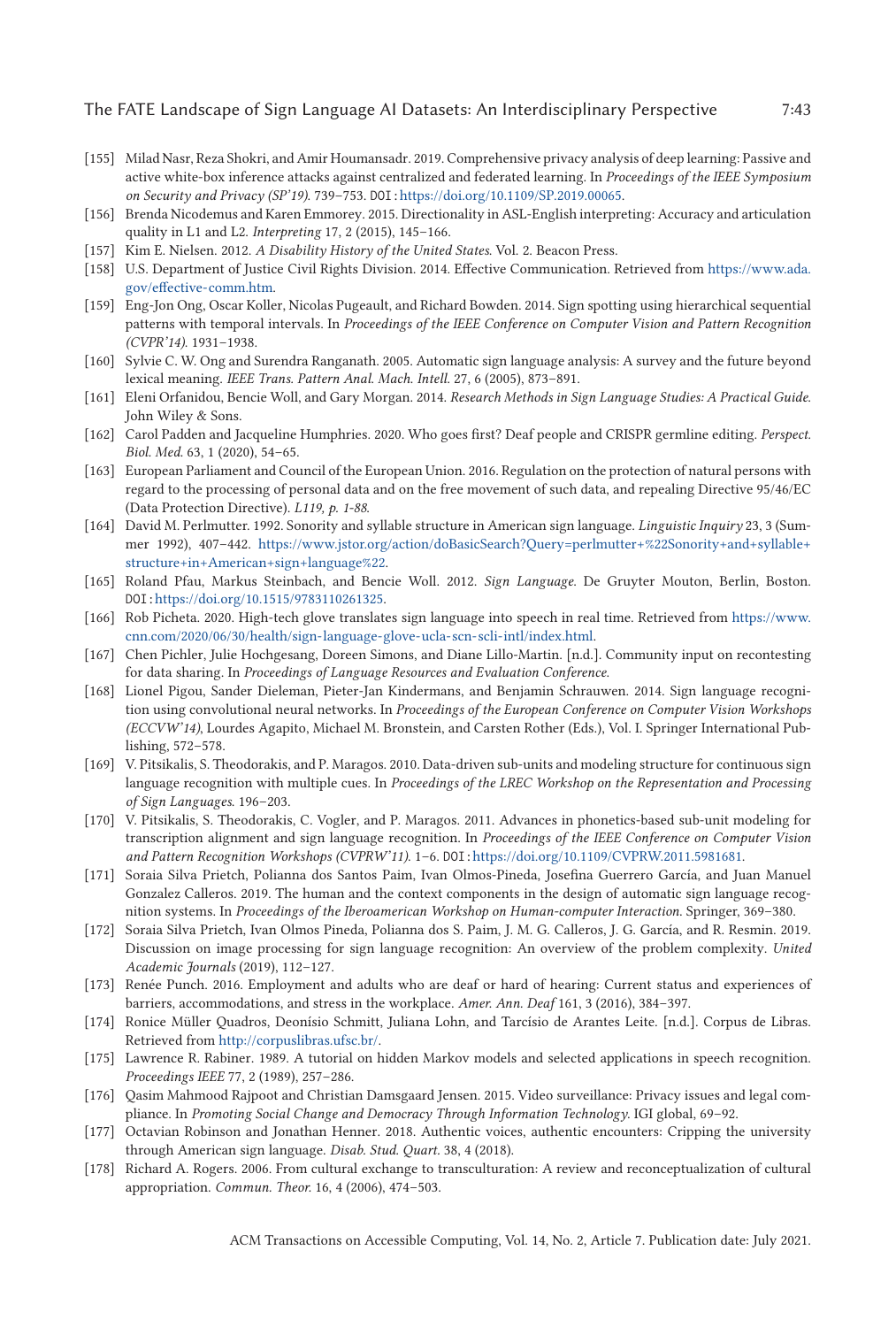[155] Milad Nasr, Reza Shokri, and Amir Houmansadr. 2019. Comprehensive privacy analysis of deep learning: Passive and active white-box inference attacks against centralized and federated learning. In *Proceedings of the IEEE Symposium on Security and Privacy (SP'19)*. 739–753. DOI: https://doi.org/10.1109/SP.2019.00065.

[156] Brenda Nicodemus and Karen Emmorey. 2015. Directionality in ASL-English interpreting: Accuracy and articulation quality in L1 and L2. *Interpreting* 17, 2 (2015), 145–166.

[157] Kim E. Nielsen. 2012. *A Disability History of the United States.* Vol. 2. Beacon Press.

[158] U.S. Department of Justice Civil Rights Division. 2014. Effective Communication. Retrieved from https://www.ada.gov/effective-comm.htm.

[159] Eng-Jon Ong, Oscar Koller, Nicolas Pugeault, and Richard Bowden. 2014. Sign spotting using hierarchical sequential patterns with temporal intervals. In *Proceedings of the IEEE Conference on Computer Vision and Pattern Recognition (CVPR'14)*. 1931–1938.

[160] Sylvie C. W. Ong and Surendra Ranganath. 2005. Automatic sign language analysis: A survey and the future beyond lexical meaning. *IEEE Trans. Pattern Anal. Mach. Intell.* 27, 6 (2005), 873–891.

[161] Eleni Orfanidou, Bencie Woll, and Gary Morgan. 2014. *Research Methods in Sign Language Studies: A Practical Guide.* John Wiley & Sons.

[162] Carol Padden and Jacqueline Humphries. 2020. Who goes first? Deaf people and CRISPR germline editing. *Perspect. Biol. Med.* 63, 1 (2020), 54–65.

[163] European Parliament and Council of the European Union. 2016. Regulation on the protection of natural persons with regard to the processing of personal data and on the free movement of such data, and repealing Directive 95/46/EC (Data Protection Directive). *L119, p. 1-88.*

[164] David M. Perlmutter. 1992. Sonority and syllable structure in American sign language. *Linguistic Inquiry* 23, 3 (Summer 1992), 407–442. https://www.jstor.org/action/doBasicSearch?Query=perlmutter+%22Sonority+and+syllable+structure+in+American+sign+language%22.

[165] Roland Pfau, Markus Steinbach, and Bencie Woll. 2012. *Sign Language.* De Gruyter Mouton, Berlin, Boston. DOI: https://doi.org/10.1515/9783110261325.

[166] Rob Picheta. 2020. High-tech glove translates sign language into speech in real time. Retrieved from https://www.cnn.com/2020/06/30/health/sign-language-glove-ucla-scn-scli-intl/index.html.

[167] Chen Pichler, Julie Hochgesang, Doreen Simons, and Diane Lillo-Martin. [n.d.]. Community input on recontesting for data sharing. In *Proceedings of Language Resources and Evaluation Conference.*

[168] Lionel Pigou, Sander Dieleman, Pieter-Jan Kindermans, and Benjamin Schrauwen. 2014. Sign language recognition using convolutional neural networks. In *Proceedings of the European Conference on Computer Vision Workshops (ECCVW'14)*, Lourdes Agapito, Michael M. Bronstein, and Carsten Rother (Eds.), Vol. I. Springer International Publishing, 572–578.

[169] V. Pitsikalis, S. Theodorakis, and P. Maragos. 2010. Data-driven sub-units and modeling structure for continuous sign language recognition with multiple cues. In *Proceedings of the LREC Workshop on the Representation and Processing of Sign Languages.* 196–203.

[170] V. Pitsikalis, S. Theodorakis, C. Vogler, and P. Maragos. 2011. Advances in phonetics-based sub-unit modeling for transcription alignment and sign language recognition. In *Proceedings of the IEEE Conference on Computer Vision and Pattern Recognition Workshops (CVPRW'11)*. 1–6. DOI: https://doi.org/10.1109/CVPRW.2011.5981681.

[171] Soraia Silva Prietch, Polianna dos Santos Paim, Ivan Olmos-Pineda, Josefina Guerrero García, and Juan Manuel Gonzalez Calleros. 2019. The human and the context components in the design of automatic sign language recognition systems. In *Proceedings of the Iberoamerican Workshop on Human-computer Interaction.* Springer, 369–380.

[172] Soraia Silva Prietch, Ivan Olmos Pineda, Polianna dos S. Paim, J. M. G. Calleros, J. G. García, and R. Resmin. 2019. Discussion on image processing for sign language recognition: An overview of the problem complexity. *United Academic Journals* (2019), 112–127.

[173] Renée Punch. 2016. Employment and adults who are deaf or hard of hearing: Current status and experiences of barriers, accommodations, and stress in the workplace. *Amer. Ann. Deaf* 161, 3 (2016), 384–397.

[174] Ronice Müller Quadros, Deonísio Schmitt, Juliana Lohn, and Tarcísio de Arantes Leite. [n.d.]. Corpus de Libras. Retrieved from http://corpuslibras.ufsc.br/.

[175] Lawrence R. Rabiner. 1989. A tutorial on hidden Markov models and selected applications in speech recognition. *Proceedings IEEE* 77, 2 (1989), 257–286.

[176] Qasim Mahmood Rajpoot and Christian Damsgaard Jensen. 2015. Video surveillance: Privacy issues and legal compliance. In *Promoting Social Change and Democracy Through Information Technology.* IGI global, 69–92.

[177] Octavian Robinson and Jonathan Henner. 2018. Authentic voices, authentic encounters: Cripping the university through American sign language. *Disab. Stud. Quart.* 38, 4 (2018).

[178] Richard A. Rogers. 2006. From cultural exchange to transculturation: A review and reconceptualization of cultural appropriation. *Commun. Theor.* 16, 4 (2006), 474–503.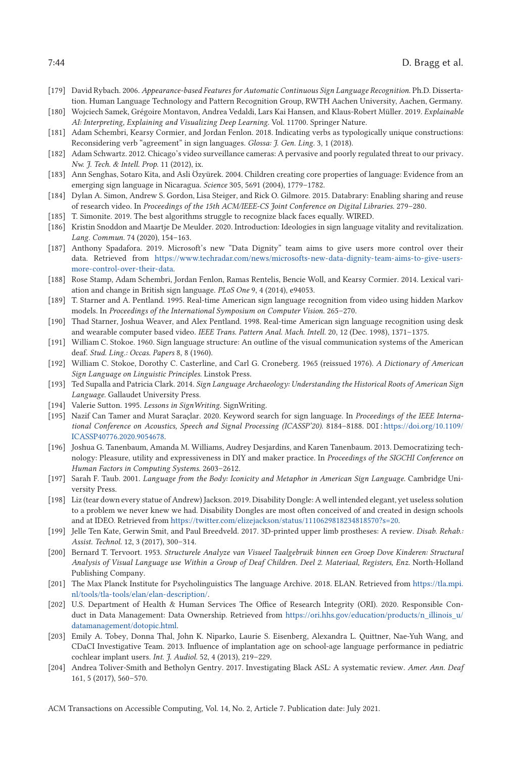[179] David Rybach. 2006. *Appearance-based Features for Automatic Continuous Sign Language Recognition.* Ph.D. Dissertation. Human Language Technology and Pattern Recognition Group, RWTH Aachen University, Aachen, Germany.

[180] Wojciech Samek, Grégoire Montavon, Andrea Vedaldi, Lars Kai Hansen, and Klaus-Robert Müller. 2019. *Explainable AI: Interpreting, Explaining and Visualizing Deep Learning.* Vol. 11700. Springer Nature.

[181] Adam Schembri, Kearsy Cormier, and Jordan Fenlon. 2018. Indicating verbs as typologically unique constructions: Reconsidering verb "agreement" in sign languages. *Glossa: J. Gen. Ling.* 3, 1 (2018).

[182] Adam Schwartz. 2012. Chicago's video surveillance cameras: A pervasive and poorly regulated threat to our privacy. *Nw. J. Tech. & Intell. Prop.* 11 (2012), ix.

[183] Ann Senghas, Sotaro Kita, and Asli Özyürek. 2004. Children creating core properties of language: Evidence from an emerging sign language in Nicaragua. *Science* 305, 5691 (2004), 1779–1782.

[184] Dylan A. Simon, Andrew S. Gordon, Lisa Steiger, and Rick O. Gilmore. 2015. Databrary: Enabling sharing and reuse of research video. In *Proceedings of the 15th ACM/IEEE-CS Joint Conference on Digital Libraries.* 279–280.

[185] T. Simonite. 2019. The best algorithms struggle to recognize black faces equally. WIRED.

[186] Kristin Snoddon and Maartje De Meulder. 2020. Introduction: Ideologies in sign language vitality and revitalization. *Lang. Commun.* 74 (2020), 154–163.

[187] Anthony Spadafora. 2019. Microsoft's new "Data Dignity" team aims to give users more control over their data. Retrieved from https://www.techradar.com/news/microsofts-new-data-dignity-team-aims-to-give-users-more-control-over-their-data.

[188] Rose Stamp, Adam Schembri, Jordan Fenlon, Ramas Rentelis, Bencie Woll, and Kearsy Cormier. 2014. Lexical variation and change in British sign language. *PLoS One* 9, 4 (2014), e94053.

[189] T. Starner and A. Pentland. 1995. Real-time American sign language recognition from video using hidden Markov models. In *Proceedings of the International Symposium on Computer Vision.* 265–270.

[190] Thad Starner, Joshua Weaver, and Alex Pentland. 1998. Real-time American sign language recognition using desk and wearable computer based video. *IEEE Trans. Pattern Anal. Mach. Intell.* 20, 12 (Dec. 1998), 1371–1375.

[191] William C. Stokoe. 1960. Sign language structure: An outline of the visual communication systems of the American deaf. *Stud. Ling.: Occas. Papers* 8, 8 (1960).

[192] William C. Stokoe, Dorothy C. Casterline, and Carl G. Croneberg. 1965 (reissued 1976). *A Dictionary of American Sign Language on Linguistic Principles.* Linstok Press.

[193] Ted Supalla and Patricia Clark. 2014. *Sign Language Archaeology: Understanding the Historical Roots of American Sign Language.* Gallaudet University Press.

[194] Valerie Sutton. 1995. *Lessons in SignWriting.* SignWriting.

[195] Nazif Can Tamer and Murat Saraçlar. 2020. Keyword search for sign language. In *Proceedings of the IEEE International Conference on Acoustics, Speech and Signal Processing (ICASSP'20).* 8184–8188. DOI: https://doi.org/10.1109/ICASSP40776.2020.9054678.

[196] Joshua G. Tanenbaum, Amanda M. Williams, Audrey Desjardins, and Karen Tanenbaum. 2013. Democratizing technology: Pleasure, utility and expressiveness in DIY and maker practice. In *Proceedings of the SIGCHI Conference on Human Factors in Computing Systems.* 2603–2612.

[197] Sarah F. Taub. 2001. *Language from the Body: Iconicity and Metaphor in American Sign Language.* Cambridge University Press.

[198] Liz (tear down every statue of Andrew) Jackson. 2019. Disability Dongle: A well intended elegant, yet useless solution to a problem we never knew we had. Disability Dongles are most often conceived of and created in design schools and at IDEO. Retrieved from https://twitter.com/elizejackson/status/1110629818234818570?s=20.

[199] Jelle Ten Kate, Gerwin Smit, and Paul Breedveld. 2017. 3D-printed upper limb prostheses: A review. *Disab. Rehab.: Assist. Technol.* 12, 3 (2017), 300–314.

[200] Bernard T. Tervoort. 1953. *Structurele Analyze van Visueel Taalgebruik binnen een Groep Dove Kinderen: Structural Analysis of Visual Language use Within a Group of Deaf Children. Deel 2. Materiaal, Registers, Enz.* North-Holland Publishing Company.

[201] The Max Planck Institute for Psycholinguistics The language Archive. 2018. ELAN. Retrieved from https://tla.mpi.nl/tools/tla-tools/elan/elan-description/.

[202] U.S. Department of Health & Human Services The Office of Research Integrity (ORI). 2020. Responsible Conduct in Data Management: Data Ownership. Retrieved from https://ori.hhs.gov/education/products/n_illinois_u/datamanagement/dotopic.html.

[203] Emily A. Tobey, Donna Thal, John K. Niparko, Laurie S. Eisenberg, Alexandra L. Quittner, Nae-Yuh Wang, and CDaCI Investigative Team. 2013. Influence of implantation age on school-age language performance in pediatric cochlear implant users. *Int. J. Audiol.* 52, 4 (2013), 219–229.

[204] Andrea Toliver-Smith and Betholyn Gentry. 2017. Investigating Black ASL: A systematic review. *Amer. Ann. Deaf* 161, 5 (2017), 560–570.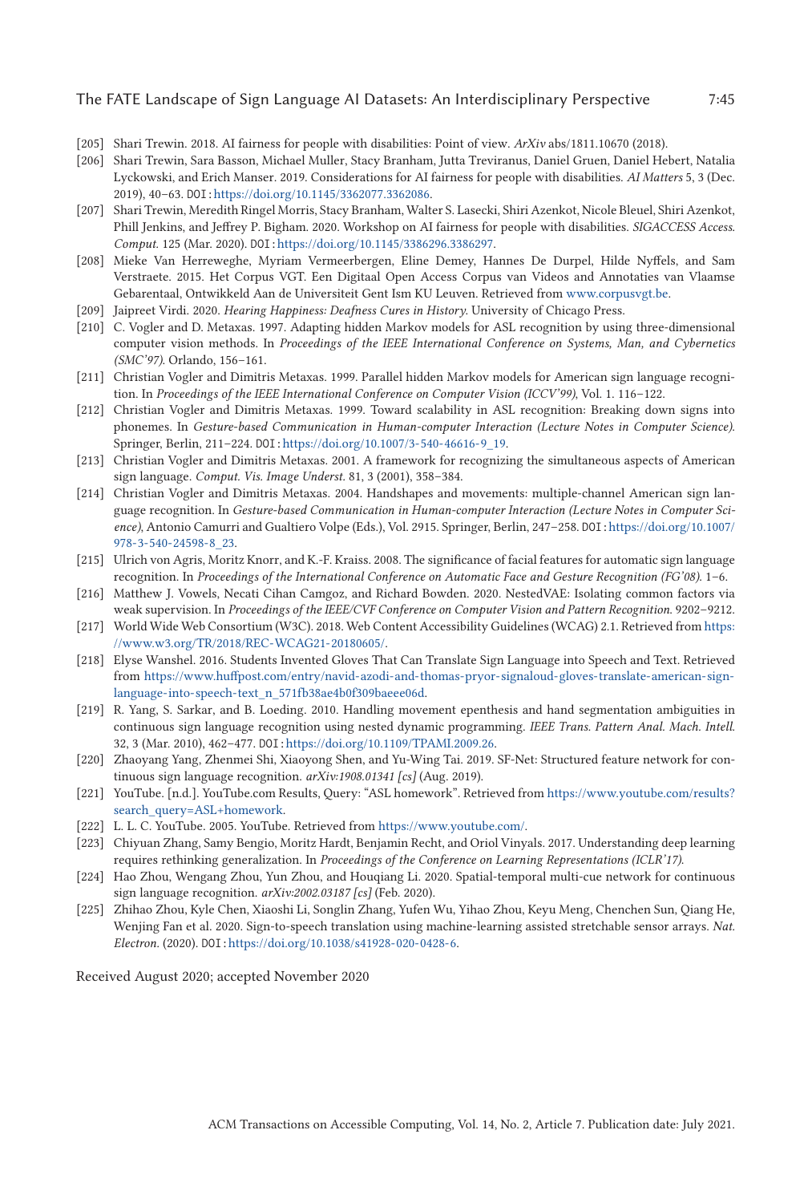- [205] Shari Trewin. 2018. AI fairness for people with disabilities: Point of view. *ArXiv* abs/1811.10670 (2018).
- [206] Shari Trewin, Sara Basson, Michael Muller, Stacy Branham, Jutta Treviranus, Daniel Gruen, Daniel Hebert, Natalia Lyckowski, and Erich Manser. 2019. Considerations for AI fairness for people with disabilities. *AI Matters* 5, 3 (Dec. 2019), 40–63. DOI: https://doi.org/10.1145/3362077.3362086.
- [207] Shari Trewin, Meredith Ringel Morris, Stacy Branham, Walter S. Lasecki, Shiri Azenkot, Nicole Bleuel, Shiri Azenkot, Phill Jenkins, and Jeffrey P. Bigham. 2020. Workshop on AI fairness for people with disabilities. *SIGACCESS Access. Comput.* 125 (Mar. 2020). DOI: https://doi.org/10.1145/3386296.3386297.
- [208] Mieke Van Herreweghe, Myriam Vermeerbergen, Eline Demey, Hannes De Durpel, Hilde Nyffels, and Sam Verstraete. 2015. Het Corpus VGT. Een Digitaal Open Access Corpus van Videos and Annotaties van Vlaamse Gebarentaal, Ontwikkeld Aan de Universiteit Gent Ism KU Leuven. Retrieved from www.corpusvgt.be.
- [209] Jaipreet Virdi. 2020. *Hearing Happiness: Deafness Cures in History.* University of Chicago Press.
- [210] C. Vogler and D. Metaxas. 1997. Adapting hidden Markov models for ASL recognition by using three-dimensional computer vision methods. In *Proceedings of the IEEE International Conference on Systems, Man, and Cybernetics (SMC'97)*. Orlando, 156–161.
- [211] Christian Vogler and Dimitris Metaxas. 1999. Parallel hidden Markov models for American sign language recognition. In *Proceedings of the IEEE International Conference on Computer Vision (ICCV'99)*, Vol. 1. 116–122.
- [212] Christian Vogler and Dimitris Metaxas. 1999. Toward scalability in ASL recognition: Breaking down signs into phonemes. In *Gesture-based Communication in Human-computer Interaction (Lecture Notes in Computer Science).* Springer, Berlin, 211–224. DOI: https://doi.org/10.1007/3-540-46616-9_19.
- [213] Christian Vogler and Dimitris Metaxas. 2001. A framework for recognizing the simultaneous aspects of American sign language. *Comput. Vis. Image Underst.* 81, 3 (2001), 358–384.
- [214] Christian Vogler and Dimitris Metaxas. 2004. Handshapes and movements: multiple-channel American sign language recognition. In *Gesture-based Communication in Human-computer Interaction (Lecture Notes in Computer Science)*, Antonio Camurri and Gualtiero Volpe (Eds.), Vol. 2915. Springer, Berlin, 247–258. DOI: https://doi.org/10.1007/978-3-540-24598-8_23.
- [215] Ulrich von Agris, Moritz Knorr, and K.-F. Kraiss. 2008. The significance of facial features for automatic sign language recognition. In *Proceedings of the International Conference on Automatic Face and Gesture Recognition (FG'08).* 1–6.
- [216] Matthew J. Vowels, Necati Cihan Camgoz, and Richard Bowden. 2020. NestedVAE: Isolating common factors via weak supervision. In *Proceedings of the IEEE/CVF Conference on Computer Vision and Pattern Recognition.* 9202–9212.
- [217] World Wide Web Consortium (W3C). 2018. Web Content Accessibility Guidelines (WCAG) 2.1. Retrieved from https://www.w3.org/TR/2018/REC-WCAG21-20180605/.
- [218] Elyse Wanshel. 2016. Students Invented Gloves That Can Translate Sign Language into Speech and Text. Retrieved from https://www.huffpost.com/entry/navid-azodi-and-thomas-pryor-signaloud-gloves-translate-american-sign-language-into-speech-text_n_571fb38ae4b0f309baeee06d.
- [219] R. Yang, S. Sarkar, and B. Loeding. 2010. Handling movement epenthesis and hand segmentation ambiguities in continuous sign language recognition using nested dynamic programming. *IEEE Trans. Pattern Anal. Mach. Intell.* 32, 3 (Mar. 2010), 462–477. DOI: https://doi.org/10.1109/TPAMI.2009.26.
- [220] Zhaoyang Yang, Zhenmei Shi, Xiaoyong Shen, and Yu-Wing Tai. 2019. SF-Net: Structured feature network for continuous sign language recognition. *arXiv:1908.01341 [cs]* (Aug. 2019).
- [221] YouTube. [n.d.]. YouTube.com Results, Query: "ASL homework". Retrieved from https://www.youtube.com/results?search_query=ASL+homework.
- [222] L. L. C. YouTube. 2005. YouTube. Retrieved from https://www.youtube.com/.
- [223] Chiyuan Zhang, Samy Bengio, Moritz Hardt, Benjamin Recht, and Oriol Vinyals. 2017. Understanding deep learning requires rethinking generalization. In *Proceedings of the Conference on Learning Representations (ICLR'17).*
- [224] Hao Zhou, Wengang Zhou, Yun Zhou, and Houqiang Li. 2020. Spatial-temporal multi-cue network for continuous sign language recognition. *arXiv:2002.03187 [cs]* (Feb. 2020).
- [225] Zhihao Zhou, Kyle Chen, Xiaoshi Li, Songlin Zhang, Yufen Wu, Yihao Zhou, Keyu Meng, Chenchen Sun, Qiang He, Wenjing Fan et al. 2020. Sign-to-speech translation using machine-learning assisted stretchable sensor arrays. *Nat. Electron.* (2020). DOI: https://doi.org/10.1038/s41928-020-0428-6.

Received August 2020; accepted November 2020